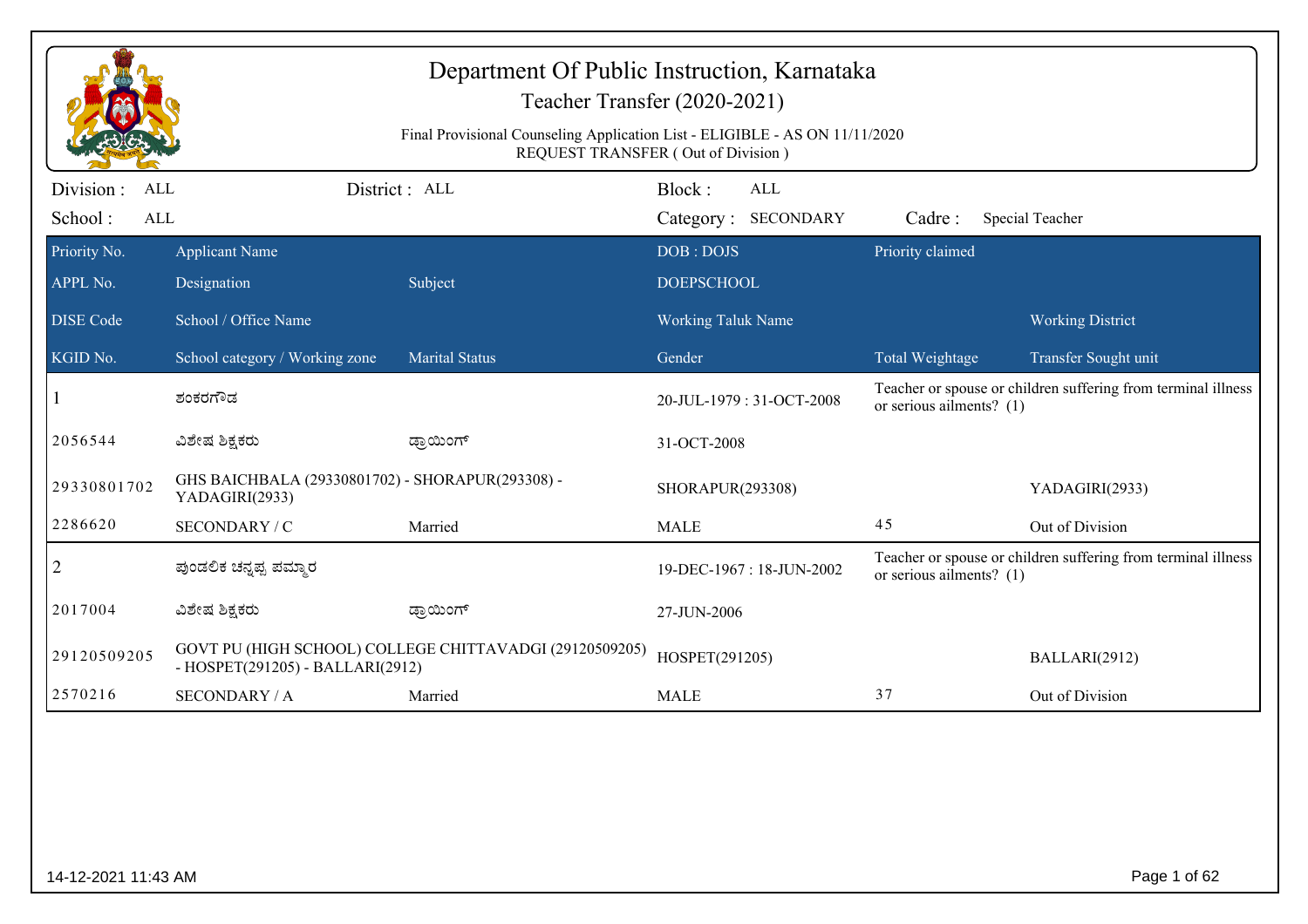# Department Of Public Instruction, Karnataka

## Teacher Transfer (2020-2021)

Final Provisional Counseling Application List - ELIGIBLE - AS ON 11/11/2020
REQUEST TRANSFER ( Out of Division )

| Division : ALL | District : ALL | Block : ALL | |
|---|---|---|---|
| School : ALL | | Category : SECONDARY | Cadre : Special Teacher |

| Priority No. | Applicant Name | | DOB : DOJS | Priority claimed | |
|---|---|---|---|---|---|
| APPL No. | Designation | Subject | DOEPSCHOOL | | |
| DISE Code | School / Office Name | | Working Taluk Name | | Working District |
| KGID No. | School category / Working zone | Marital Status | Gender | Total Weightage | Transfer Sought unit |
| 1 | ಶಂಕರಗೌಡ | | 20-JUL-1979 : 31-OCT-2008 | Teacher or spouse or children suffering from terminal illness or serious ailments? (1) | |
| 2056544 | ವಿಶೇಷ ಶಿಕ್ಷಕರು | ಡ್ರಾಯಿಂಗ್ | 31-OCT-2008 | | |
| 29330801702 | GHS BAICHBALA (29330801702) - SHORAPUR(293308) - YADAGIRI(2933) | | SHORAPUR(293308) | | YADAGIRI(2933) |
| 2286620 | SECONDARY / C | Married | MALE | 45 | Out of Division |
| 2 | ಪುಂಡಲಿಕ ಚನ್ನಪ್ಪ ಪಮ್ಮಾರ | | 19-DEC-1967 : 18-JUN-2002 | Teacher or spouse or children suffering from terminal illness or serious ailments? (1) | |
| 2017004 | ವಿಶೇಷ ಶಿಕ್ಷಕರು | ಡ್ರಾಯಿಂಗ್ | 27-JUN-2006 | | |
| 29120509205 | GOVT PU (HIGH SCHOOL) COLLEGE CHITTAVADGI (29120509205) - HOSPET(291205) - BALLARI(2912) | | HOSPET(291205) | | BALLARI(2912) |
| 2570216 | SECONDARY / A | Married | MALE | 37 | Out of Division |

14-12-2021 11:43 AM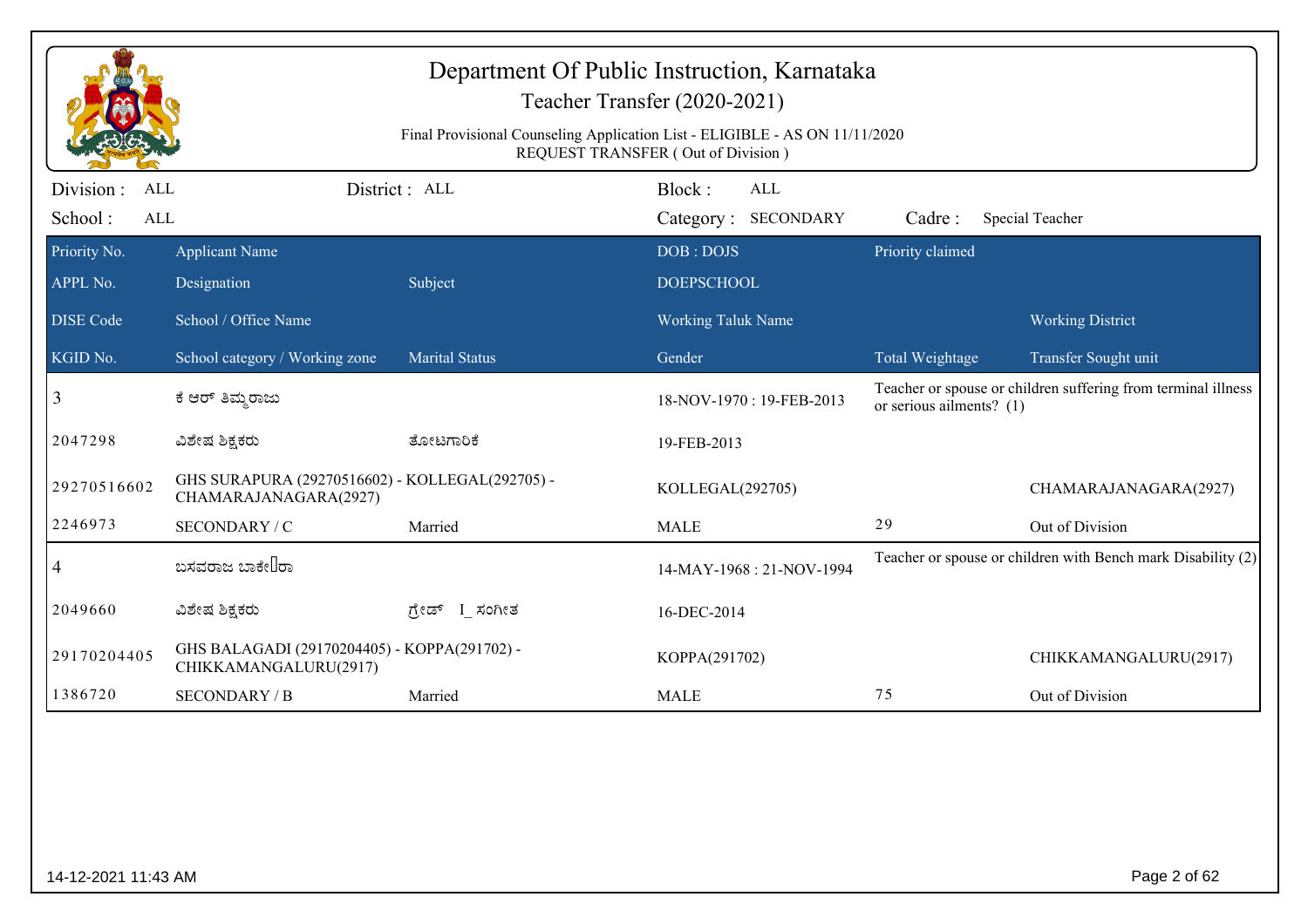# Department Of Public Instruction, Karnataka

Teacher Transfer (2020-2021)

Final Provisional Counseling Application List - ELIGIBLE - AS ON 11/11/2020

REQUEST TRANSFER ( Out of Division )

Division : ALL District : ALL Block : ALL

School : ALL Category : SECONDARY Cadre : Special Teacher

| Priority No. / APPL No. / DISE Code / KGID No. | Applicant Name / Designation / School / Office Name / School category / Working zone | Subject / Marital Status | DOB : DOJS / DOEPSCHOOL / Working Taluk Name / Gender | Priority claimed / Total Weightage | Working District / Transfer Sought unit |
|---|---|---|---|---|---|
| 3 | ಕೆ ಆರ್ ತಿಮ್ಮರಾಜು | | 18-NOV-1970 : 19-FEB-2013 | Teacher or spouse or children suffering from terminal illness or serious ailments? (1) | |
| 2047298 | ವಿಶೇಷ ಶಿಕ್ಷಕರು | ತೋಟಗಾರಿಕೆ | 19-FEB-2013 | | |
| 29270516602 | GHS SURAPURA (29270516602) - KOLLEGAL(292705) - CHAMARAJANAGARA(2927) | | KOLLEGAL(292705) | | CHAMARAJANAGARA(2927) |
| 2246973 | SECONDARY / C | Married | MALE | 29 | Out of Division |
| 4 | ಬಸವರಾಜ ಬಾಕೇ□ರಾ | | 14-MAY-1968 : 21-NOV-1994 | Teacher or spouse or children with Bench mark Disability (2) | |
| 2049660 | ವಿಶೇಷ ಶಿಕ್ಷಕರು | ಗ್ರೇಡ್ I_ಸಂಗೀತ | 16-DEC-2014 | | |
| 29170204405 | GHS BALAGADI (29170204405) - KOPPA(291702) - CHIKKAMANGALURU(2917) | | KOPPA(291702) | | CHIKKAMANGALURU(2917) |
| 1386720 | SECONDARY / B | Married | MALE | 75 | Out of Division |

14-12-2021 11:43 AM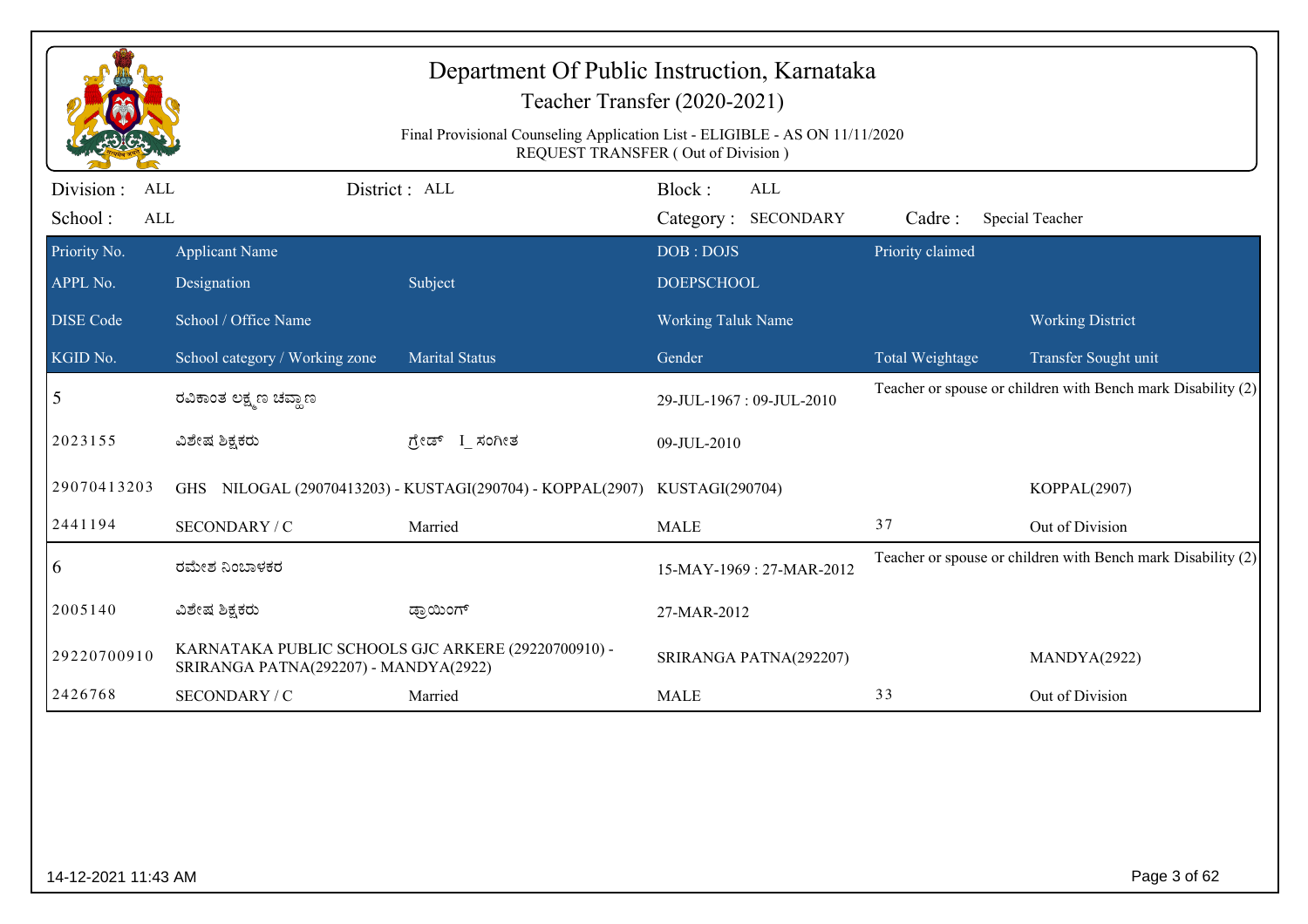# Department Of Public Instruction, Karnataka

## Teacher Transfer (2020-2021)

Final Provisional Counseling Application List - ELIGIBLE - AS ON 11/11/2020
REQUEST TRANSFER ( Out of Division )

| Division : ALL | District : ALL | Block : ALL | |
|---|---|---|---|
| School : ALL | | Category : SECONDARY | Cadre : Special Teacher |

| Priority No. | Applicant Name | | DOB : DOJS | Priority claimed | |
|---|---|---|---|---|---|
| APPL No. | Designation | Subject | DOEPSCHOOL | | |
| DISE Code | School / Office Name | | Working Taluk Name | | Working District |
| KGID No. | School category / Working zone | Marital Status | Gender | Total Weightage | Transfer Sought unit |
| 5 | ರವಿಕಾಂತ ಲಕ್ಷ್ಮಣ ಚವ್ಹಾಣ | | 29-JUL-1967 : 09-JUL-2010 | Teacher or spouse or children with Bench mark Disability (2) | |
| 2023155 | ವಿಶೇಷ ಶಿಕ್ಷಕರು | ಗ್ರೇಡ್ I_ ಸಂಗೀತ | 09-JUL-2010 | | |
| 29070413203 | GHS NILOGAL (29070413203) - KUSTAGI(290704) - KOPPAL(2907) | | KUSTAGI(290704) | | KOPPAL(2907) |
| 2441194 | SECONDARY / C | Married | MALE | 37 | Out of Division |
| 6 | ರಮೇಶ ನಿಂಬಾಳಕರ | | 15-MAY-1969 : 27-MAR-2012 | Teacher or spouse or children with Bench mark Disability (2) | |
| 2005140 | ವಿಶೇಷ ಶಿಕ್ಷಕರು | ಡ್ರಾಯಿಂಗ್ | 27-MAR-2012 | | |
| 29220700910 | KARNATAKA PUBLIC SCHOOLS GJC ARKERE (29220700910) - SRIRANGA PATNA(292207) - MANDYA(2922) | | SRIRANGA PATNA(292207) | | MANDYA(2922) |
| 2426768 | SECONDARY / C | Married | MALE | 33 | Out of Division |

14-12-2021 11:43 AM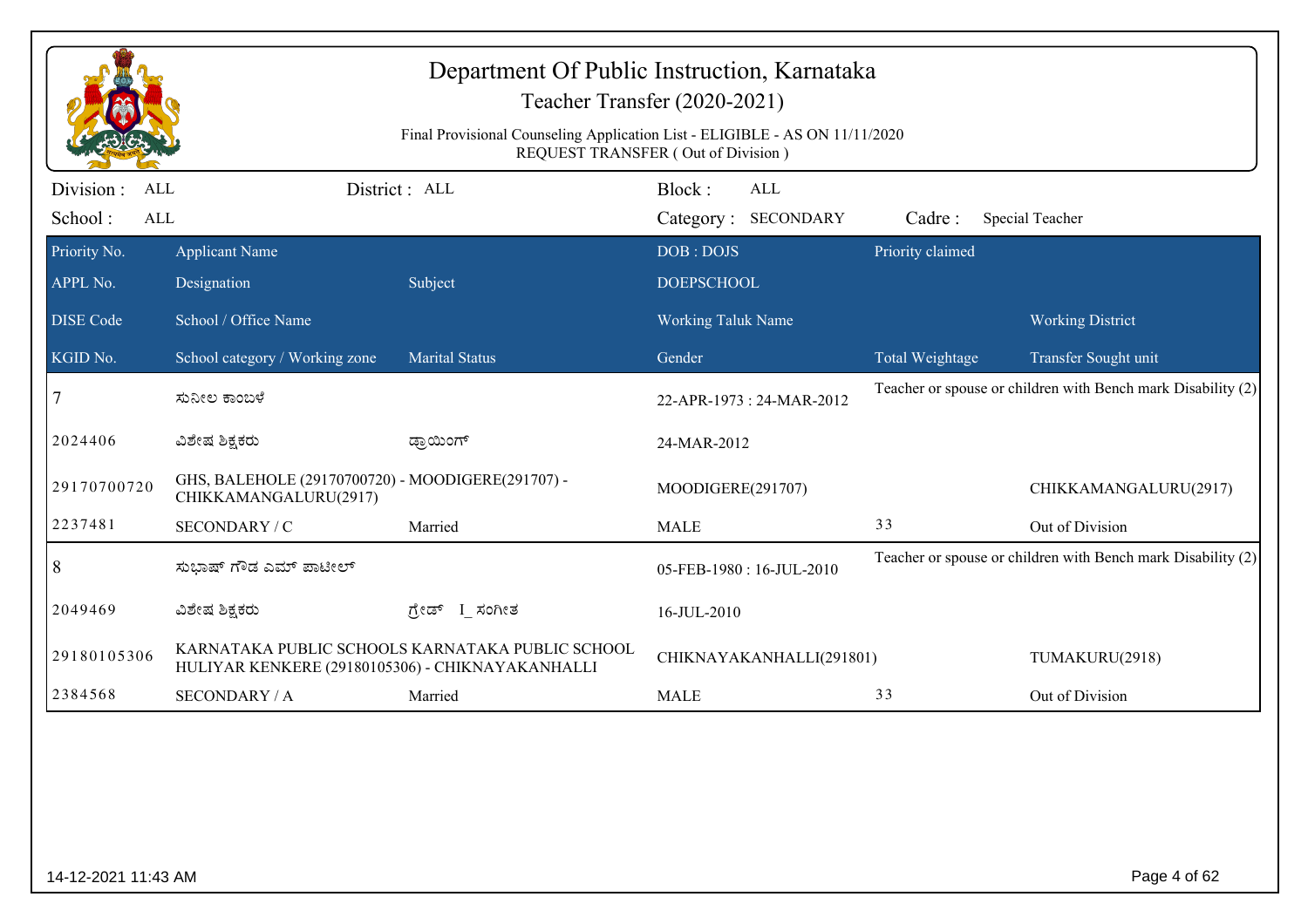# Department Of Public Instruction, Karnataka

## Teacher Transfer (2020-2021)

Final Provisional Counseling Application List - ELIGIBLE - AS ON 11/11/2020
REQUEST TRANSFER ( Out of Division )

Division : ALL | District : ALL | Block : ALL
School : ALL | Category : SECONDARY | Cadre : Special Teacher

| Priority No. | Applicant Name | | DOB : DOJS | Priority claimed | |
|---|---|---|---|---|---|
| APPL No. | Designation | Subject | DOEPSCHOOL | | |
| DISE Code | School / Office Name | | Working Taluk Name | | Working District |
| KGID No. | School category / Working zone | Marital Status | Gender | Total Weightage | Transfer Sought unit |
| 7 | ಸುನೀಲ ಕಾಂಬಳೆ | | 22-APR-1973 : 24-MAR-2012 | Teacher or spouse or children with Bench mark Disability (2) | |
| 2024406 | ವಿಶೇಷ ಶಿಕ್ಷಕರು | ಡ್ರಾಯಿಂಗ್ | 24-MAR-2012 | | |
| 29170700720 | GHS, BALEHOLE (29170700720) - MOODIGERE(291707) - CHIKKAMANGALURU(2917) | | MOODIGERE(291707) | | CHIKKAMANGALURU(2917) |
| 2237481 | SECONDARY / C | Married | MALE | 33 | Out of Division |
| 8 | ಸುಭಾಷ್ ಗೌಡ ಎಮ್ ಪಾಟೀಲ್ | | 05-FEB-1980 : 16-JUL-2010 | Teacher or spouse or children with Bench mark Disability (2) | |
| 2049469 | ವಿಶೇಷ ಶಿಕ್ಷಕರು | ಗ್ರೇಡ್ I_ಸಂಗೀತ | 16-JUL-2010 | | |
| 29180105306 | KARNATAKA PUBLIC SCHOOLS KARNATAKA PUBLIC SCHOOL HULIYAR KENKERE (29180105306) - CHIKNAYAKANHALLI | | CHIKNAYAKANHALLI(291801) | | TUMAKURU(2918) |
| 2384568 | SECONDARY / A | Married | MALE | 33 | Out of Division |

14-12-2021 11:43 AM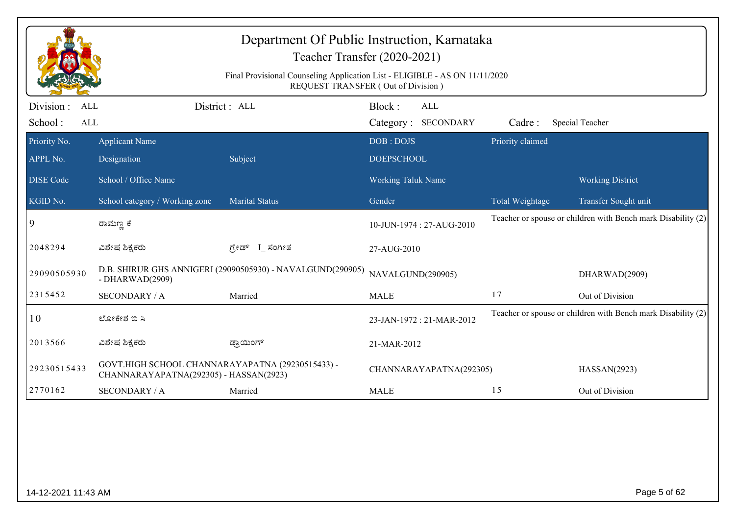# Department Of Public Instruction, Karnataka

## Teacher Transfer (2020-2021)

Final Provisional Counseling Application List - ELIGIBLE - AS ON 11/11/2020
REQUEST TRANSFER ( Out of Division )

Division : ALL    District : ALL    Block : ALL
School : ALL    Category : SECONDARY    Cadre : Special Teacher

| Priority No. | Applicant Name | | DOB : DOJS | Priority claimed | |
|---|---|---|---|---|---|
| APPL No. | Designation | Subject | DOEPSCHOOL | | |
| DISE Code | School / Office Name | | Working Taluk Name | | Working District |
| KGID No. | School category / Working zone | Marital Status | Gender | Total Weightage | Transfer Sought unit |
| 9 | ರಾಮಣ್ಣ ಕೆ | | 10-JUN-1974 : 27-AUG-2010 | Teacher or spouse or children with Bench mark Disability (2) | |
| 2048294 | ವಿಶೇಷ ಶಿಕ್ಷಕರು | ಗ್ರೇಡ್ I_ ಸಂಗೀತ | 27-AUG-2010 | | |
| 29090505930 | D.B. SHIRUR GHS ANNIGERI (29090505930) - NAVALGUND(290905) - DHARWAD(2909) | | NAVALGUND(290905) | | DHARWAD(2909) |
| 2315452 | SECONDARY / A | Married | MALE | 17 | Out of Division |
| 10 | ಲೋಕೇಶ ಬಿ ಸಿ | | 23-JAN-1972 : 21-MAR-2012 | Teacher or spouse or children with Bench mark Disability (2) | |
| 2013566 | ವಿಶೇಷ ಶಿಕ್ಷಕರು | ಡ್ರಾಯಿಂಗ್ | 21-MAR-2012 | | |
| 29230515433 | GOVT.HIGH SCHOOL CHANNARAYAPATNA (29230515433) - CHANNARAYAPATNA(292305) - HASSAN(2923) | | CHANNARAYAPATNA(292305) | | HASSAN(2923) |
| 2770162 | SECONDARY / A | Married | MALE | 15 | Out of Division |

14-12-2021 11:43 AM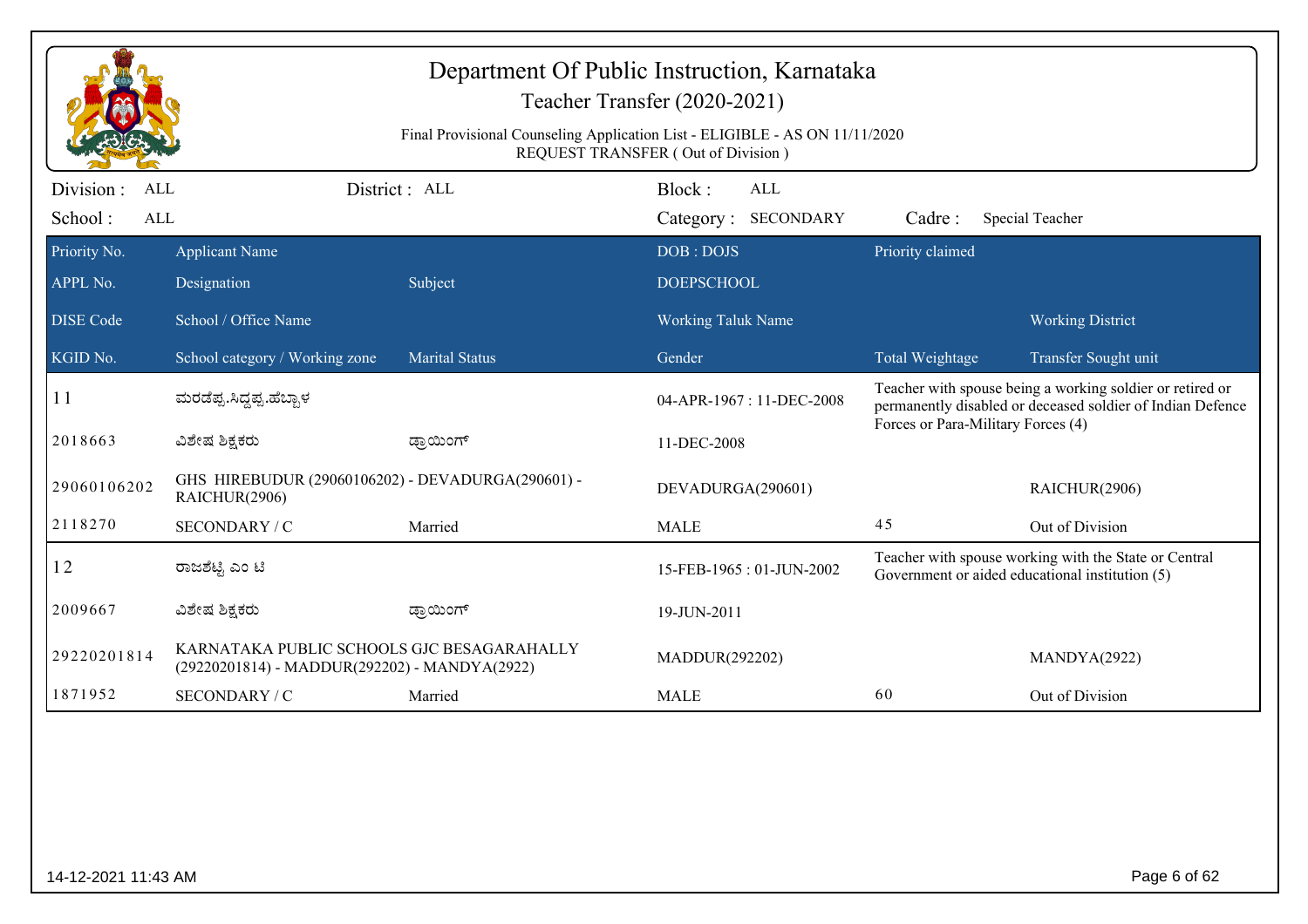# Department Of Public Instruction, Karnataka

## Teacher Transfer (2020-2021)

Final Provisional Counseling Application List - ELIGIBLE - AS ON 11/11/2020

REQUEST TRANSFER ( Out of Division )

Division : ALL District : ALL Block : ALL

School : ALL Category : SECONDARY Cadre : Special Teacher

| Priority No. / APPL No. / DISE Code / KGID No. | Applicant Name / Designation / School / Office Name / School category / Working zone | Subject / Marital Status | DOB : DOJS / DOEPSCHOOL / Working Taluk Name / Gender | Priority claimed / Total Weightage | Working District / Transfer Sought unit |
|---|---|---|---|---|---|
| 11 | ಮರಡೆಪ್ಪ.ಸಿದ್ದಪ್ಪ.ಹೆಬ್ಬಾಳ | | 04-APR-1967 : 11-DEC-2008 | Teacher with spouse being a working soldier or retired or permanently disabled or deceased soldier of Indian Defence Forces or Para-Military Forces (4) | |
| 2018663 | ವಿಶೇಷ ಶಿಕ್ಷಕರು | ಡ್ರಾಯಿಂಗ್ | 11-DEC-2008 | | |
| 29060106202 | GHS HIREBUDUR (29060106202) - DEVADURGA(290601) - RAICHUR(2906) | | DEVADURGA(290601) | | RAICHUR(2906) |
| 2118270 | SECONDARY / C | Married | MALE | 45 | Out of Division |
| 12 | ರಾಜಶೆಟ್ಟಿ ಎಂ ಟಿ | | 15-FEB-1965 : 01-JUN-2002 | Teacher with spouse working with the State or Central Government or aided educational institution (5) | |
| 2009667 | ವಿಶೇಷ ಶಿಕ್ಷಕರು | ಡ್ರಾಯಿಂಗ್ | 19-JUN-2011 | | |
| 29220201814 | KARNATAKA PUBLIC SCHOOLS GJC BESAGARAHALLY (29220201814) - MADDUR(292202) - MANDYA(2922) | | MADDUR(292202) | | MANDYA(2922) |
| 1871952 | SECONDARY / C | Married | MALE | 60 | Out of Division |

14-12-2021 11:43 AM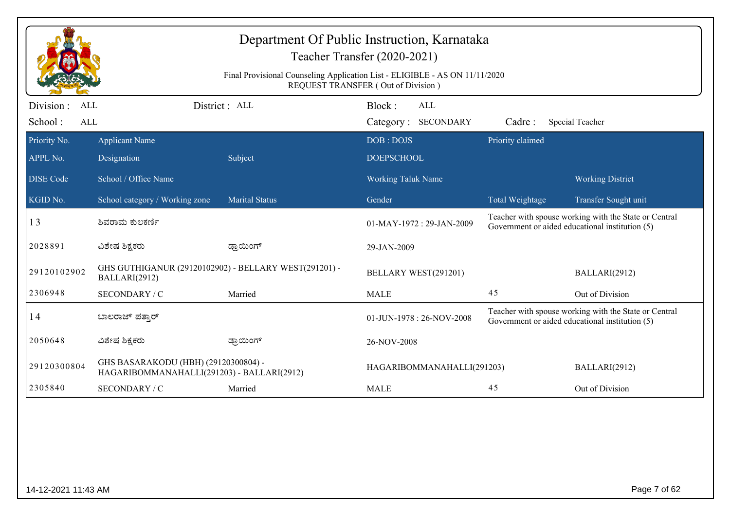# Department Of Public Instruction, Karnataka

## Teacher Transfer (2020-2021)

Final Provisional Counseling Application List - ELIGIBLE - AS ON 11/11/2020
REQUEST TRANSFER ( Out of Division )

Division : ALL　　District : ALL　　Block : ALL

School : ALL　　Category : SECONDARY　　Cadre : Special Teacher

| Priority No. / APPL No. / DISE Code / KGID No. | Applicant Name / Designation / School / Office Name / School category / Working zone | Subject / Marital Status | DOB : DOJS / DOEPSCHOOL / Working Taluk Name / Gender | Priority claimed / Total Weightage | Working District / Transfer Sought unit |
|---|---|---|---|---|---|
| 13 | ಶಿವರಾಮ ಕುಲಕರ್ಣಿ | | 01-MAY-1972 : 29-JAN-2009 | Teacher with spouse working with the State or Central Government or aided educational institution (5) | |
| 2028891 | ವಿಶೇಷ ಶಿಕ್ಷಕರು | ಡ್ರಾಯಿಂಗ್ | 29-JAN-2009 | | |
| 29120102902 | GHS GUTHIGANUR (29120102902) - BELLARY WEST(291201) - BALLARI(2912) | | BELLARY WEST(291201) | | BALLARI(2912) |
| 2306948 | SECONDARY / C | Married | MALE | 45 | Out of Division |
| 14 | ಬಾಲರಾಜ್ ಪತ್ತಾರ್ | | 01-JUN-1978 : 26-NOV-2008 | Teacher with spouse working with the State or Central Government or aided educational institution (5) | |
| 2050648 | ವಿಶೇಷ ಶಿಕ್ಷಕರು | ಡ್ರಾಯಿಂಗ್ | 26-NOV-2008 | | |
| 29120300804 | GHS BASARAKODU (HBH) (29120300804) - HAGARIBOMMANAHALLI(291203) - BALLARI(2912) | | HAGARIBOMMANAHALLI(291203) | | BALLARI(2912) |
| 2305840 | SECONDARY / C | Married | MALE | 45 | Out of Division |

14-12-2021 11:43 AM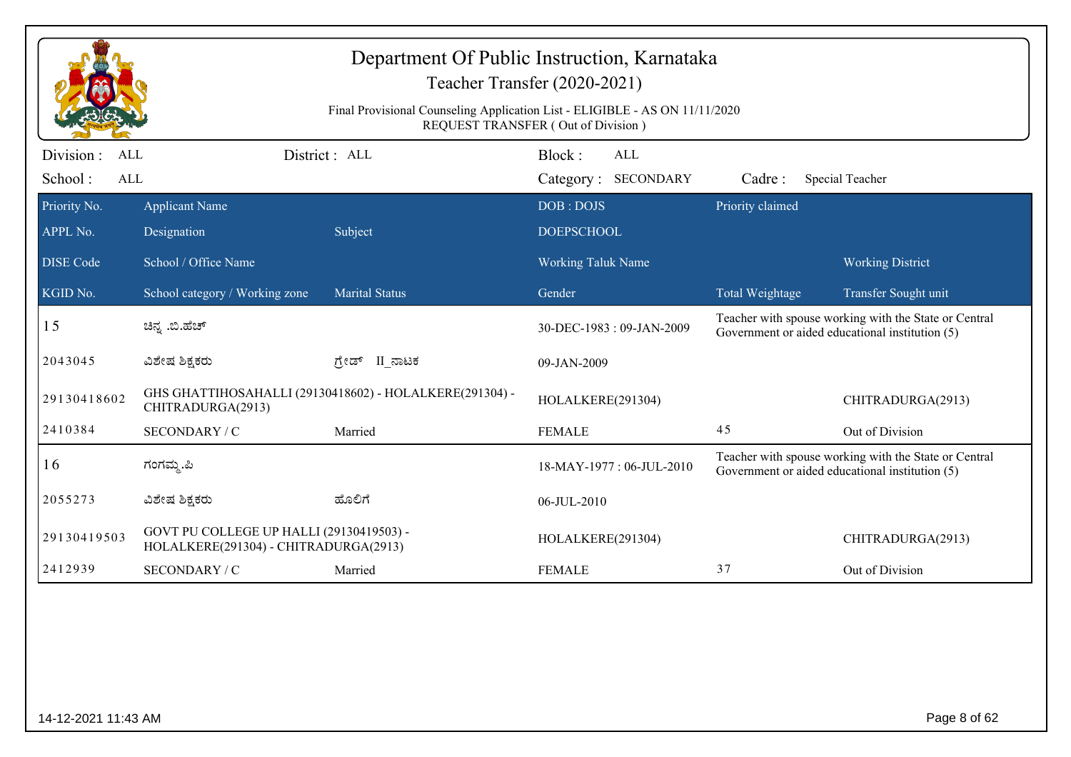# Department Of Public Instruction, Karnataka

## Teacher Transfer (2020-2021)

Final Provisional Counseling Application List - ELIGIBLE - AS ON 11/11/2020
REQUEST TRANSFER ( Out of Division )

Division : ALL | District : ALL | Block : ALL
School : ALL | Category : SECONDARY | Cadre : Special Teacher

| Priority No. / APPL No. / DISE Code / KGID No. | Applicant Name / Designation / School / Office Name / School category / Working zone | Subject / Marital Status | DOB : DOJS / DOEPSCHOOL / Working Taluk Name / Gender | Priority claimed / Total Weightage | Working District / Transfer Sought unit |
|---|---|---|---|---|---|
| 15 | ಚಿನ್ನ .ಬಿ.ಹೆಚ್ | | 30-DEC-1983 : 09-JAN-2009 | Teacher with spouse working with the State or Central Government or aided educational institution (5) | |
| 2043045 | ವಿಶೇಷ ಶಿಕ್ಷಕರು | ಗ್ರೇಡ್ II_ನಾಟಕ | 09-JAN-2009 | | |
| 29130418602 | GHS GHATTIHOSAHALLI (29130418602) - HOLALKERE(291304) - CHITRADURGA(2913) | | HOLALKERE(291304) | | CHITRADURGA(2913) |
| 2410384 | SECONDARY / C | Married | FEMALE | 45 | Out of Division |
| 16 | ಗಂಗಮ್ಮ.ಪಿ | | 18-MAY-1977 : 06-JUL-2010 | Teacher with spouse working with the State or Central Government or aided educational institution (5) | |
| 2055273 | ವಿಶೇಷ ಶಿಕ್ಷಕರು | ಹೊಲಿಗೆ | 06-JUL-2010 | | |
| 29130419503 | GOVT PU COLLEGE UP HALLI (29130419503) - HOLALKERE(291304) - CHITRADURGA(2913) | | HOLALKERE(291304) | | CHITRADURGA(2913) |
| 2412939 | SECONDARY / C | Married | FEMALE | 37 | Out of Division |

14-12-2021 11:43 AM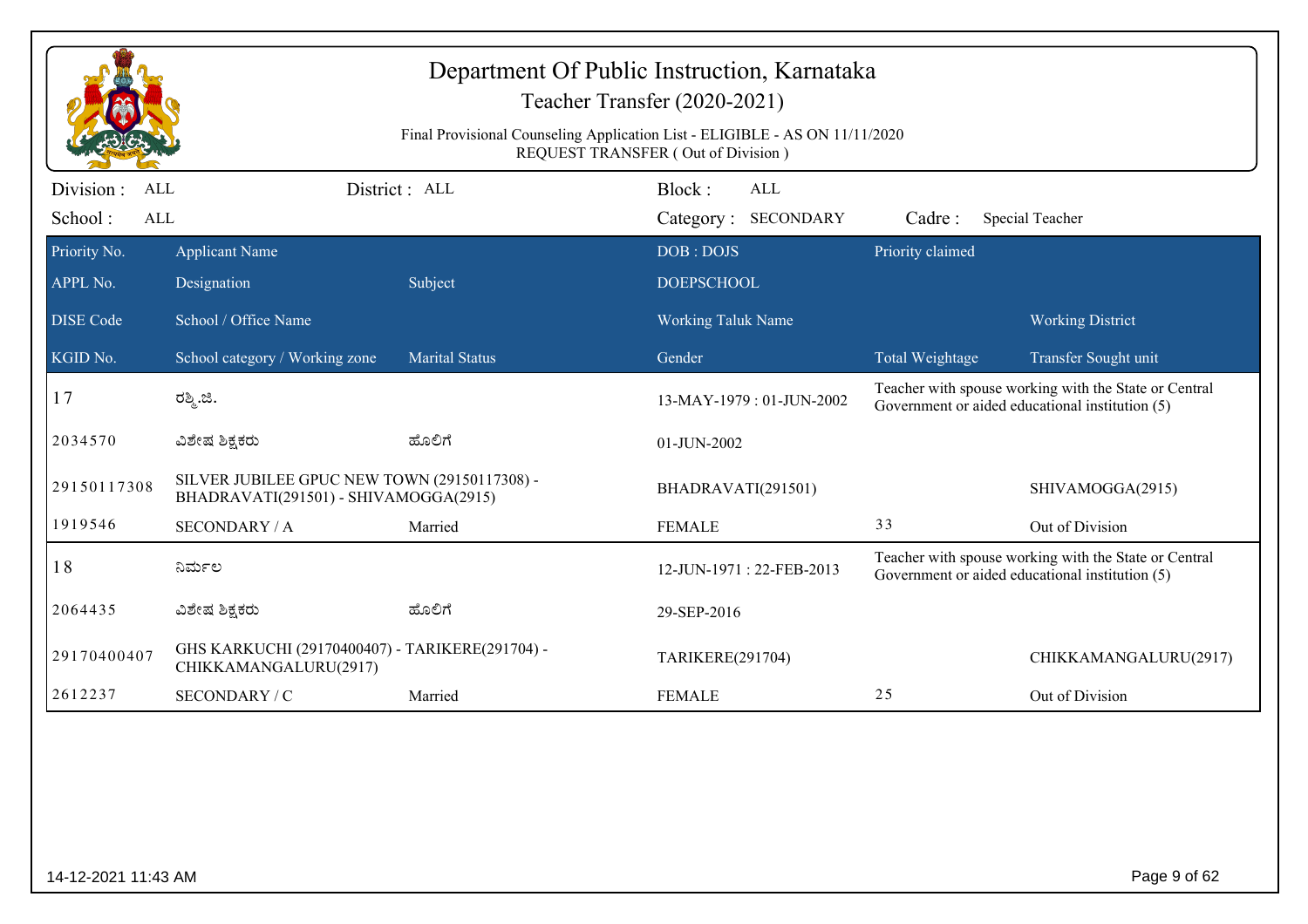# Department Of Public Instruction, Karnataka

## Teacher Transfer (2020-2021)

Final Provisional Counseling Application List - ELIGIBLE - AS ON 11/11/2020
REQUEST TRANSFER ( Out of Division )

Division : ALL District : ALL Block : ALL
School : ALL Category : SECONDARY Cadre : Special Teacher

| Priority No. / APPL No. / DISE Code / KGID No. | Applicant Name / Designation / School / Office Name / School category / Working zone | Subject / Marital Status | DOB : DOJS / DOEPSCHOOL / Working Taluk Name / Gender | Priority claimed / Total Weightage | Working District / Transfer Sought unit |
|---|---|---|---|---|---|
| 17 | ರಶ್ಮಿ.ಜಿ. | | 13-MAY-1979 : 01-JUN-2002 | Teacher with spouse working with the State or Central Government or aided educational institution (5) | |
| 2034570 | ವಿಶೇಷ ಶಿಕ್ಷಕರು | ಹೊಲಿಗೆ | 01-JUN-2002 | | |
| 29150117308 | SILVER JUBILEE GPUC NEW TOWN (29150117308) - BHADRAVATI(291501) - SHIVAMOGGA(2915) | | BHADRAVATI(291501) | | SHIVAMOGGA(2915) |
| 1919546 | SECONDARY / A | Married | FEMALE | 33 | Out of Division |
| 18 | ನಿರ್ಮಲ | | 12-JUN-1971 : 22-FEB-2013 | Teacher with spouse working with the State or Central Government or aided educational institution (5) | |
| 2064435 | ವಿಶೇಷ ಶಿಕ್ಷಕರು | ಹೊಲಿಗೆ | 29-SEP-2016 | | |
| 29170400407 | GHS KARKUCHI (29170400407) - TARIKERE(291704) - CHIKKAMANGALURU(2917) | | TARIKERE(291704) | | CHIKKAMANGALURU(2917) |
| 2612237 | SECONDARY / C | Married | FEMALE | 25 | Out of Division |

14-12-2021 11:43 AM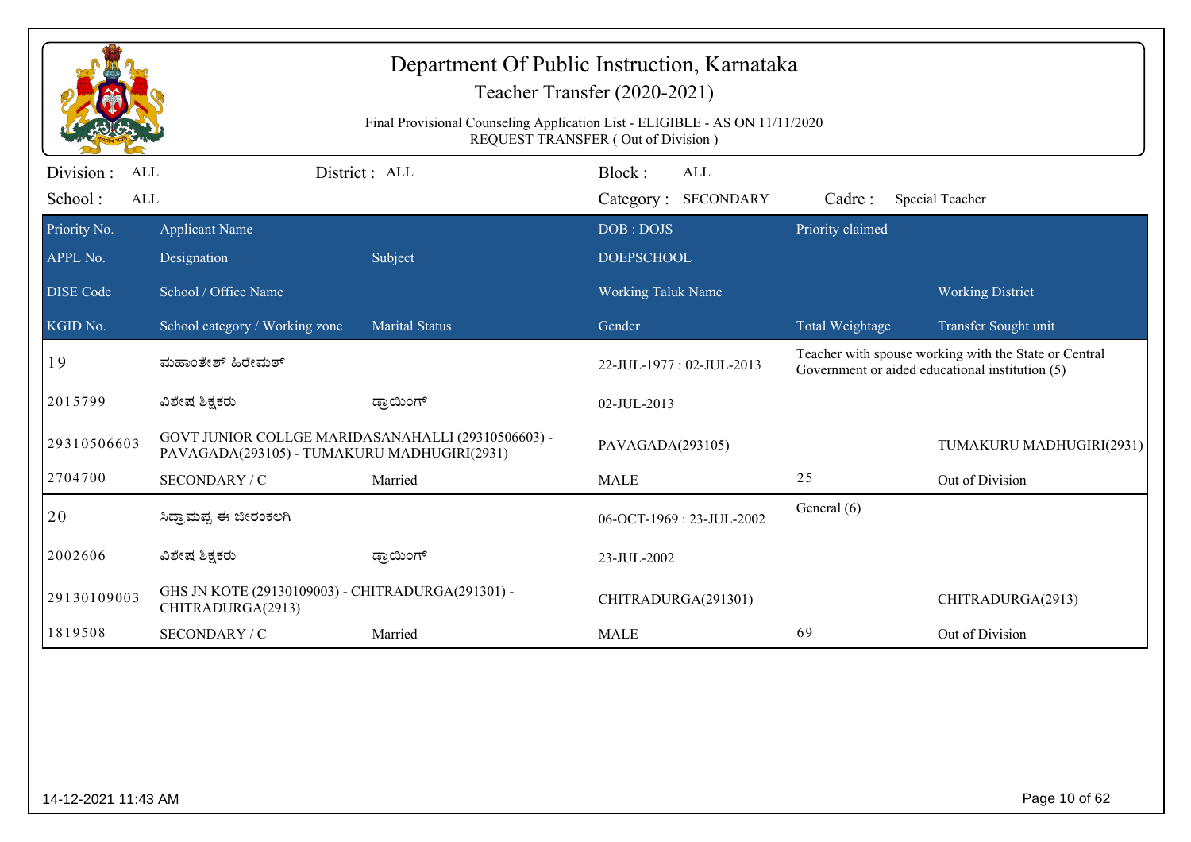# Department Of Public Instruction, Karnataka

## Teacher Transfer (2020-2021)

Final Provisional Counseling Application List - ELIGIBLE - AS ON 11/11/2020

REQUEST TRANSFER ( Out of Division )

Division : ALL    District : ALL    Block : ALL

School : ALL    Category : SECONDARY    Cadre : Special Teacher

| Priority No. | Applicant Name | | DOB : DOJS | Priority claimed | |
|---|---|---|---|---|---|
| APPL No. | Designation | Subject | DOEPSCHOOL | | |
| DISE Code | School / Office Name | | Working Taluk Name | | Working District |
| KGID No. | School category / Working zone | Marital Status | Gender | Total Weightage | Transfer Sought unit |
| 19 | ಮಹಾಂತೇಶ್ ಹಿರೇಮಠ್ | | 22-JUL-1977 : 02-JUL-2013 | Teacher with spouse working with the State or Central Government or aided educational institution (5) | |
| 2015799 | ವಿಶೇಷ ಶಿಕ್ಷಕರು | ಡ್ರಾಯಿಂಗ್ | 02-JUL-2013 | | |
| 29310506603 | GOVT JUNIOR COLLGE MARIDASANAHALLI (29310506603) - PAVAGADA(293105) - TUMAKURU MADHUGIRI(2931) | | PAVAGADA(293105) | | TUMAKURU MADHUGIRI(2931) |
| 2704700 | SECONDARY / C | Married | MALE | 25 | Out of Division |
| 20 | ಸಿದ್ರಾಮಪ್ಪ ಈ ಜೀರಂಕಲಗಿ | | 06-OCT-1969 : 23-JUL-2002 | General (6) | |
| 2002606 | ವಿಶೇಷ ಶಿಕ್ಷಕರು | ಡ್ರಾಯಿಂಗ್ | 23-JUL-2002 | | |
| 29130109003 | GHS JN KOTE (29130109003) - CHITRADURGA(291301) - CHITRADURGA(2913) | | CHITRADURGA(291301) | | CHITRADURGA(2913) |
| 1819508 | SECONDARY / C | Married | MALE | 69 | Out of Division |

14-12-2021 11:43 AM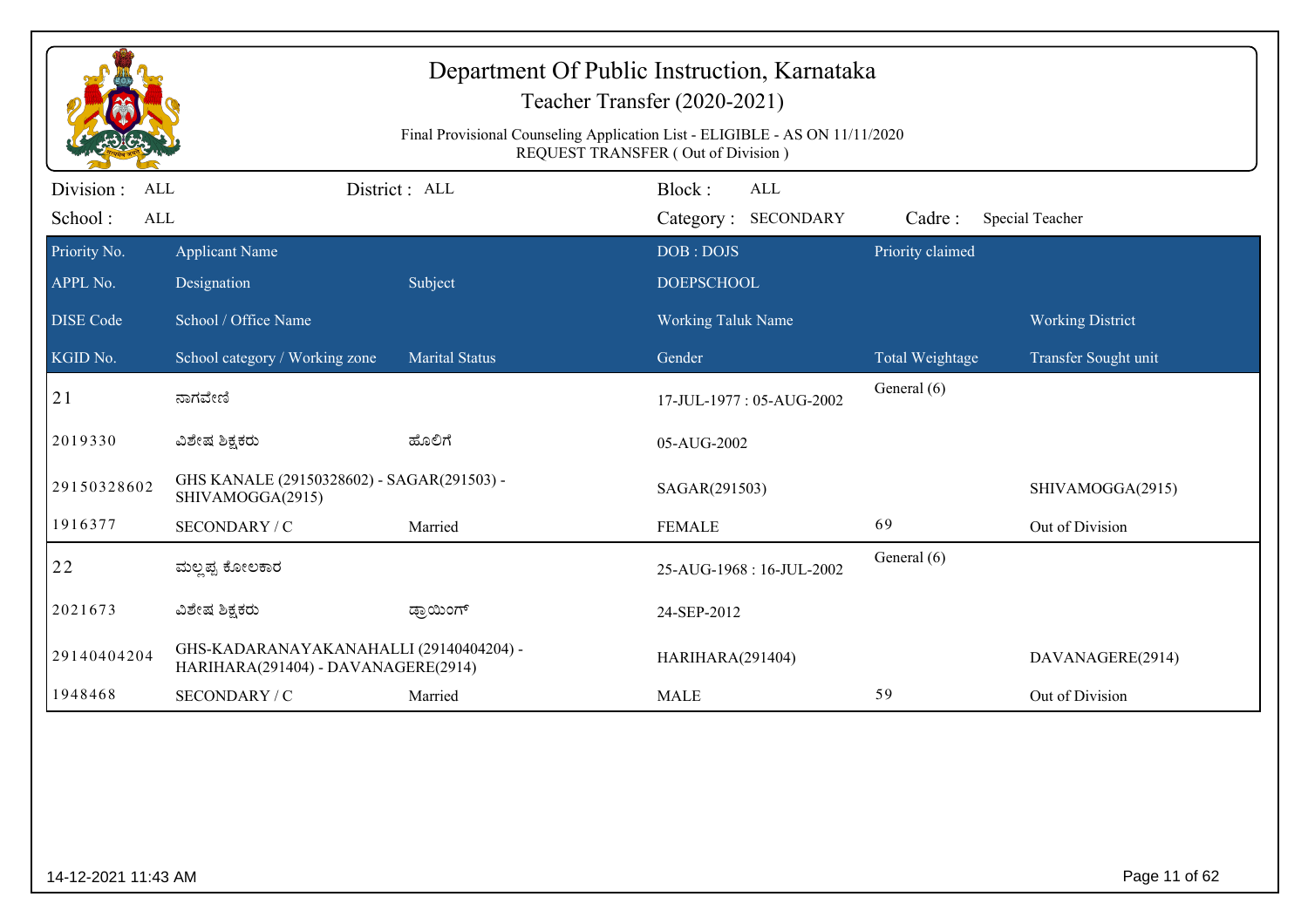# Department Of Public Instruction, Karnataka

## Teacher Transfer (2020-2021)

Final Provisional Counseling Application List - ELIGIBLE - AS ON 11/11/2020

REQUEST TRANSFER ( Out of Division )

Division : ALL | District : ALL | Block : ALL

School : ALL | Category : SECONDARY | Cadre : Special Teacher

| Priority No. | Applicant Name | | DOB : DOJS | Priority claimed | |
|---|---|---|---|---|---|
| APPL No. | Designation | Subject | DOEPSCHOOL | | |
| DISE Code | School / Office Name | | Working Taluk Name | | Working District |
| KGID No. | School category / Working zone | Marital Status | Gender | Total Weightage | Transfer Sought unit |
| 21 | ನಾಗವೇಣಿ | | 17-JUL-1977 : 05-AUG-2002 | General (6) | |
| 2019330 | ವಿಶೇಷ ಶಿಕ್ಷಕರು | ಹೊಲಿಗೆ | 05-AUG-2002 | | |
| 29150328602 | GHS KANALE (29150328602) - SAGAR(291503) - SHIVAMOGGA(2915) | | SAGAR(291503) | | SHIVAMOGGA(2915) |
| 1916377 | SECONDARY / C | Married | FEMALE | 69 | Out of Division |
| 22 | ಮಲ್ಲಪ್ಪ ಕೋಲಕಾರ | | 25-AUG-1968 : 16-JUL-2002 | General (6) | |
| 2021673 | ವಿಶೇಷ ಶಿಕ್ಷಕರು | ಡ್ರಾಯಿಂಗ್ | 24-SEP-2012 | | |
| 29140404204 | GHS-KADARANAYAKANAHALLI (29140404204) - HARIHARA(291404) - DAVANAGERE(2914) | | HARIHARA(291404) | | DAVANAGERE(2914) |
| 1948468 | SECONDARY / C | Married | MALE | 59 | Out of Division |

14-12-2021 11:43 AM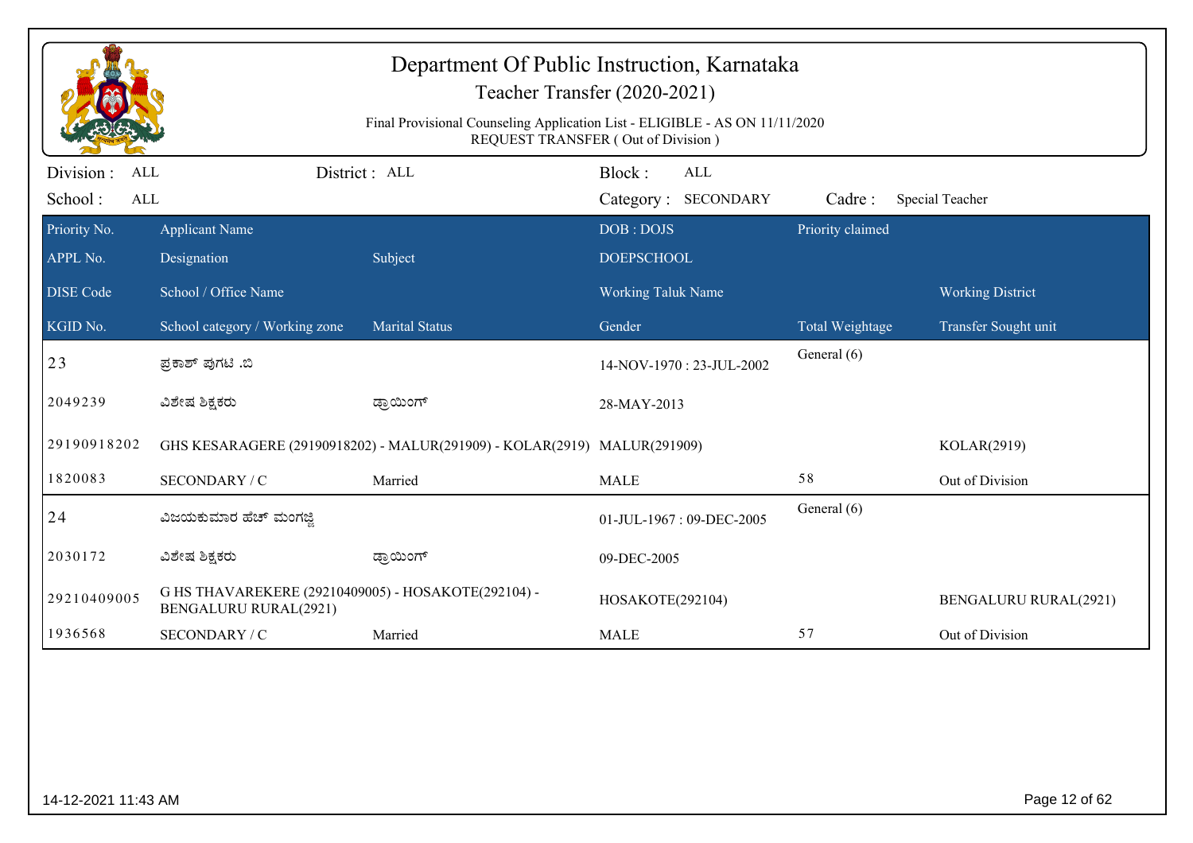# Department Of Public Instruction, Karnataka

## Teacher Transfer (2020-2021)

Final Provisional Counseling Application List - ELIGIBLE - AS ON 11/11/2020
REQUEST TRANSFER ( Out of Division )

Division : ALL District : ALL Block : ALL
School : ALL Category : SECONDARY Cadre : Special Teacher

| Priority No. | Applicant Name | | DOB : DOJS | Priority claimed | |
|---|---|---|---|---|---|
| APPL No. | Designation | Subject | DOEPSCHOOL | | |
| DISE Code | School / Office Name | | Working Taluk Name | | Working District |
| KGID No. | School category / Working zone | Marital Status | Gender | Total Weightage | Transfer Sought unit |
| 23 | ಪ್ರಕಾಶ್ ಪುಗಟಿ .ಬಿ | | 14-NOV-1970 : 23-JUL-2002 | General (6) | |
| 2049239 | ವಿಶೇಷ ಶಿಕ್ಷಕರು | ಡ್ರಾಯಿಂಗ್ | 28-MAY-2013 | | |
| 29190918202 | GHS KESARAGERE (29190918202) - MALUR(291909) - KOLAR(2919) | | MALUR(291909) | | KOLAR(2919) |
| 1820083 | SECONDARY / C | Married | MALE | 58 | Out of Division |
| 24 | ವಿಜಯಕುಮಾರ ಹೆಚ್ ಮಂಗಜ್ಜಿ | | 01-JUL-1967 : 09-DEC-2005 | General (6) | |
| 2030172 | ವಿಶೇಷ ಶಿಕ್ಷಕರು | ಡ್ರಾಯಿಂಗ್ | 09-DEC-2005 | | |
| 29210409005 | G HS THAVAREKERE (29210409005) - HOSAKOTE(292104) - BENGALURU RURAL(2921) | | HOSAKOTE(292104) | | BENGALURU RURAL(2921) |
| 1936568 | SECONDARY / C | Married | MALE | 57 | Out of Division |

14-12-2021 11:43 AM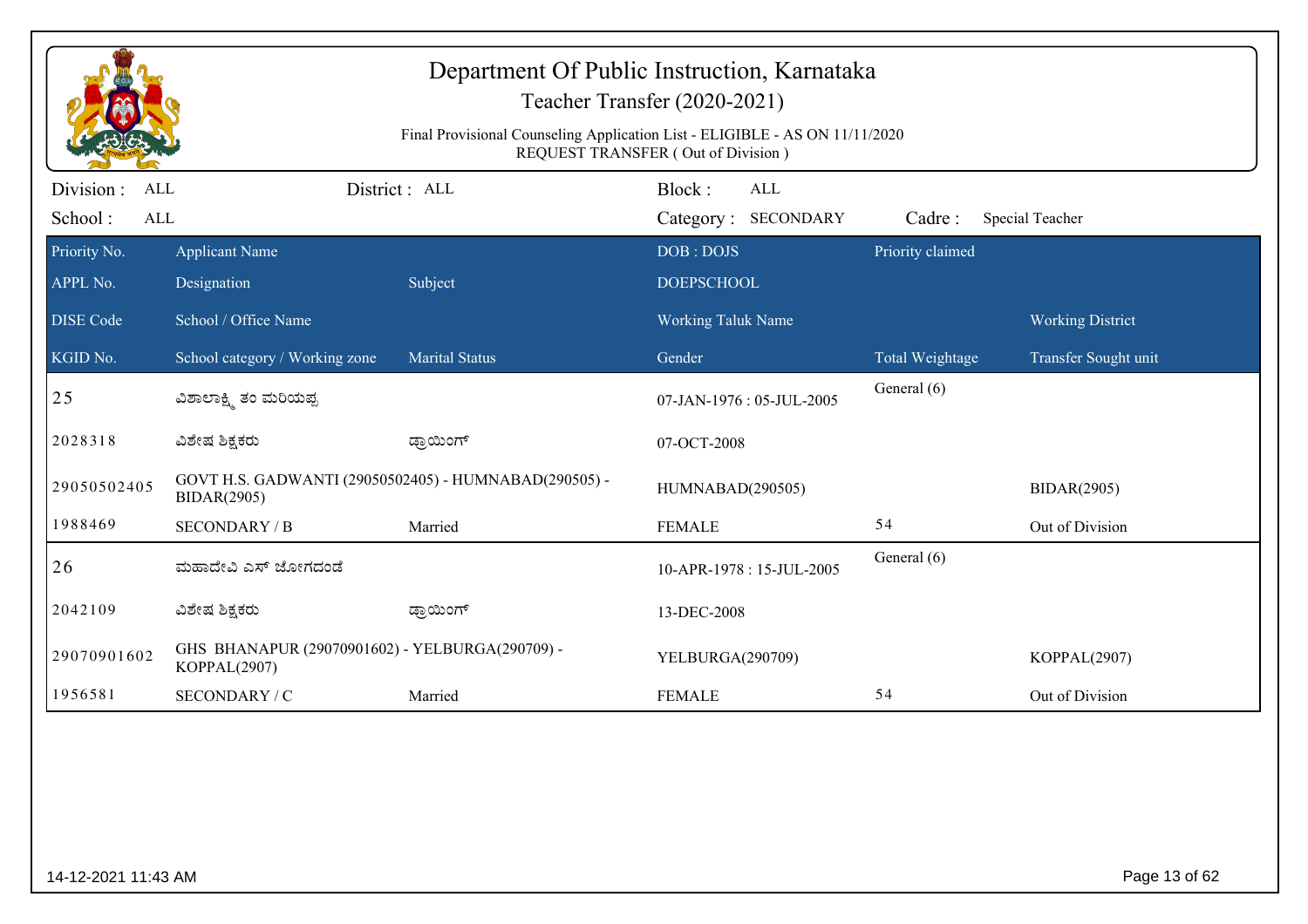# Department Of Public Instruction, Karnataka

## Teacher Transfer (2020-2021)

Final Provisional Counseling Application List - ELIGIBLE - AS ON 11/11/2020
REQUEST TRANSFER ( Out of Division )

Division : ALL | District : ALL | Block : ALL
School : ALL | Category : SECONDARY | Cadre : Special Teacher

| Priority No. / APPL No. / DISE Code / KGID No. | Applicant Name / Designation / School / Office Name / School category / Working zone | Subject / Marital Status | DOB : DOJS / DOEPSCHOOL / Working Taluk Name / Gender | Priority claimed / Total Weightage | Working District / Transfer Sought unit |
|---|---|---|---|---|---|
| 25 | ವಿಶಾಲಾಕ್ಷಿ ತಂ ಮರಿಯಪ್ಪ | | 07-JAN-1976 : 05-JUL-2005 | General (6) | |
| 2028318 | ವಿಶೇಷ ಶಿಕ್ಷಕರು | ಡ್ರಾಯಿಂಗ್ | 07-OCT-2008 | | |
| 29050502405 | GOVT H.S. GADWANTI (29050502405) - HUMNABAD(290505) - BIDAR(2905) | | HUMNABAD(290505) | | BIDAR(2905) |
| 1988469 | SECONDARY / B | Married | FEMALE | 54 | Out of Division |
| 26 | ಮಹಾದೇವಿ ಎಸ್ ಜೋಗದಂಡೆ | | 10-APR-1978 : 15-JUL-2005 | General (6) | |
| 2042109 | ವಿಶೇಷ ಶಿಕ್ಷಕರು | ಡ್ರಾಯಿಂಗ್ | 13-DEC-2008 | | |
| 29070901602 | GHS BHANAPUR (29070901602) - YELBURGA(290709) - KOPPAL(2907) | | YELBURGA(290709) | | KOPPAL(2907) |
| 1956581 | SECONDARY / C | Married | FEMALE | 54 | Out of Division |

14-12-2021 11:43 AM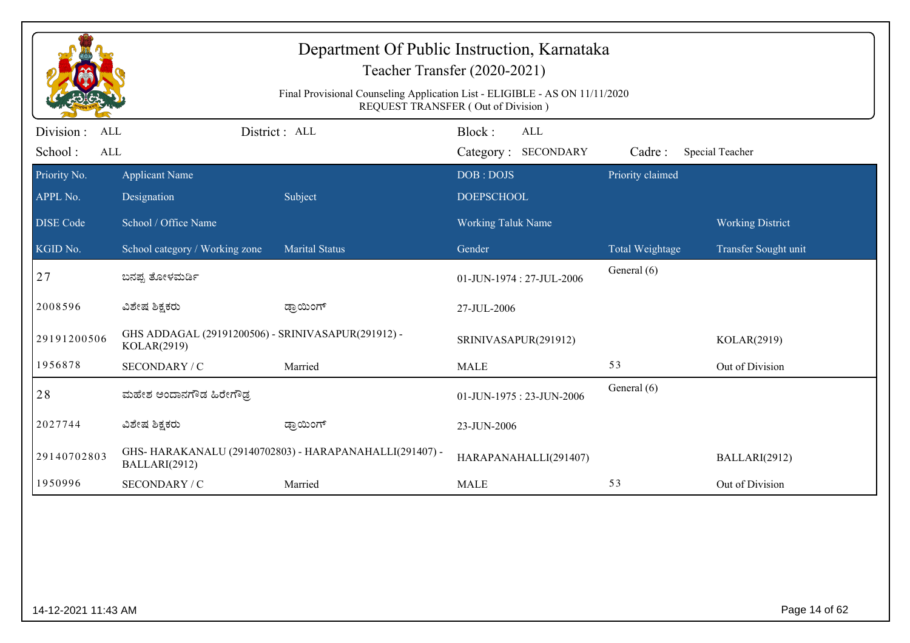# Department Of Public Instruction, Karnataka

Teacher Transfer (2020-2021)

Final Provisional Counseling Application List - ELIGIBLE - AS ON 11/11/2020
REQUEST TRANSFER ( Out of Division )

Division : ALL | District : ALL | Block : ALL
School : ALL | Category : SECONDARY | Cadre : Special Teacher

| Priority No. / APPL No. / DISE Code / KGID No. | Applicant Name / Designation / School / Office Name / School category / Working zone | Subject / Marital Status | DOB : DOJS / DOEPSCHOOL / Working Taluk Name / Gender | Priority claimed / Total Weightage | Working District / Transfer Sought unit |
|---|---|---|---|---|---|
| 27 | ಬಸಪ್ಪ ತೋಳಮರ್ಡಿ | | 01-JUN-1974 : 27-JUL-2006 | General (6) | |
| 2008596 | ವಿಶೇಷ ಶಿಕ್ಷಕರು | ಡ್ರಾಯಿಂಗ್ | 27-JUL-2006 | | |
| 29191200506 | GHS ADDAGAL (29191200506) - SRINIVASAPUR(291912) - KOLAR(2919) | | SRINIVASAPUR(291912) | | KOLAR(2919) |
| 1956878 | SECONDARY / C | Married | MALE | 53 | Out of Division |
| 28 | ಮಹೇಶ ಅಂದಾನಗೌಡ ಹಿರೇಗೌಡ್ರ | | 01-JUN-1975 : 23-JUN-2006 | General (6) | |
| 2027744 | ವಿಶೇಷ ಶಿಕ್ಷಕರು | ಡ್ರಾಯಿಂಗ್ | 23-JUN-2006 | | |
| 29140702803 | GHS- HARAKANALU (29140702803) - HARAPANAHALLI(291407) - BALLARI(2912) | | HARAPANAHALLI(291407) | | BALLARI(2912) |
| 1950996 | SECONDARY / C | Married | MALE | 53 | Out of Division |

14-12-2021 11:43 AM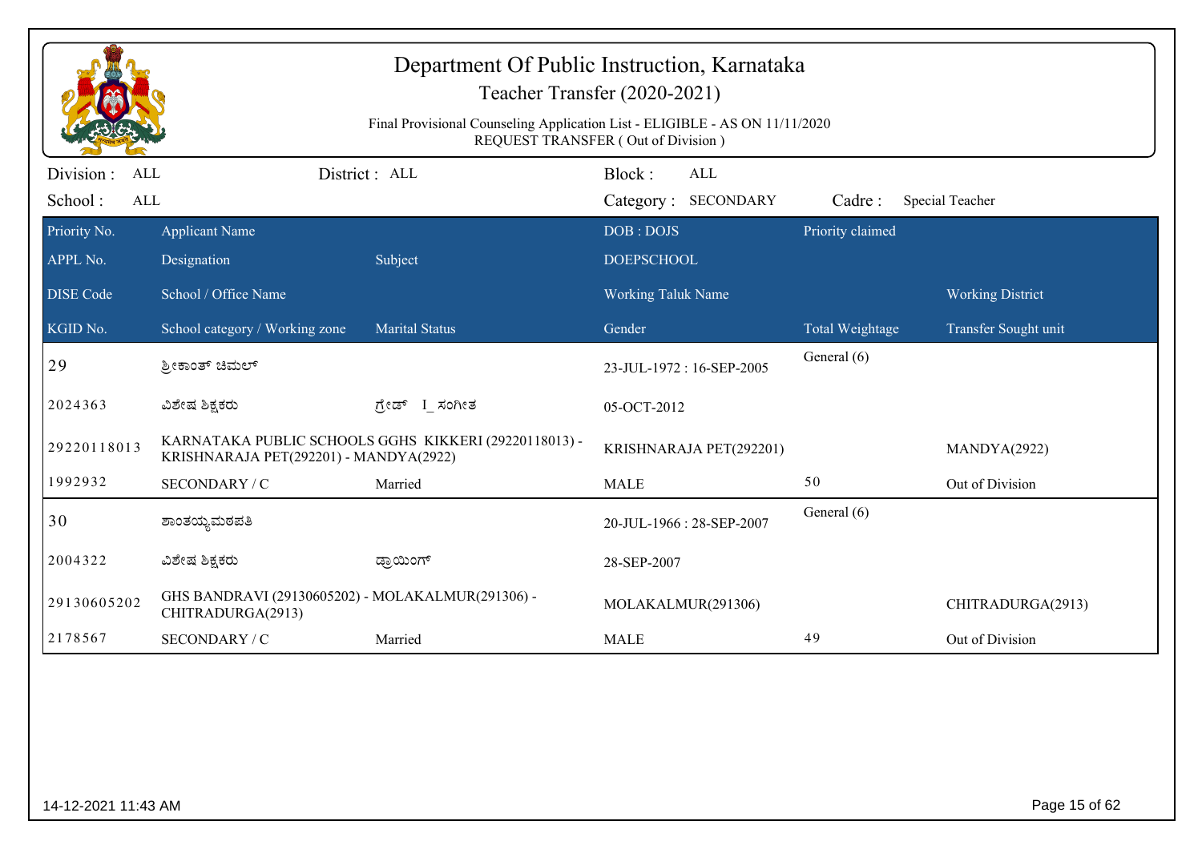# Department Of Public Instruction, Karnataka

Teacher Transfer (2020-2021)

Final Provisional Counseling Application List - ELIGIBLE - AS ON 11/11/2020
REQUEST TRANSFER ( Out of Division )

Division : ALL District : ALL Block : ALL
School : ALL Category : SECONDARY Cadre : Special Teacher

| Priority No. | Applicant Name | | DOB : DOJS | Priority claimed | |
|---|---|---|---|---|---|
| APPL No. | Designation | Subject | DOEPSCHOOL | | |
| DISE Code | School / Office Name | | Working Taluk Name | | Working District |
| KGID No. | School category / Working zone | Marital Status | Gender | Total Weightage | Transfer Sought unit |
| 29 | ಶ್ರೀಕಾಂತ್ ಚಿಮಲ್ | | 23-JUL-1972 : 16-SEP-2005 | General (6) | |
| 2024363 | ವಿಶೇಷ ಶಿಕ್ಷಕರು | ಗ್ರೇಡ್ I_ ಸಂಗೀತ | 05-OCT-2012 | | |
| 29220118013 | KARNATAKA PUBLIC SCHOOLS GGHS KIKKERI (29220118013) - KRISHNARAJA PET(292201) - MANDYA(2922) | | KRISHNARAJA PET(292201) | | MANDYA(2922) |
| 1992932 | SECONDARY / C | Married | MALE | 50 | Out of Division |
| 30 | ಶಾಂತಯ್ಯಮಠಪತಿ | | 20-JUL-1966 : 28-SEP-2007 | General (6) | |
| 2004322 | ವಿಶೇಷ ಶಿಕ್ಷಕರು | ಡ್ರಾಯಿಂಗ್ | 28-SEP-2007 | | |
| 29130605202 | GHS BANDRAVI (29130605202) - MOLAKALMUR(291306) - CHITRADURGA(2913) | | MOLAKALMUR(291306) | | CHITRADURGA(2913) |
| 2178567 | SECONDARY / C | Married | MALE | 49 | Out of Division |

14-12-2021 11:43 AM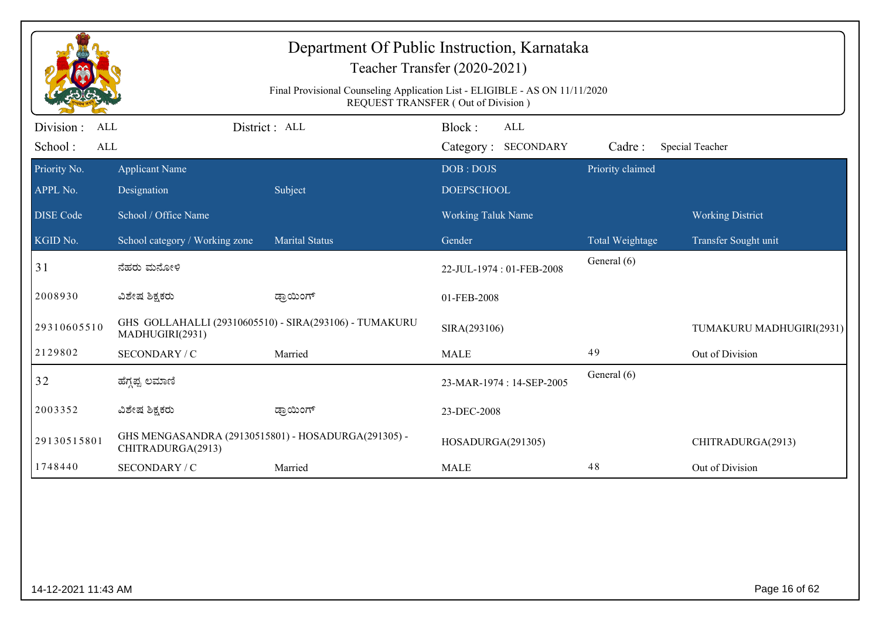# Department Of Public Instruction, Karnataka

## Teacher Transfer (2020-2021)

Final Provisional Counseling Application List - ELIGIBLE - AS ON 11/11/2020
REQUEST TRANSFER ( Out of Division )

Division : ALL    District : ALL    Block : ALL
School : ALL    Category : SECONDARY    Cadre : Special Teacher

| Priority No. | Applicant Name | | DOB : DOJS | Priority claimed | |
|---|---|---|---|---|---|
| APPL No. | Designation | Subject | DOEPSCHOOL | | |
| DISE Code | School / Office Name | | Working Taluk Name | | Working District |
| KGID No. | School category / Working zone | Marital Status | Gender | Total Weightage | Transfer Sought unit |
| 31 | ನೆಹರು ಮನೋಳಿ | | 22-JUL-1974 : 01-FEB-2008 | General (6) | |
| 2008930 | ವಿಶೇಷ ಶಿಕ್ಷಕರು | ಡ್ರಾಯಿಂಗ್ | 01-FEB-2008 | | |
| 29310605510 | GHS GOLLAHALLI (29310605510) - SIRA(293106) - TUMAKURU MADHUGIRI(2931) | | SIRA(293106) | | TUMAKURU MADHUGIRI(2931) |
| 2129802 | SECONDARY / C | Married | MALE | 49 | Out of Division |
| 32 | ಹೆಗ್ಗಪ್ಪ ಲಮಾಣಿ | | 23-MAR-1974 : 14-SEP-2005 | General (6) | |
| 2003352 | ವಿಶೇಷ ಶಿಕ್ಷಕರು | ಡ್ರಾಯಿಂಗ್ | 23-DEC-2008 | | |
| 29130515801 | GHS MENGASANDRA (29130515801) - HOSADURGA(291305) - CHITRADURGA(2913) | | HOSADURGA(291305) | | CHITRADURGA(2913) |
| 1748440 | SECONDARY / C | Married | MALE | 48 | Out of Division |

14-12-2021 11:43 AM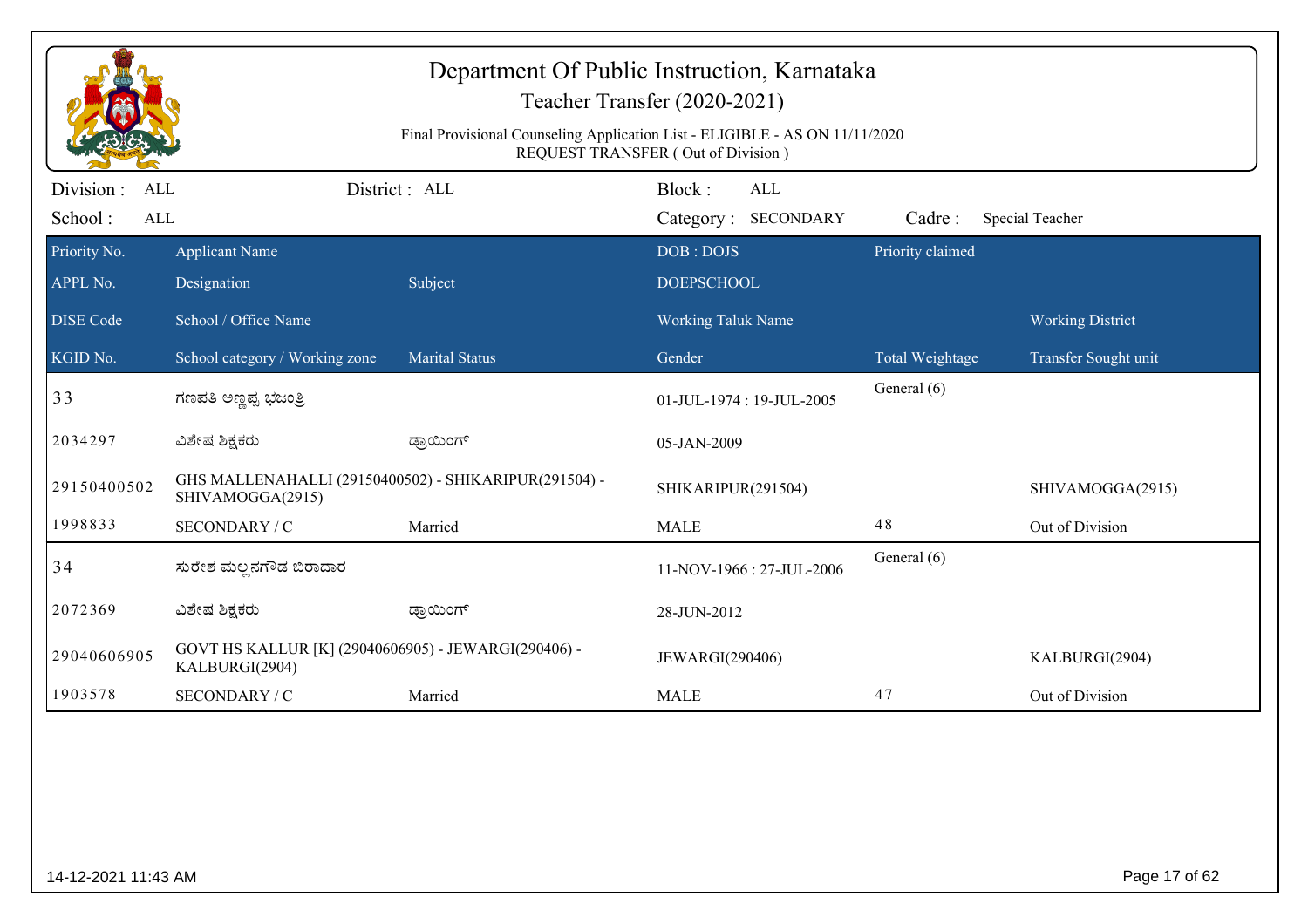# Department Of Public Instruction, Karnataka

Teacher Transfer (2020-2021)

Final Provisional Counseling Application List - ELIGIBLE - AS ON 11/11/2020
REQUEST TRANSFER ( Out of Division )

Division : ALL District : ALL Block : ALL

School : ALL Category : SECONDARY Cadre : Special Teacher

| Priority No. | Applicant Name | | DOB : DOJS | Priority claimed | |
|---|---|---|---|---|---|
| APPL No. | Designation | Subject | DOEPSCHOOL | | |
| DISE Code | School / Office Name | | Working Taluk Name | | Working District |
| KGID No. | School category / Working zone | Marital Status | Gender | Total Weightage | Transfer Sought unit |
| 33 | ಗಣಪತಿ ಅಣ್ಣಪ್ಪ ಭಜಂತ್ರಿ | | 01-JUL-1974 : 19-JUL-2005 | General (6) | |
| 2034297 | ವಿಶೇಷ ಶಿಕ್ಷಕರು | ಡ್ರಾಯಿಂಗ್ | 05-JAN-2009 | | |
| 29150400502 | GHS MALLENAHALLI (29150400502) - SHIKARIPUR(291504) - SHIVAMOGGA(2915) | | SHIKARIPUR(291504) | | SHIVAMOGGA(2915) |
| 1998833 | SECONDARY / C | Married | MALE | 48 | Out of Division |
| 34 | ಸುರೇಶ ಮಲ್ಲನಗೌಡ ಬಿರಾದಾರ | | 11-NOV-1966 : 27-JUL-2006 | General (6) | |
| 2072369 | ವಿಶೇಷ ಶಿಕ್ಷಕರು | ಡ್ರಾಯಿಂಗ್ | 28-JUN-2012 | | |
| 29040606905 | GOVT HS KALLUR [K] (29040606905) - JEWARGI(290406) - KALBURGI(2904) | | JEWARGI(290406) | | KALBURGI(2904) |
| 1903578 | SECONDARY / C | Married | MALE | 47 | Out of Division |

14-12-2021 11:43 AM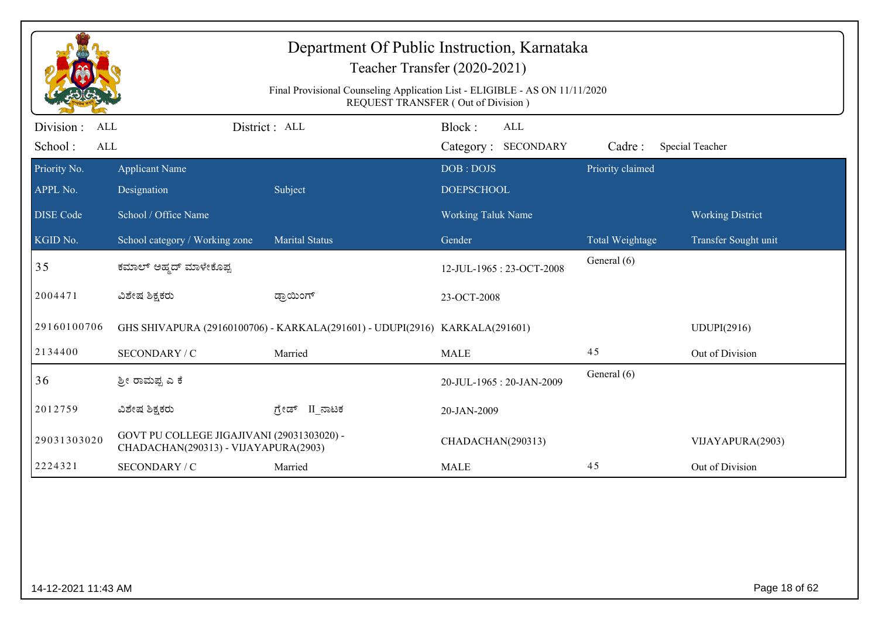# Department Of Public Instruction, Karnataka

## Teacher Transfer (2020-2021)

Final Provisional Counseling Application List - ELIGIBLE - AS ON 11/11/2020
REQUEST TRANSFER ( Out of Division )

Division : ALL | District : ALL | Block : ALL
School : ALL | Category : SECONDARY | Cadre : Special Teacher

| Priority No. | Applicant Name | | DOB : DOJS | Priority claimed | |
|---|---|---|---|---|---|
| APPL No. | Designation | Subject | DOEPSCHOOL | | |
| DISE Code | School / Office Name | | Working Taluk Name | | Working District |
| KGID No. | School category / Working zone | Marital Status | Gender | Total Weightage | Transfer Sought unit |
| 35 | ಕಮಾಲ್ ಅಹ್ಮದ್ ಮಾಳೇಕೊಪ್ಪ | | 12-JUL-1965 : 23-OCT-2008 | General (6) | |
| 2004471 | ವಿಶೇಷ ಶಿಕ್ಷಕರು | ಡ್ರಾಯಿಂಗ್ | 23-OCT-2008 | | |
| 29160100706 | GHS SHIVAPURA (29160100706) - KARKALA(291601) - UDUPI(2916) | | KARKALA(291601) | | UDUPI(2916) |
| 2134400 | SECONDARY / C | Married | MALE | 45 | Out of Division |
| 36 | ಶ್ರೀ ರಾಮಪ್ಪ ಎ ಕೆ | | 20-JUL-1965 : 20-JAN-2009 | General (6) | |
| 2012759 | ವಿಶೇಷ ಶಿಕ್ಷಕರು | ಗ್ರೇಡ್ II_ನಾಟಕ | 20-JAN-2009 | | |
| 29031303020 | GOVT PU COLLEGE JIGAJIVANI (29031303020) - CHADACHAN(290313) - VIJAYAPURA(2903) | | CHADACHAN(290313) | | VIJAYAPURA(2903) |
| 2224321 | SECONDARY / C | Married | MALE | 45 | Out of Division |

14-12-2021 11:43 AM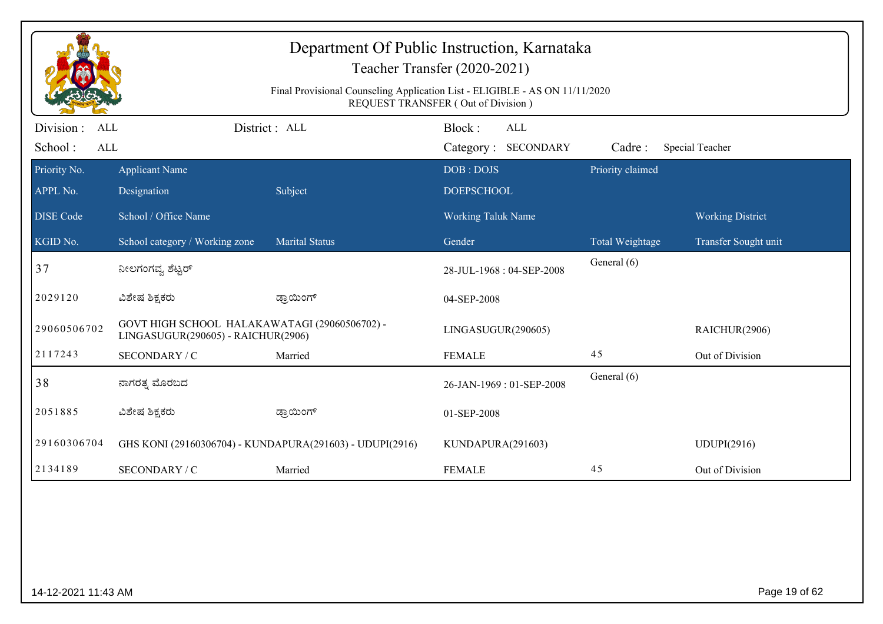# Department Of Public Instruction, Karnataka

## Teacher Transfer (2020-2021)

Final Provisional Counseling Application List - ELIGIBLE - AS ON 11/11/2020
REQUEST TRANSFER ( Out of Division )

Division : ALL    District : ALL    Block : ALL
School : ALL    Category : SECONDARY    Cadre : Special Teacher

| Priority No. / APPL No. / DISE Code / KGID No. | Applicant Name / Designation / School / Office Name / School category / Working zone | Subject / Marital Status | DOB : DOJS / DOEPSCHOOL / Working Taluk Name / Gender | Priority claimed / Total Weightage | Working District / Transfer Sought unit |
|---|---|---|---|---|---|
| 37 | ನೀಲಗಂಗವ್ವ ಶೆಟ್ಟರ್ | | 28-JUL-1968 : 04-SEP-2008 | General (6) | |
| 2029120 | ವಿಶೇಷ ಶಿಕ್ಷಕರು | ಡ್ರಾಯಿಂಗ್ | 04-SEP-2008 | | |
| 29060506702 | GOVT HIGH SCHOOL HALAKAWATAGI (29060506702) - LINGASUGUR(290605) - RAICHUR(2906) | | LINGASUGUR(290605) | | RAICHUR(2906) |
| 2117243 | SECONDARY / C | Married | FEMALE | 45 | Out of Division |
| 38 | ನಾಗರತ್ನ ಮೊರಬದ | | 26-JAN-1969 : 01-SEP-2008 | General (6) | |
| 2051885 | ವಿಶೇಷ ಶಿಕ್ಷಕರು | ಡ್ರಾಯಿಂಗ್ | 01-SEP-2008 | | |
| 29160306704 | GHS KONI (29160306704) - KUNDAPURA(291603) - UDUPI(2916) | | KUNDAPURA(291603) | | UDUPI(2916) |
| 2134189 | SECONDARY / C | Married | FEMALE | 45 | Out of Division |

14-12-2021 11:43 AM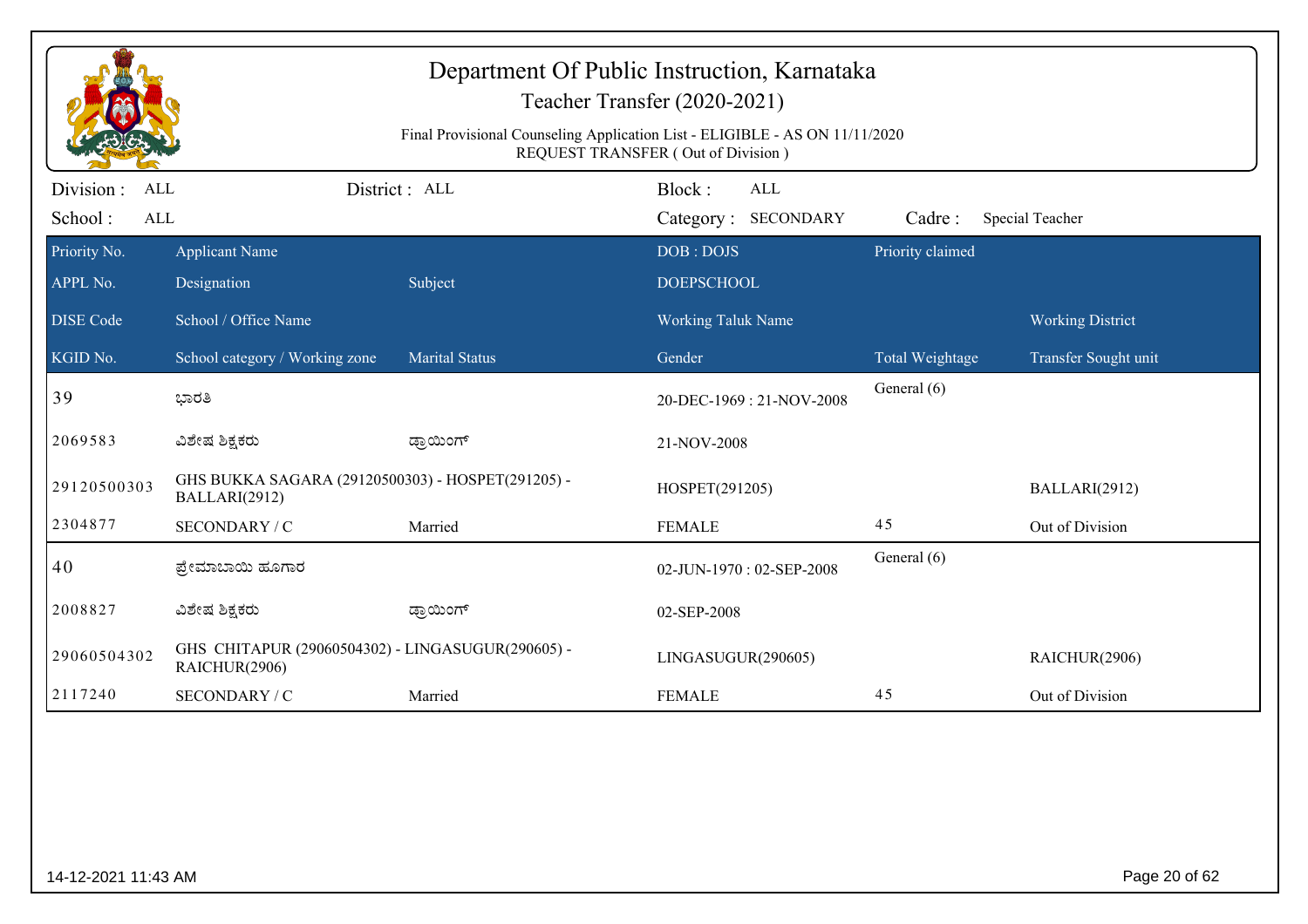# Department Of Public Instruction, Karnataka

## Teacher Transfer (2020-2021)

Final Provisional Counseling Application List - ELIGIBLE - AS ON 11/11/2020
REQUEST TRANSFER ( Out of Division )

Division : ALL | District : ALL | Block : ALL
School : ALL | Category : SECONDARY | Cadre : Special Teacher

| Priority No. | Applicant Name | | DOB : DOJS | Priority claimed | |
|---|---|---|---|---|---|
| APPL No. | Designation | Subject | DOEPSCHOOL | | |
| DISE Code | School / Office Name | | Working Taluk Name | | Working District |
| KGID No. | School category / Working zone | Marital Status | Gender | Total Weightage | Transfer Sought unit |
| 39 | ಭಾರತಿ | | 20-DEC-1969 : 21-NOV-2008 | General (6) | |
| 2069583 | ವಿಶೇಷ ಶಿಕ್ಷಕರು | ಡ್ರಾಯಿಂಗ್ | 21-NOV-2008 | | |
| 29120500303 | GHS BUKKA SAGARA (29120500303) - HOSPET(291205) - BALLARI(2912) | | HOSPET(291205) | | BALLARI(2912) |
| 2304877 | SECONDARY / C | Married | FEMALE | 45 | Out of Division |
| 40 | ಪ್ರೇಮಾಬಾಯಿ ಹೂಗಾರ | | 02-JUN-1970 : 02-SEP-2008 | General (6) | |
| 2008827 | ವಿಶೇಷ ಶಿಕ್ಷಕರು | ಡ್ರಾಯಿಂಗ್ | 02-SEP-2008 | | |
| 29060504302 | GHS CHITAPUR (29060504302) - LINGASUGUR(290605) - RAICHUR(2906) | | LINGASUGUR(290605) | | RAICHUR(2906) |
| 2117240 | SECONDARY / C | Married | FEMALE | 45 | Out of Division |

14-12-2021 11:43 AM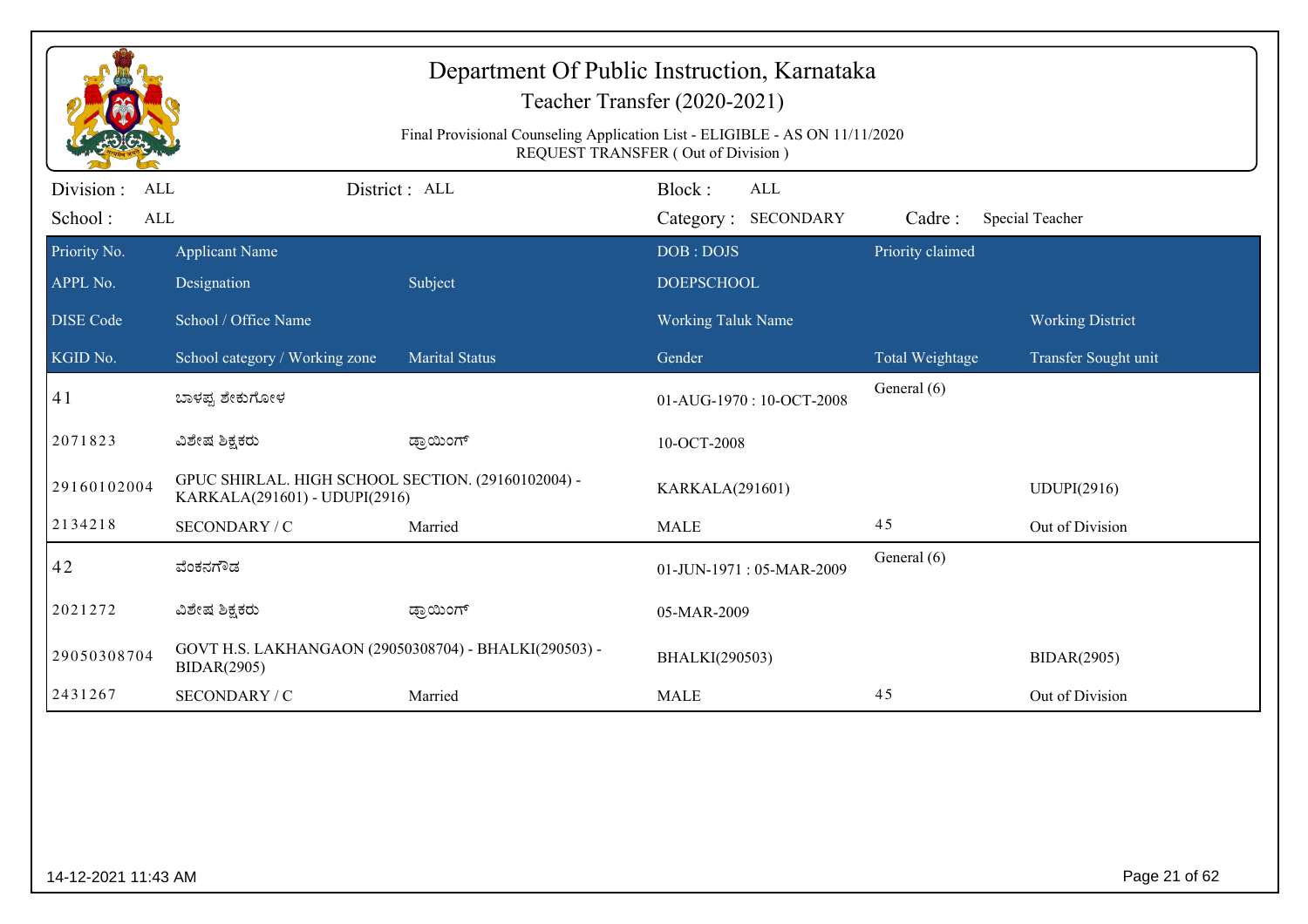# Department Of Public Instruction, Karnataka

## Teacher Transfer (2020-2021)

Final Provisional Counseling Application List - ELIGIBLE - AS ON 11/11/2020
REQUEST TRANSFER ( Out of Division )

Division : ALL District : ALL Block : ALL
School : ALL Category : SECONDARY Cadre : Special Teacher

| Priority No. | Applicant Name | | DOB : DOJS | Priority claimed | |
|---|---|---|---|---|---|
| APPL No. | Designation | Subject | DOEPSCHOOL | | |
| DISE Code | School / Office Name | | Working Taluk Name | | Working District |
| KGID No. | School category / Working zone | Marital Status | Gender | Total Weightage | Transfer Sought unit |
| 41 | ಬಾಳಪ್ಪ ಶೇಕುಗೋಳ | | 01-AUG-1970 : 10-OCT-2008 | General (6) | |
| 2071823 | ವಿಶೇಷ ಶಿಕ್ಷಕರು | ಡ್ರಾಯಿಂಗ್ | 10-OCT-2008 | | |
| 29160102004 | GPUC SHIRLAL. HIGH SCHOOL SECTION. (29160102004) - KARKALA(291601) - UDUPI(2916) | | KARKALA(291601) | | UDUPI(2916) |
| 2134218 | SECONDARY / C | Married | MALE | 45 | Out of Division |
| 42 | ವೆಂಕನಗೌಡ | | 01-JUN-1971 : 05-MAR-2009 | General (6) | |
| 2021272 | ವಿಶೇಷ ಶಿಕ್ಷಕರು | ಡ್ರಾಯಿಂಗ್ | 05-MAR-2009 | | |
| 29050308704 | GOVT H.S. LAKHANGAON (29050308704) - BHALKI(290503) - BIDAR(2905) | | BHALKI(290503) | | BIDAR(2905) |
| 2431267 | SECONDARY / C | Married | MALE | 45 | Out of Division |

14-12-2021 11:43 AM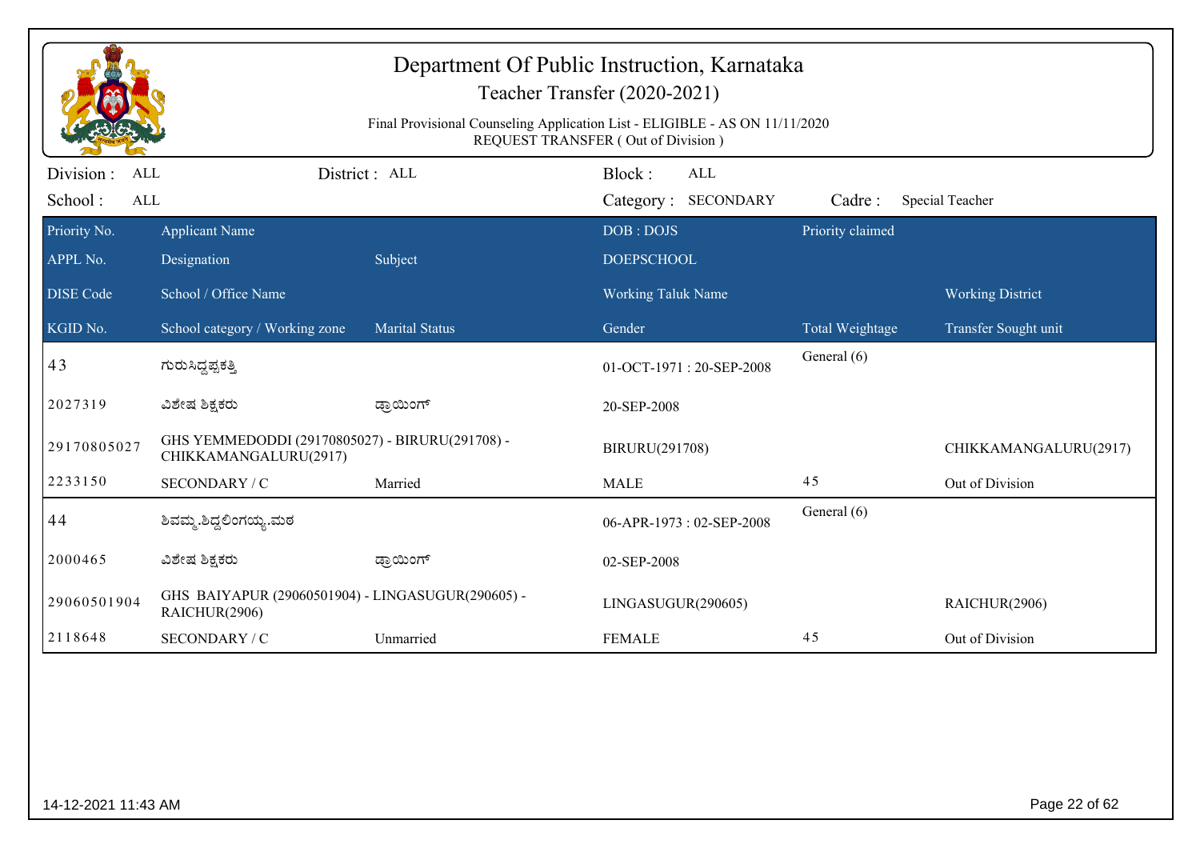# Department Of Public Instruction, Karnataka

## Teacher Transfer (2020-2021)

Final Provisional Counseling Application List - ELIGIBLE - AS ON 11/11/2020
REQUEST TRANSFER ( Out of Division )

Division : ALL | District : ALL | Block : ALL
School : ALL | Category : SECONDARY | Cadre : Special Teacher

| Priority No. / APPL No. / DISE Code / KGID No. | Applicant Name / Designation / School / Office Name / School category / Working zone | Subject / Marital Status | DOB : DOJS / DOEPSCHOOL / Working Taluk Name / Gender | Priority claimed / Total Weightage | Working District / Transfer Sought unit |
|---|---|---|---|---|---|
| 43 | ಗುರುಸಿದ್ದಪ್ಪಕತ್ತಿ | | 01-OCT-1971 : 20-SEP-2008 | General (6) | |
| 2027319 | ವಿಶೇಷ ಶಿಕ್ಷಕರು | ಡ್ರಾಯಿಂಗ್ | 20-SEP-2008 | | |
| 29170805027 | GHS YEMMEDODDI (29170805027) - BIRURU(291708) - CHIKKAMANGALURU(2917) | | BIRURU(291708) | | CHIKKAMANGALURU(2917) |
| 2233150 | SECONDARY / C | Married | MALE | 45 | Out of Division |
| 44 | ಶಿವಮ್ಮ.ಶಿದ್ದಲಿಂಗಯ್ಯ.ಮಠ | | 06-APR-1973 : 02-SEP-2008 | General (6) | |
| 2000465 | ವಿಶೇಷ ಶಿಕ್ಷಕರು | ಡ್ರಾಯಿಂಗ್ | 02-SEP-2008 | | |
| 29060501904 | GHS BAIYAPUR (29060501904) - LINGASUGUR(290605) - RAICHUR(2906) | | LINGASUGUR(290605) | | RAICHUR(2906) |
| 2118648 | SECONDARY / C | Unmarried | FEMALE | 45 | Out of Division |

14-12-2021 11:43 AM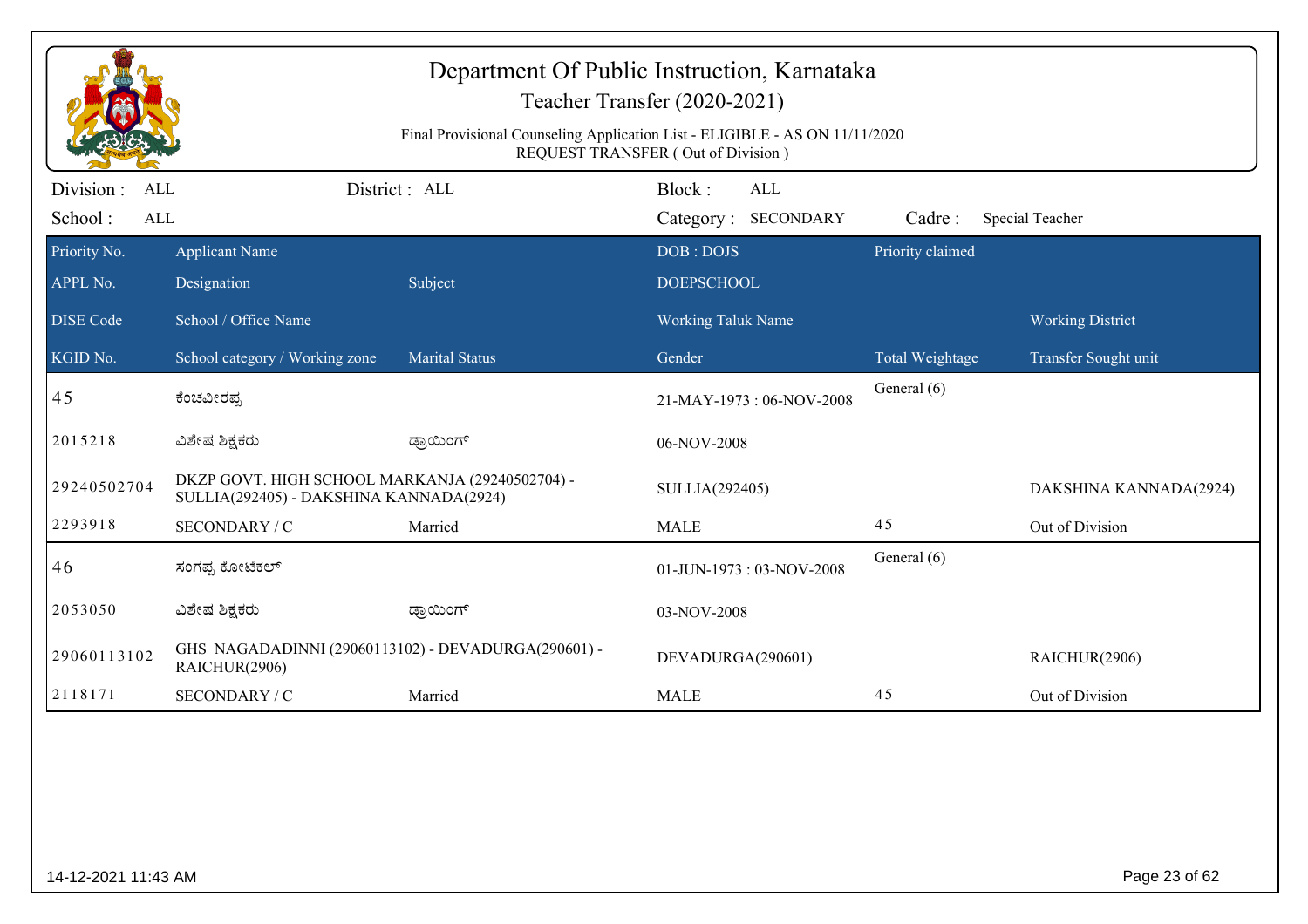# Department Of Public Instruction, Karnataka

## Teacher Transfer (2020-2021)

Final Provisional Counseling Application List - ELIGIBLE - AS ON 11/11/2020
REQUEST TRANSFER ( Out of Division )

Division : ALL | District : ALL | Block : ALL
School : ALL | Category : SECONDARY | Cadre : Special Teacher

| Priority No. / APPL No. / DISE Code / KGID No. | Applicant Name / Designation / School / Office Name / School category / Working zone | Subject / Marital Status | DOB : DOJS / DOEPSCHOOL / Working Taluk Name / Gender | Priority claimed / Total Weightage | Working District / Transfer Sought unit |
|---|---|---|---|---|---|
| 45 | ಕೆಂಚವೀರಪ್ಪ | | 21-MAY-1973 : 06-NOV-2008 | General (6) | |
| 2015218 | ವಿಶೇಷ ಶಿಕ್ಷಕರು | ಡ್ರಾಯಿಂಗ್ | 06-NOV-2008 | | |
| 29240502704 | DKZP GOVT. HIGH SCHOOL MARKANJA (29240502704) - SULLIA(292405) - DAKSHINA KANNADA(2924) | | SULLIA(292405) | | DAKSHINA KANNADA(2924) |
| 2293918 | SECONDARY / C | Married | MALE | 45 | Out of Division |
| 46 | ಸಂಗಪ್ಪ ಕೋಟೆಕಲ್ | | 01-JUN-1973 : 03-NOV-2008 | General (6) | |
| 2053050 | ವಿಶೇಷ ಶಿಕ್ಷಕರು | ಡ್ರಾಯಿಂಗ್ | 03-NOV-2008 | | |
| 29060113102 | GHS NAGADADINNI (29060113102) - DEVADURGA(290601) - RAICHUR(2906) | | DEVADURGA(290601) | | RAICHUR(2906) |
| 2118171 | SECONDARY / C | Married | MALE | 45 | Out of Division |

14-12-2021 11:43 AM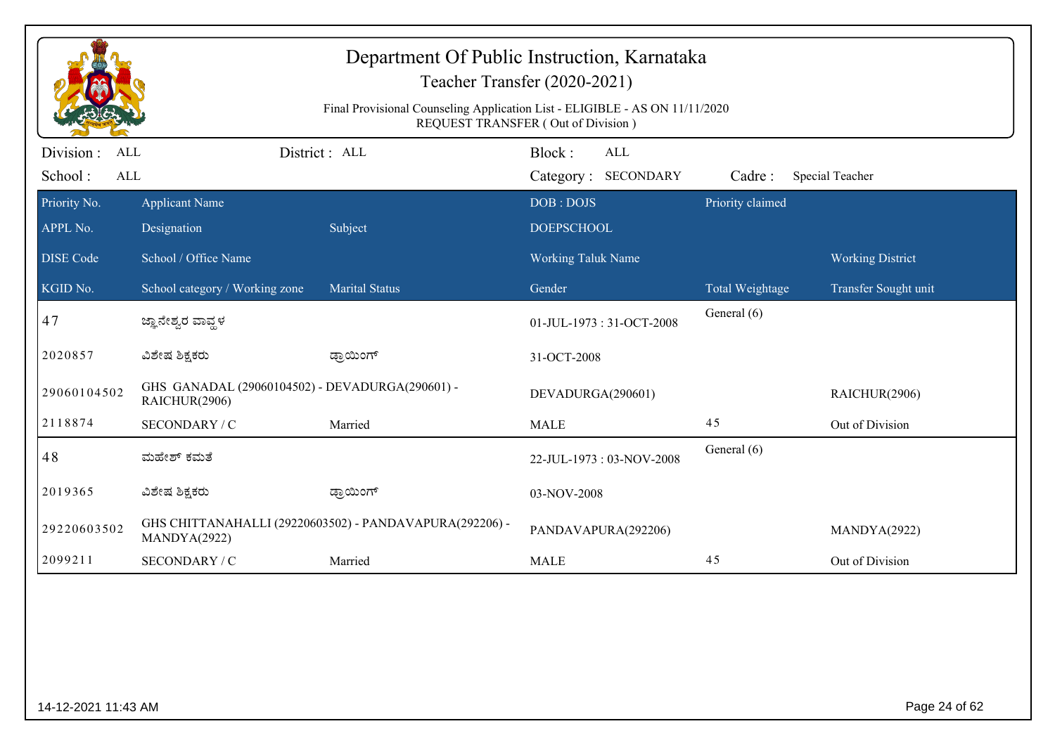# Department Of Public Instruction, Karnataka

## Teacher Transfer (2020-2021)

Final Provisional Counseling Application List - ELIGIBLE - AS ON 11/11/2020
REQUEST TRANSFER ( Out of Division )

Division : ALL | District : ALL | Block : ALL
School : ALL | Category : SECONDARY | Cadre : Special Teacher

| Priority No. | Applicant Name | | DOB : DOJS | Priority claimed | |
|---|---|---|---|---|---|
| APPL No. | Designation | Subject | DOEPSCHOOL | | |
| DISE Code | School / Office Name | | Working Taluk Name | | Working District |
| KGID No. | School category / Working zone | Marital Status | Gender | Total Weightage | Transfer Sought unit |
| 47 | ಜ್ಞಾನೇಶ್ವರ ವಾವ್ವಳ | | 01-JUL-1973 : 31-OCT-2008 | General (6) | |
| 2020857 | ವಿಶೇಷ ಶಿಕ್ಷಕರು | ಡ್ರಾಯಿಂಗ್ | 31-OCT-2008 | | |
| 29060104502 | GHS GANADAL (29060104502) - DEVADURGA(290601) - RAICHUR(2906) | | DEVADURGA(290601) | | RAICHUR(2906) |
| 2118874 | SECONDARY / C | Married | MALE | 45 | Out of Division |
| 48 | ಮಹೇಶ್ ಕಮತೆ | | 22-JUL-1973 : 03-NOV-2008 | General (6) | |
| 2019365 | ವಿಶೇಷ ಶಿಕ್ಷಕರು | ಡ್ರಾಯಿಂಗ್ | 03-NOV-2008 | | |
| 29220603502 | GHS CHITTANAHALLI (29220603502) - PANDAVAPURA(292206) - MANDYA(2922) | | PANDAVAPURA(292206) | | MANDYA(2922) |
| 2099211 | SECONDARY / C | Married | MALE | 45 | Out of Division |

14-12-2021 11:43 AM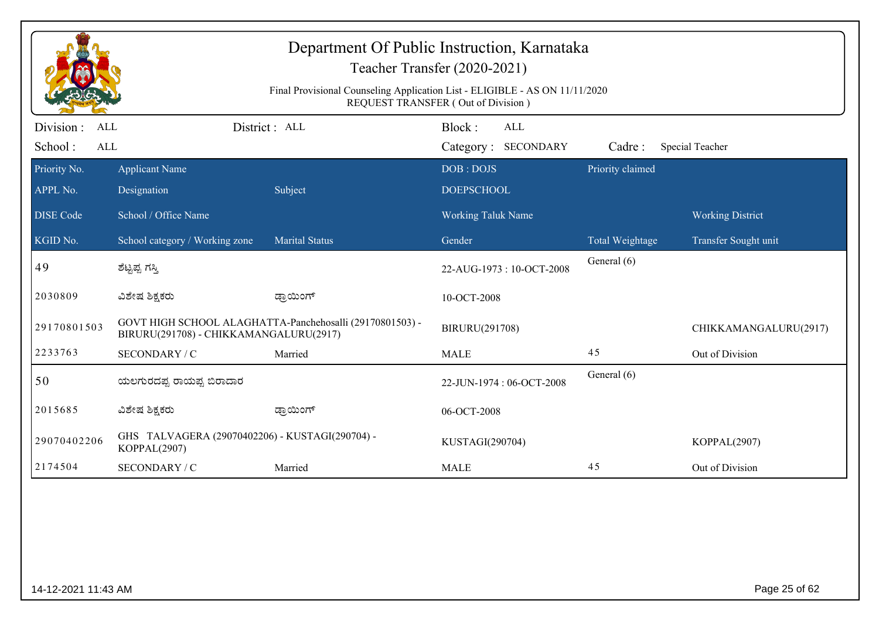# Department Of Public Instruction, Karnataka

## Teacher Transfer (2020-2021)

Final Provisional Counseling Application List - ELIGIBLE - AS ON 11/11/2020
REQUEST TRANSFER ( Out of Division )

Division : ALL | District : ALL | Block : ALL
School : ALL | Category : SECONDARY | Cadre : Special Teacher

| Priority No. / APPL No. / DISE Code / KGID No. | Applicant Name / Designation / School / Office Name / School category / Working zone | Subject / Marital Status | DOB : DOJS / DOEPSCHOOL / Working Taluk Name / Gender | Priority claimed / Total Weightage | Working District / Transfer Sought unit |
|---|---|---|---|---|---|
| 49 | ಶೆಟ್ಟೆಪ್ಪ ಗಸ್ತಿ | | 22-AUG-1973 : 10-OCT-2008 | General (6) | |
| 2030809 | ವಿಶೇಷ ಶಿಕ್ಷಕರು | ಡ್ರಾಯಿಂಗ್ | 10-OCT-2008 | | |
| 29170801503 | GOVT HIGH SCHOOL ALAGHATTA-Panchehosalli (29170801503) - BIRURU(291708) - CHIKKAMANGALURU(2917) | | BIRURU(291708) | | CHIKKAMANGALURU(2917) |
| 2233763 | SECONDARY / C | Married | MALE | 45 | Out of Division |
| 50 | ಯಲಗುರದಪ್ಪ ರಾಯಪ್ಪ ಬಿರಾದಾರ | | 22-JUN-1974 : 06-OCT-2008 | General (6) | |
| 2015685 | ವಿಶೇಷ ಶಿಕ್ಷಕರು | ಡ್ರಾಯಿಂಗ್ | 06-OCT-2008 | | |
| 29070402206 | GHS TALVAGERA (29070402206) - KUSTAGI(290704) - KOPPAL(2907) | | KUSTAGI(290704) | | KOPPAL(2907) |
| 2174504 | SECONDARY / C | Married | MALE | 45 | Out of Division |

14-12-2021 11:43 AM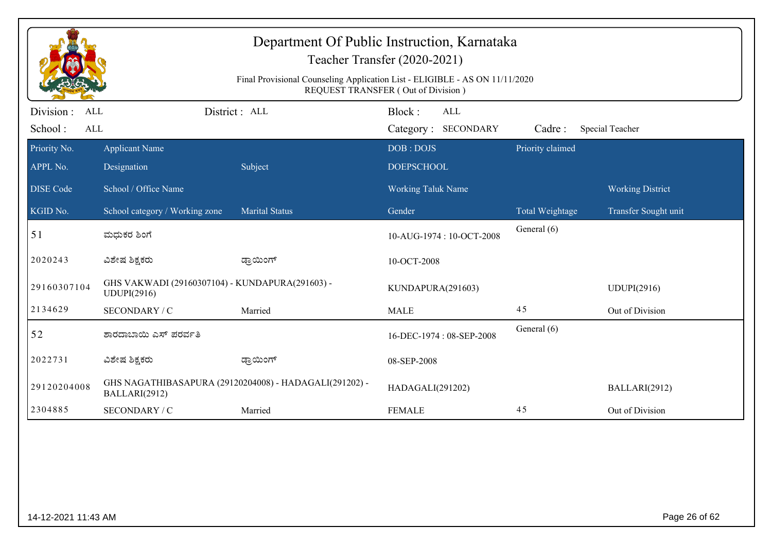# Department Of Public Instruction, Karnataka

## Teacher Transfer (2020-2021)

Final Provisional Counseling Application List - ELIGIBLE - AS ON 11/11/2020
REQUEST TRANSFER ( Out of Division )

Division : ALL | District : ALL | Block : ALL
School : ALL | Category : SECONDARY | Cadre : Special Teacher

| Priority No. | Applicant Name | | DOB : DOJS | Priority claimed | |
|---|---|---|---|---|---|
| APPL No. | Designation | Subject | DOEPSCHOOL | | |
| DISE Code | School / Office Name | | Working Taluk Name | | Working District |
| KGID No. | School category / Working zone | Marital Status | Gender | Total Weightage | Transfer Sought unit |
| 51 | ಮಧುಕರ ಶಿಂಗೆ | | 10-AUG-1974 : 10-OCT-2008 | General (6) | |
| 2020243 | ವಿಶೇಷ ಶಿಕ್ಷಕರು | ಡ್ರಾಯಿಂಗ್ | 10-OCT-2008 | | |
| 29160307104 | GHS VAKWADI (29160307104) - KUNDAPURA(291603) - UDUPI(2916) | | KUNDAPURA(291603) | | UDUPI(2916) |
| 2134629 | SECONDARY / C | Married | MALE | 45 | Out of Division |
| 52 | ಶಾರದಾಬಾಯಿ ಎಸ್ ಪರ್ವತಿ | | 16-DEC-1974 : 08-SEP-2008 | General (6) | |
| 2022731 | ವಿಶೇಷ ಶಿಕ್ಷಕರು | ಡ್ರಾಯಿಂಗ್ | 08-SEP-2008 | | |
| 29120204008 | GHS NAGATHIBASAPURA (29120204008) - HADAGALI(291202) - BALLARI(2912) | | HADAGALI(291202) | | BALLARI(2912) |
| 2304885 | SECONDARY / C | Married | FEMALE | 45 | Out of Division |

14-12-2021 11:43 AM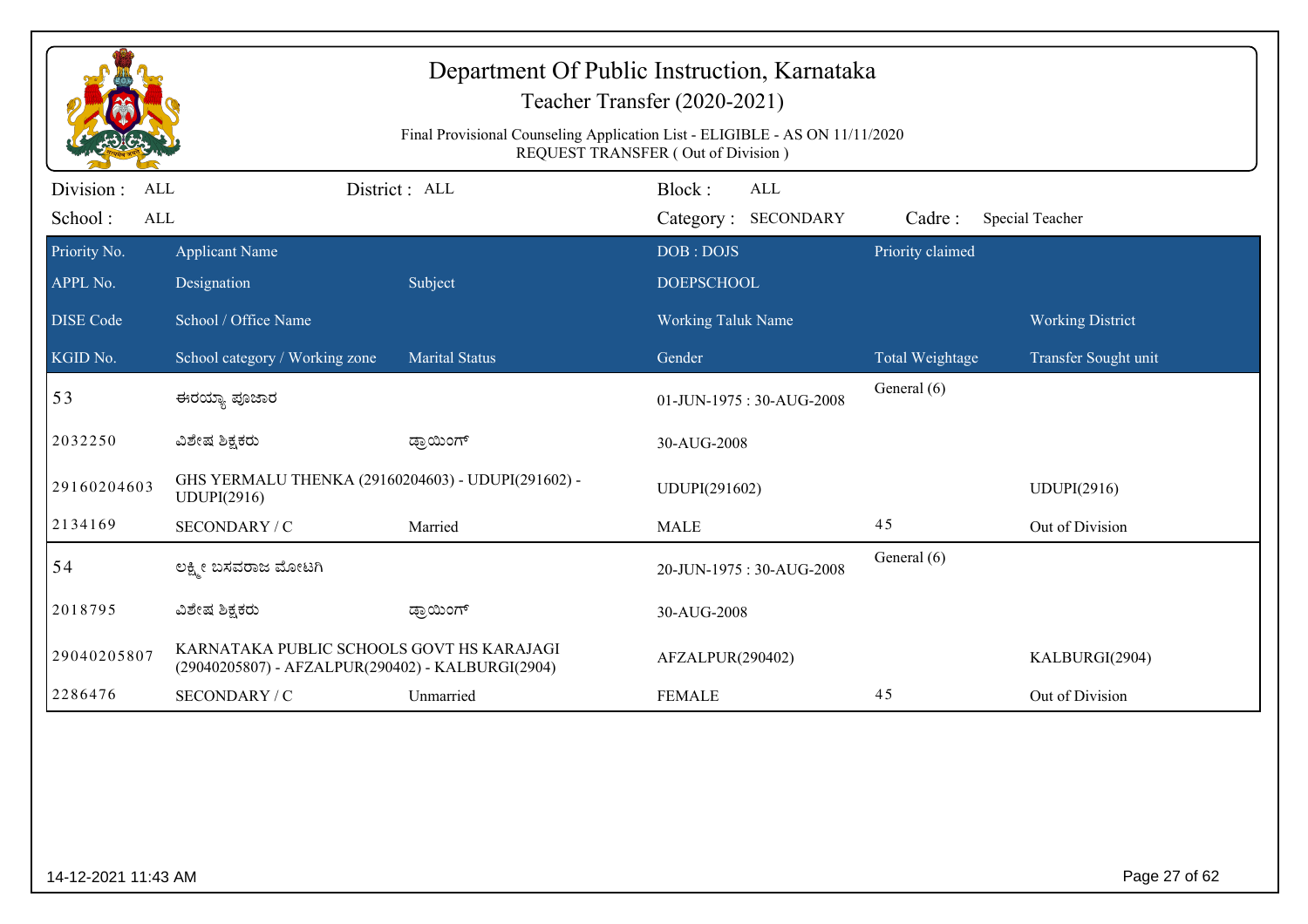# Department Of Public Instruction, Karnataka

Teacher Transfer (2020-2021)

Final Provisional Counseling Application List - ELIGIBLE - AS ON 11/11/2020

REQUEST TRANSFER ( Out of Division )

Division : ALL District : ALL Block : ALL

School : ALL Category : SECONDARY Cadre : Special Teacher

| Priority No. | Applicant Name | | DOB : DOJS | Priority claimed | |
|---|---|---|---|---|---|
| APPL No. | Designation | Subject | DOEPSCHOOL | | |
| DISE Code | School / Office Name | | Working Taluk Name | | Working District |
| KGID No. | School category / Working zone | Marital Status | Gender | Total Weightage | Transfer Sought unit |
| 53 | ಈರಯ್ಯಾ ಪೂಜಾರ | | 01-JUN-1975 : 30-AUG-2008 | General (6) | |
| 2032250 | ವಿಶೇಷ ಶಿಕ್ಷಕರು | ಡ್ರಾಯಿಂಗ್ | 30-AUG-2008 | | |
| 29160204603 | GHS YERMALU THENKA (29160204603) - UDUPI(291602) - UDUPI(2916) | | UDUPI(291602) | | UDUPI(2916) |
| 2134169 | SECONDARY / C | Married | MALE | 45 | Out of Division |
| 54 | ಲಕ್ಷ್ಮೀ ಬಸವರಾಜ ಮೋಟಗಿ | | 20-JUN-1975 : 30-AUG-2008 | General (6) | |
| 2018795 | ವಿಶೇಷ ಶಿಕ್ಷಕರು | ಡ್ರಾಯಿಂಗ್ | 30-AUG-2008 | | |
| 29040205807 | KARNATAKA PUBLIC SCHOOLS GOVT HS KARAJAGI (29040205807) - AFZALPUR(290402) - KALBURGI(2904) | | AFZALPUR(290402) | | KALBURGI(2904) |
| 2286476 | SECONDARY / C | Unmarried | FEMALE | 45 | Out of Division |

14-12-2021 11:43 AM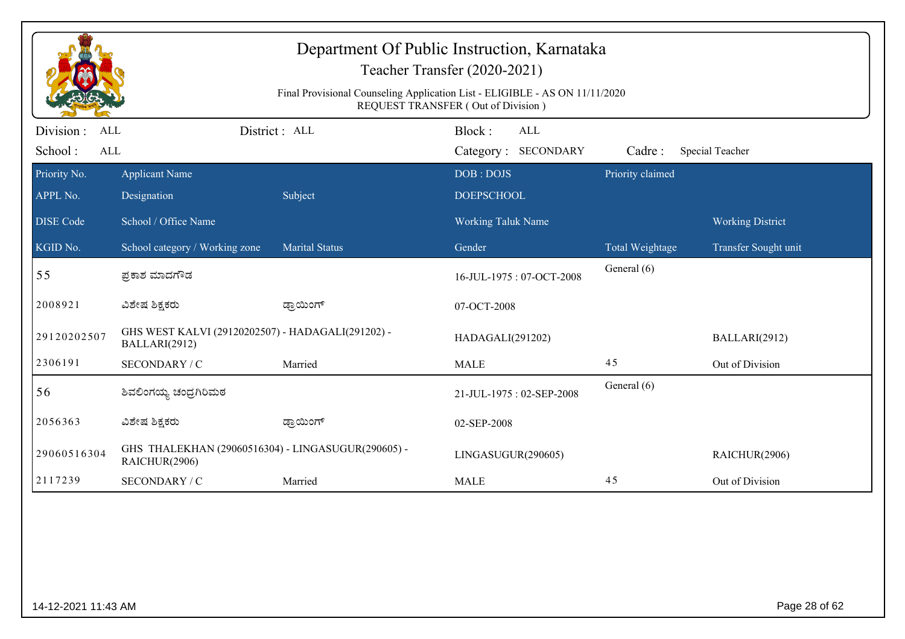# Department Of Public Instruction, Karnataka

## Teacher Transfer (2020-2021)

Final Provisional Counseling Application List - ELIGIBLE - AS ON 11/11/2020

REQUEST TRANSFER ( Out of Division )

Division : ALL | District : ALL | Block : ALL

School : ALL | Category : SECONDARY | Cadre : Special Teacher

| Priority No. | Applicant Name | | DOB : DOJS | Priority claimed | |
|---|---|---|---|---|---|
| APPL No. | Designation | Subject | DOEPSCHOOL | | |
| DISE Code | School / Office Name | | Working Taluk Name | | Working District |
| KGID No. | School category / Working zone | Marital Status | Gender | Total Weightage | Transfer Sought unit |
| 55 | ಪ್ರಕಾಶ ಮಾದಗೌಡ | | 16-JUL-1975 : 07-OCT-2008 | General (6) | |
| 2008921 | ವಿಶೇಷ ಶಿಕ್ಷಕರು | ಡ್ರಾಯಿಂಗ್ | 07-OCT-2008 | | |
| 29120202507 | GHS WEST KALVI (29120202507) - HADAGALI(291202) - BALLARI(2912) | | HADAGALI(291202) | | BALLARI(2912) |
| 2306191 | SECONDARY / C | Married | MALE | 45 | Out of Division |
| 56 | ಶಿವಲಿಂಗಯ್ಯ ಚಂದ್ರಗಿರಿಮಠ | | 21-JUL-1975 : 02-SEP-2008 | General (6) | |
| 2056363 | ವಿಶೇಷ ಶಿಕ್ಷಕರು | ಡ್ರಾಯಿಂಗ್ | 02-SEP-2008 | | |
| 29060516304 | GHS THALEKHAN (29060516304) - LINGASUGUR(290605) - RAICHUR(2906) | | LINGASUGUR(290605) | | RAICHUR(2906) |
| 2117239 | SECONDARY / C | Married | MALE | 45 | Out of Division |

14-12-2021 11:43 AM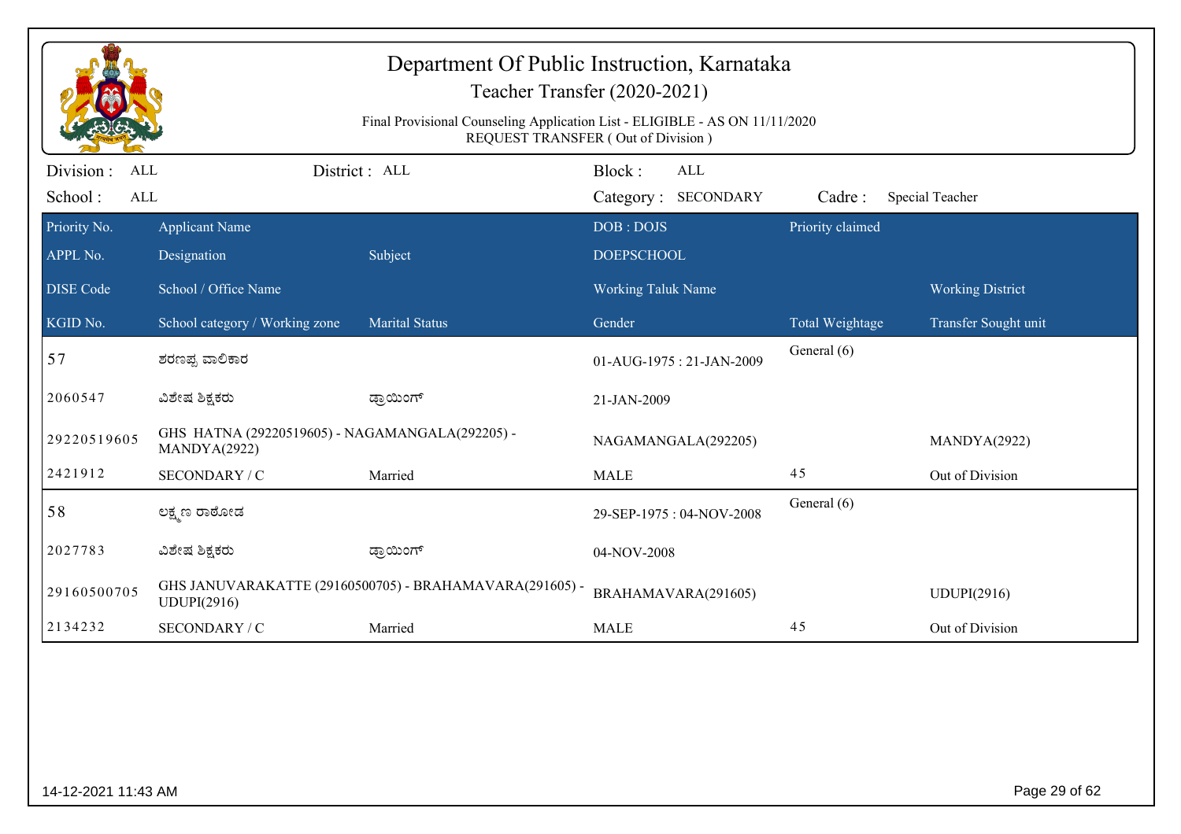# Department Of Public Instruction, Karnataka

## Teacher Transfer (2020-2021)

Final Provisional Counseling Application List - ELIGIBLE - AS ON 11/11/2020
REQUEST TRANSFER ( Out of Division )

Division : ALL | District : ALL | Block : ALL
School : ALL | Category : SECONDARY | Cadre : Special Teacher

| Priority No. / APPL No. / DISE Code / KGID No. | Applicant Name / Designation / School / Office Name / School category / Working zone | Subject / Marital Status | DOB : DOJS / DOEPSCHOOL / Working Taluk Name / Gender | Priority claimed / Total Weightage | Working District / Transfer Sought unit |
|---|---|---|---|---|---|
| 57 | ಶರಣಪ್ಪ ವಾಲಿಕಾರ | | 01-AUG-1975 : 21-JAN-2009 | General (6) | |
| 2060547 | ವಿಶೇಷ ಶಿಕ್ಷಕರು | ಡ್ರಾಯಿಂಗ್ | 21-JAN-2009 | | |
| 29220519605 | GHS HATNA (29220519605) - NAGAMANGALA(292205) - MANDYA(2922) | | NAGAMANGALA(292205) | | MANDYA(2922) |
| 2421912 | SECONDARY / C | Married | MALE | 45 | Out of Division |
| 58 | ಲಕ್ಷ್ಮಣ ರಾಠೋಡ | | 29-SEP-1975 : 04-NOV-2008 | General (6) | |
| 2027783 | ವಿಶೇಷ ಶಿಕ್ಷಕರು | ಡ್ರಾಯಿಂಗ್ | 04-NOV-2008 | | |
| 29160500705 | GHS JANUVARAKATTE (29160500705) - BRAHAMAVARA(291605) - UDUPI(2916) | | BRAHAMAVARA(291605) | | UDUPI(2916) |
| 2134232 | SECONDARY / C | Married | MALE | 45 | Out of Division |

14-12-2021 11:43 AM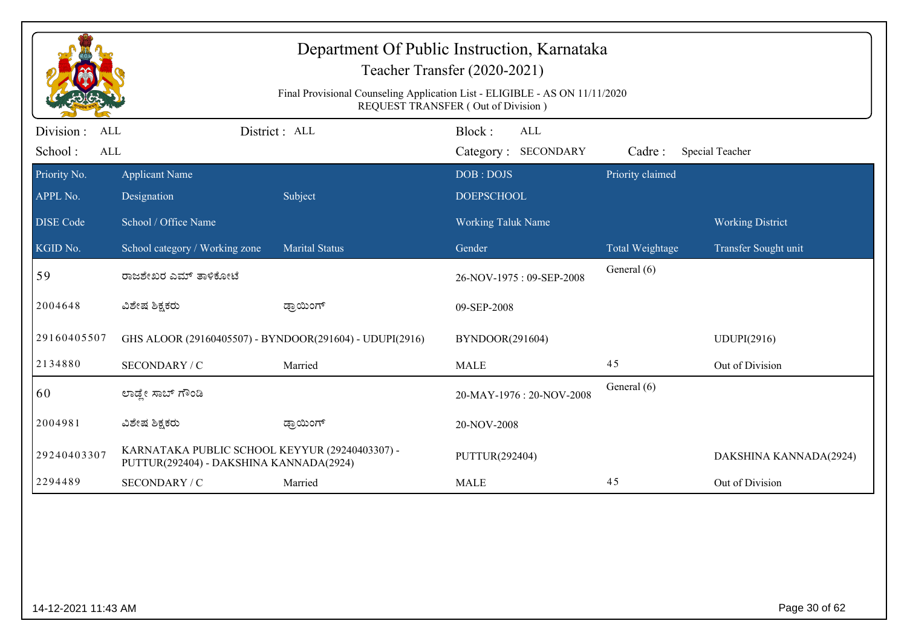# Department Of Public Instruction, Karnataka

## Teacher Transfer (2020-2021)

Final Provisional Counseling Application List - ELIGIBLE - AS ON 11/11/2020
REQUEST TRANSFER ( Out of Division )

| Division : ALL | District : ALL | Block : ALL | |
|---|---|---|---|
| School : ALL | | Category : SECONDARY | Cadre : Special Teacher |

| Priority No. / APPL No. / DISE Code / KGID No. | Applicant Name / Designation / School / Office Name / School category / Working zone | Subject / Marital Status | DOB : DOJS / DOEPSCHOOL / Working Taluk Name / Gender | Priority claimed / Total Weightage | Working District / Transfer Sought unit |
|---|---|---|---|---|---|
| 59 | ರಾಜಶೇಖರ ಎಮ್ ತಾಳಿಕೋಟೆ | | 26-NOV-1975 : 09-SEP-2008 | General (6) | |
| 2004648 | ವಿಶೇಷ ಶಿಕ್ಷಕರು | ಡ್ರಾಯಿಂಗ್ | 09-SEP-2008 | | |
| 29160405507 | GHS ALOOR (29160405507) - BYNDOOR(291604) - UDUPI(2916) | | BYNDOOR(291604) | | UDUPI(2916) |
| 2134880 | SECONDARY / C | Married | MALE | 45 | Out of Division |
| 60 | ಲಾಡ್ಲೇ ಸಾಬ್ ಗೌಂಡಿ | | 20-MAY-1976 : 20-NOV-2008 | General (6) | |
| 2004981 | ವಿಶೇಷ ಶಿಕ್ಷಕರು | ಡ್ರಾಯಿಂಗ್ | 20-NOV-2008 | | |
| 29240403307 | KARNATAKA PUBLIC SCHOOL KEYYUR (29240403307) - PUTTUR(292404) - DAKSHINA KANNADA(2924) | | PUTTUR(292404) | | DAKSHINA KANNADA(2924) |
| 2294489 | SECONDARY / C | Married | MALE | 45 | Out of Division |

14-12-2021 11:43 AM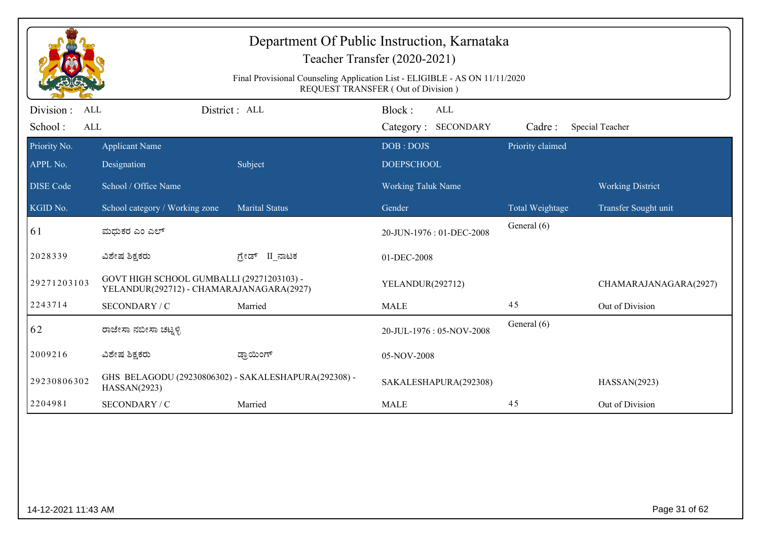# Department Of Public Instruction, Karnataka

## Teacher Transfer (2020-2021)

Final Provisional Counseling Application List - ELIGIBLE - AS ON 11/11/2020
REQUEST TRANSFER ( Out of Division )

Division : ALL | District : ALL | Block : ALL
School : ALL | Category : SECONDARY | Cadre : Special Teacher

| Priority No. / APPL No. / DISE Code / KGID No. | Applicant Name / Designation / School / Office Name / School category / Working zone | Subject / Marital Status | DOB : DOJS / DOEPSCHOOL / Working Taluk Name / Gender | Priority claimed / Total Weightage | Working District / Transfer Sought unit |
|---|---|---|---|---|---|
| 61 | ಮಧುಕರ ಎಂ ಎಲ್ | | 20-JUN-1976 : 01-DEC-2008 | General (6) | |
| 2028339 | ವಿಶೇಷ ಶಿಕ್ಷಕರು | ಗ್ರೇಡ್ II_ನಾಟಕ | 01-DEC-2008 | | |
| 29271203103 | GOVT HIGH SCHOOL GUMBALLI (29271203103) - YELANDUR(292712) - CHAMARAJANAGARA(2927) | | YELANDUR(292712) | | CHAMARAJANAGARA(2927) |
| 2243714 | SECONDARY / C | Married | MALE | 45 | Out of Division |
| 62 | ರಾಜೀಸಾ ನಬೀಸಾ ಚಟ್ನಳ್ಳಿ | | 20-JUL-1976 : 05-NOV-2008 | General (6) | |
| 2009216 | ವಿಶೇಷ ಶಿಕ್ಷಕರು | ಡ್ರಾಯಿಂಗ್ | 05-NOV-2008 | | |
| 29230806302 | GHS BELAGODU (29230806302) - SAKALESHAPURA(292308) - HASSAN(2923) | | SAKALESHAPURA(292308) | | HASSAN(2923) |
| 2204981 | SECONDARY / C | Married | MALE | 45 | Out of Division |

14-12-2021 11:43 AM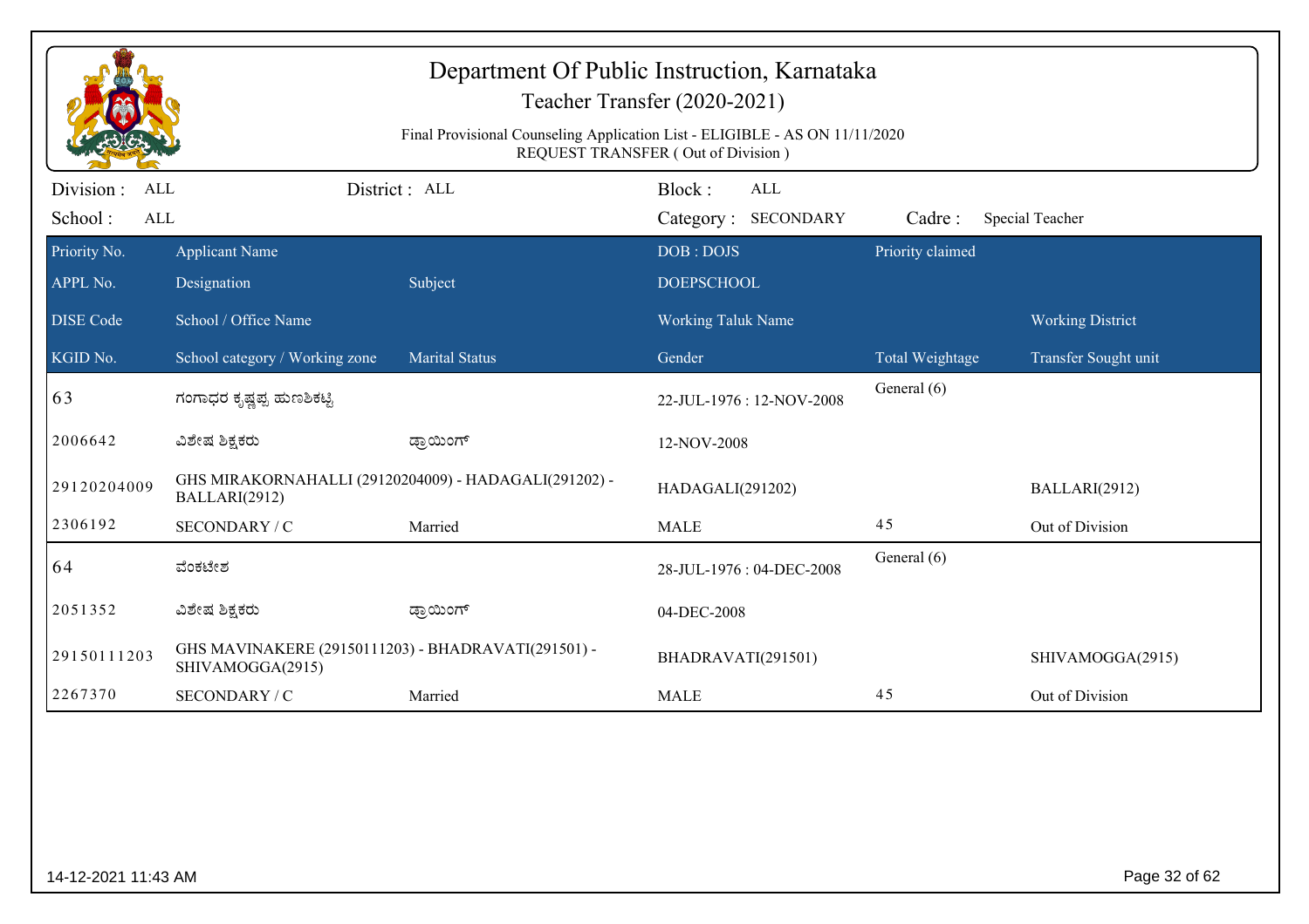# Department Of Public Instruction, Karnataka

## Teacher Transfer (2020-2021)

Final Provisional Counseling Application List - ELIGIBLE - AS ON 11/11/2020
REQUEST TRANSFER ( Out of Division )

Division : ALL | District : ALL | Block : ALL
School : ALL | Category : SECONDARY | Cadre : Special Teacher

| Priority No. / APPL No. / DISE Code / KGID No. | Applicant Name / Designation / School / Office Name / School category / Working zone | Subject / Marital Status | DOB : DOJS / DOEPSCHOOL / Working Taluk Name / Gender | Priority claimed / Total Weightage | Working District / Transfer Sought unit |
|---|---|---|---|---|---|
| 63 | ಗಂಗಾಧರ ಕೃಷ್ಣಪ್ಪ ಹುಣಶಿಕಟ್ಟಿ | | 22-JUL-1976 : 12-NOV-2008 | General (6) | |
| 2006642 | ವಿಶೇಷ ಶಿಕ್ಷಕರು | ಡ್ರಾಯಿಂಗ್ | 12-NOV-2008 | | |
| 29120204009 | GHS MIRAKORNAHALLI (29120204009) - HADAGALI(291202) - BALLARI(2912) | | HADAGALI(291202) | | BALLARI(2912) |
| 2306192 | SECONDARY / C | Married | MALE | 45 | Out of Division |
| 64 | ವೆಂಕಟೇಶ | | 28-JUL-1976 : 04-DEC-2008 | General (6) | |
| 2051352 | ವಿಶೇಷ ಶಿಕ್ಷಕರು | ಡ್ರಾಯಿಂಗ್ | 04-DEC-2008 | | |
| 29150111203 | GHS MAVINAKERE (29150111203) - BHADRAVATI(291501) - SHIVAMOGGA(2915) | | BHADRAVATI(291501) | | SHIVAMOGGA(2915) |
| 2267370 | SECONDARY / C | Married | MALE | 45 | Out of Division |

14-12-2021 11:43 AM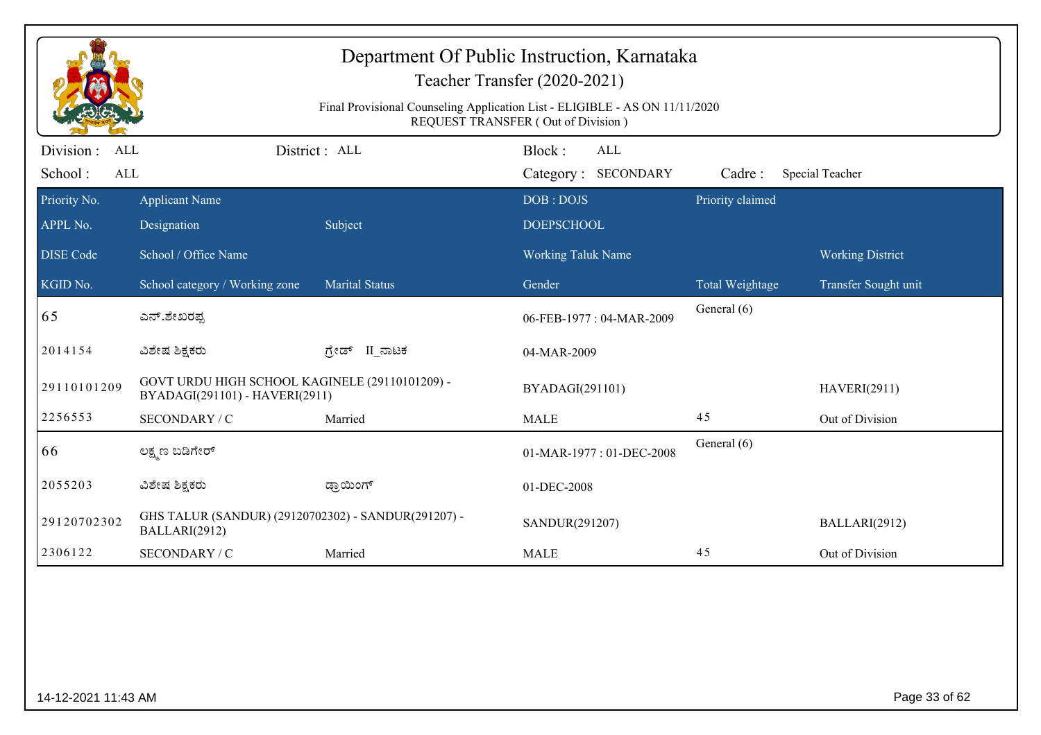# Department Of Public Instruction, Karnataka

## Teacher Transfer (2020-2021)

Final Provisional Counseling Application List - ELIGIBLE - AS ON 11/11/2020
REQUEST TRANSFER ( Out of Division )

Division : ALL  District : ALL  Block : ALL
School : ALL  Category : SECONDARY  Cadre : Special Teacher

| Priority No. / APPL No. / DISE Code / KGID No. | Applicant Name / Designation / School / Office Name / School category / Working zone | Subject / Marital Status | DOB : DOJS / DOEPSCHOOL / Working Taluk Name / Gender | Priority claimed / Total Weightage | Working District / Transfer Sought unit |
|---|---|---|---|---|---|
| 65 | ಎನ್.ಶೇಖರಪ್ಪ | | 06-FEB-1977 : 04-MAR-2009 | General (6) | |
| 2014154 | ವಿಶೇಷ ಶಿಕ್ಷಕರು | ಗ್ರೇಡ್ II_ನಾಟಕ | 04-MAR-2009 | | |
| 29110101209 | GOVT URDU HIGH SCHOOL KAGINELE (29110101209) - BYADAGI(291101) - HAVERI(2911) | | BYADAGI(291101) | | HAVERI(2911) |
| 2256553 | SECONDARY / C | Married | MALE | 45 | Out of Division |
| 66 | ಲಕ್ಷ್ಮಣ ಬಡಿಗೇರ್ | | 01-MAR-1977 : 01-DEC-2008 | General (6) | |
| 2055203 | ವಿಶೇಷ ಶಿಕ್ಷಕರು | ಡ್ರಾಯಿಂಗ್ | 01-DEC-2008 | | |
| 29120702302 | GHS TALUR (SANDUR) (29120702302) - SANDUR(291207) - BALLARI(2912) | | SANDUR(291207) | | BALLARI(2912) |
| 2306122 | SECONDARY / C | Married | MALE | 45 | Out of Division |

14-12-2021 11:43 AM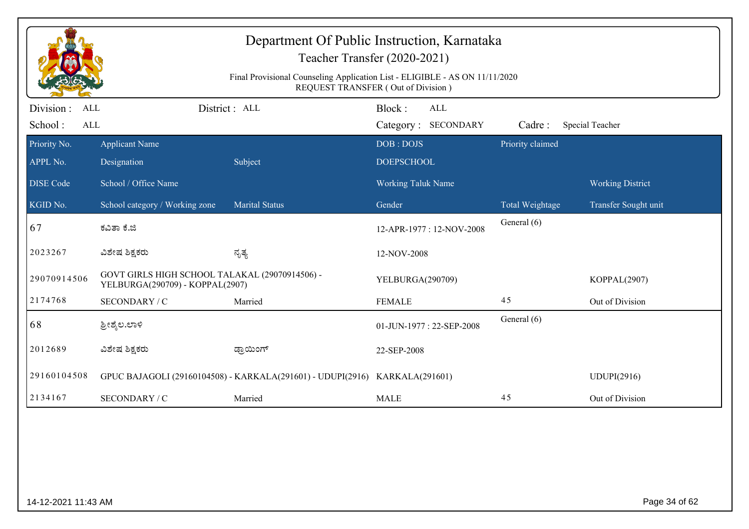# Department Of Public Instruction, Karnataka

## Teacher Transfer (2020-2021)

Final Provisional Counseling Application List - ELIGIBLE - AS ON 11/11/2020
REQUEST TRANSFER ( Out of Division )

Division : ALL | District : ALL | Block : ALL
School : ALL | Category : SECONDARY | Cadre : Special Teacher

| Priority No. / APPL No. / DISE Code / KGID No. | Applicant Name / Designation / School / Office Name / School category / Working zone | Subject / Marital Status | DOB : DOJS / DOEPSCHOOL / Working Taluk Name / Gender | Priority claimed / Total Weightage | Working District / Transfer Sought unit |
|---|---|---|---|---|---|
| 67 | ಕವಿತಾ ಕೆ.ಜಿ | | 12-APR-1977 : 12-NOV-2008 | General (6) | |
| 2023267 | ವಿಶೇಷ ಶಿಕ್ಷಕರು | ನೃತ್ಯ | 12-NOV-2008 | | |
| 29070914506 | GOVT GIRLS HIGH SCHOOL TALAKAL (29070914506) - YELBURGA(290709) - KOPPAL(2907) | | YELBURGA(290709) | | KOPPAL(2907) |
| 2174768 | SECONDARY / C | Married | FEMALE | 45 | Out of Division |
| 68 | ಶ್ರೀಶೈಲ.ಲಾಳಿ | | 01-JUN-1977 : 22-SEP-2008 | General (6) | |
| 2012689 | ವಿಶೇಷ ಶಿಕ್ಷಕರು | ಡ್ರಾಯಿಂಗ್ | 22-SEP-2008 | | |
| 29160104508 | GPUC BAJAGOLI (29160104508) - KARKALA(291601) - UDUPI(2916) | | KARKALA(291601) | | UDUPI(2916) |
| 2134167 | SECONDARY / C | Married | MALE | 45 | Out of Division |

14-12-2021 11:43 AM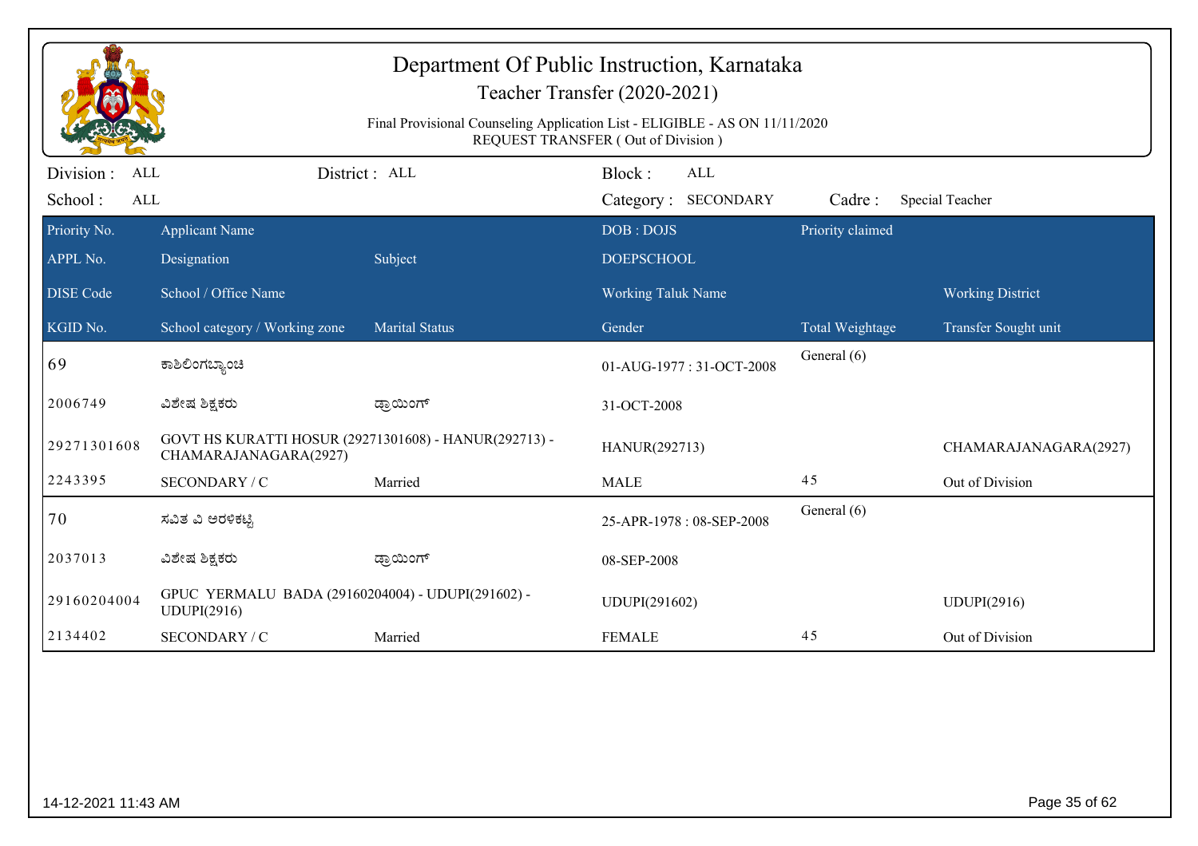# Department Of Public Instruction, Karnataka

## Teacher Transfer (2020-2021)

Final Provisional Counseling Application List - ELIGIBLE - AS ON 11/11/2020

REQUEST TRANSFER ( Out of Division )

Division : ALL | District : ALL | Block : ALL

School : ALL | Category : SECONDARY | Cadre : Special Teacher

| Priority No. / APPL No. / DISE Code / KGID No. | Applicant Name / Designation / School / Office Name / School category / Working zone | Subject / Marital Status | DOB : DOJS / DOEPSCHOOL / Working Taluk Name / Gender | Priority claimed / Total Weightage | Working District / Transfer Sought unit |
|---|---|---|---|---|---|
| 69 | ಕಾಶಿಲಿಂಗಬ್ಯಾಂಚಿ | | 01-AUG-1977 : 31-OCT-2008 | General (6) | |
| 2006749 | ವಿಶೇಷ ಶಿಕ್ಷಕರು | ಡ್ರಾಯಿಂಗ್ | 31-OCT-2008 | | |
| 29271301608 | GOVT HS KURATTI HOSUR (29271301608) - HANUR(292713) - CHAMARAJANAGARA(2927) | | HANUR(292713) | | CHAMARAJANAGARA(2927) |
| 2243395 | SECONDARY / C | Married | MALE | 45 | Out of Division |
| 70 | ಸವಿತ ವಿ ಆರಳಿಕಟ್ಟಿ | | 25-APR-1978 : 08-SEP-2008 | General (6) | |
| 2037013 | ವಿಶೇಷ ಶಿಕ್ಷಕರು | ಡ್ರಾಯಿಂಗ್ | 08-SEP-2008 | | |
| 29160204004 | GPUC YERMALU BADA (29160204004) - UDUPI(291602) - UDUPI(2916) | | UDUPI(291602) | | UDUPI(2916) |
| 2134402 | SECONDARY / C | Married | FEMALE | 45 | Out of Division |

14-12-2021 11:43 AM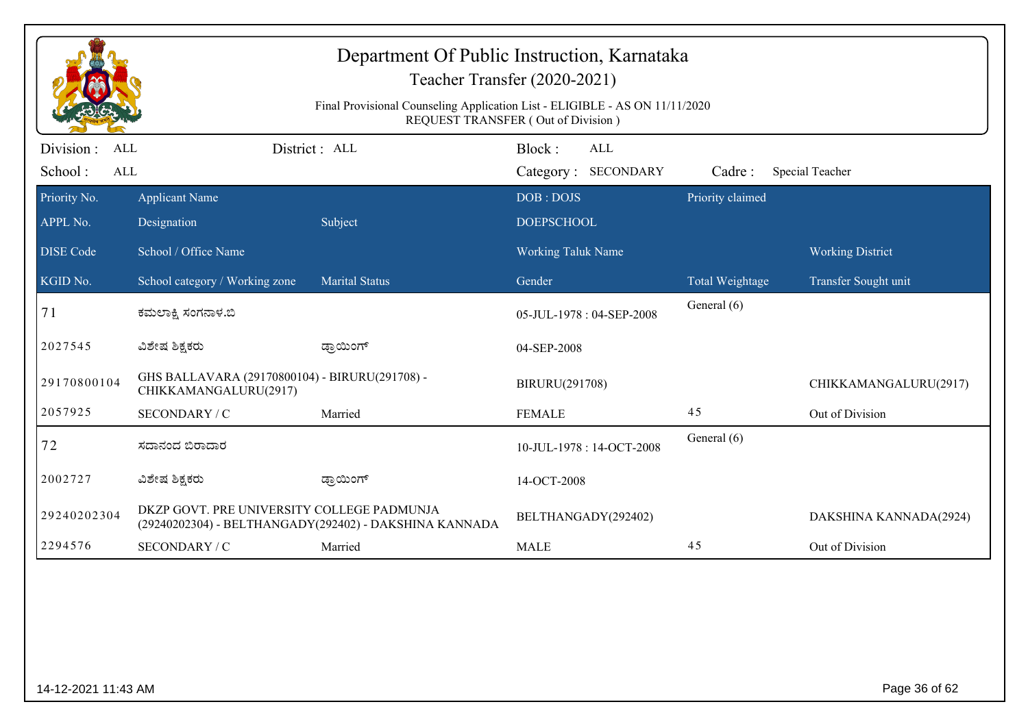# Department Of Public Instruction, Karnataka

## Teacher Transfer (2020-2021)

Final Provisional Counseling Application List - ELIGIBLE - AS ON 11/11/2020
REQUEST TRANSFER ( Out of Division )

Division : ALL | District : ALL | Block : ALL
School : ALL | Category : SECONDARY | Cadre : Special Teacher

| Priority No. / APPL No. / DISE Code / KGID No. | Applicant Name / Designation / School / Office Name / School category / Working zone | Subject / Marital Status | DOB : DOJS / DOEPSCHOOL / Working Taluk Name / Gender | Priority claimed / Total Weightage | Working District / Transfer Sought unit |
|---|---|---|---|---|---|
| 71 | ಕಮಲಾಕ್ಷಿ ಸಂಗನಾಳ.ಬಿ | | 05-JUL-1978 : 04-SEP-2008 | General (6) | |
| 2027545 | ವಿಶೇಷ ಶಿಕ್ಷಕರು | ಡ್ರಾಯಿಂಗ್ | 04-SEP-2008 | | |
| 29170800104 | GHS BALLAVARA (29170800104) - BIRURU(291708) - CHIKKAMANGALURU(2917) | | BIRURU(291708) | | CHIKKAMANGALURU(2917) |
| 2057925 | SECONDARY / C | Married | FEMALE | 45 | Out of Division |
| 72 | ಸದಾನಂದ ಬಿರಾದಾರ | | 10-JUL-1978 : 14-OCT-2008 | General (6) | |
| 2002727 | ವಿಶೇಷ ಶಿಕ್ಷಕರು | ಡ್ರಾಯಿಂಗ್ | 14-OCT-2008 | | |
| 29240202304 | DKZP GOVT. PRE UNIVERSITY COLLEGE PADMUNJA (29240202304) - BELTHANGADY(292402) - DAKSHINA KANNADA | | BELTHANGADY(292402) | | DAKSHINA KANNADA(2924) |
| 2294576 | SECONDARY / C | Married | MALE | 45 | Out of Division |

14-12-2021 11:43 AM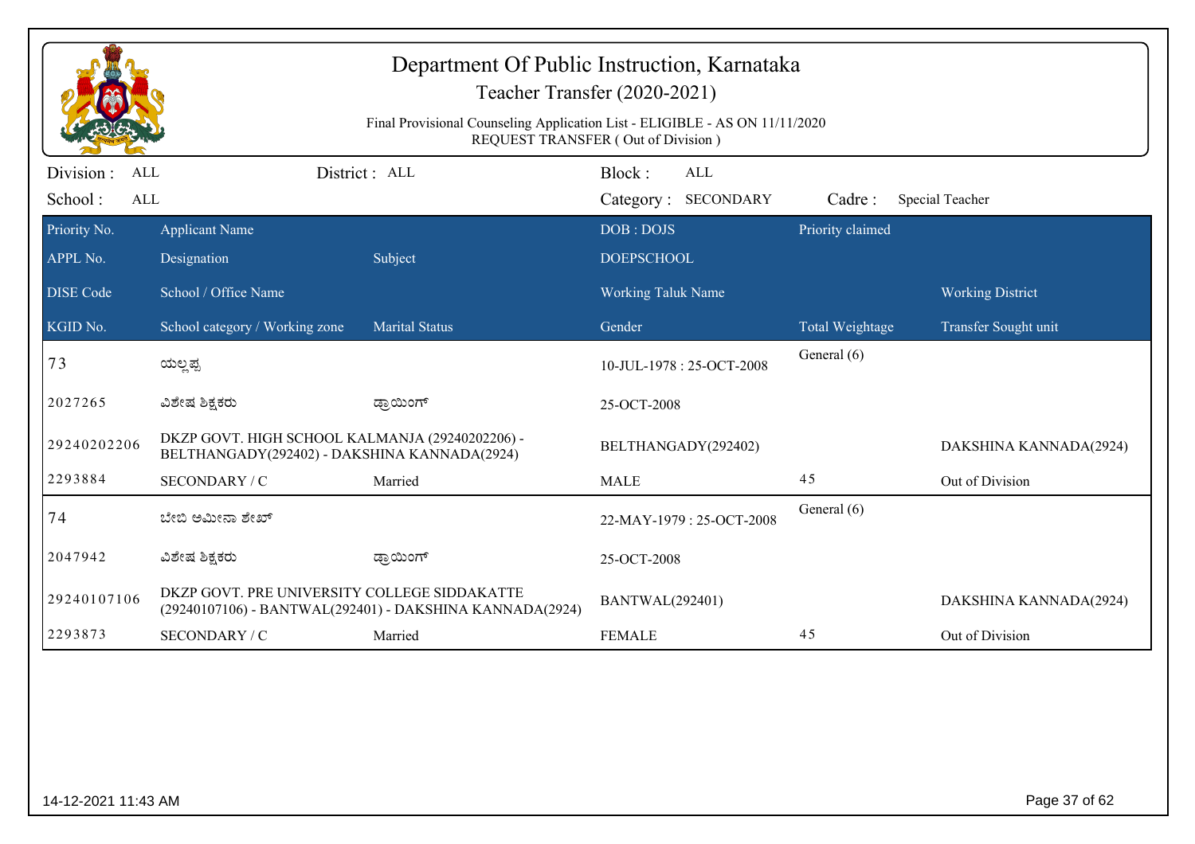# Department Of Public Instruction, Karnataka

## Teacher Transfer (2020-2021)

Final Provisional Counseling Application List - ELIGIBLE - AS ON 11/11/2020
REQUEST TRANSFER ( Out of Division )

Division : ALL　　District : ALL　　Block : ALL
School : ALL　　Category : SECONDARY　　Cadre : Special Teacher

| Priority No. / APPL No. / DISE Code / KGID No. | Applicant Name / Designation / School / Office Name / School category / Working zone | Subject / Marital Status | DOB : DOJS / DOEPSCHOOL / Working Taluk Name / Gender | Priority claimed / Total Weightage | Working District / Transfer Sought unit |
|---|---|---|---|---|---|
| 73 | ಯಲ್ಲಪ್ಪ | | 10-JUL-1978 : 25-OCT-2008 | General (6) | |
| 2027265 | ವಿಶೇಷ ಶಿಕ್ಷಕರು | ಡ್ರಾಯಿಂಗ್ | 25-OCT-2008 | | |
| 29240202206 | DKZP GOVT. HIGH SCHOOL KALMANJA (29240202206) - BELTHANGADY(292402) - DAKSHINA KANNADA(2924) | | BELTHANGADY(292402) | | DAKSHINA KANNADA(2924) |
| 2293884 | SECONDARY / C | Married | MALE | 45 | Out of Division |
| 74 | ಬೇಬಿ ಅಮೀನಾ ಶೇಖ್ | | 22-MAY-1979 : 25-OCT-2008 | General (6) | |
| 2047942 | ವಿಶೇಷ ಶಿಕ್ಷಕರು | ಡ್ರಾಯಿಂಗ್ | 25-OCT-2008 | | |
| 29240107106 | DKZP GOVT. PRE UNIVERSITY COLLEGE SIDDAKATTE (29240107106) - BANTWAL(292401) - DAKSHINA KANNADA(2924) | | BANTWAL(292401) | | DAKSHINA KANNADA(2924) |
| 2293873 | SECONDARY / C | Married | FEMALE | 45 | Out of Division |

14-12-2021 11:43 AM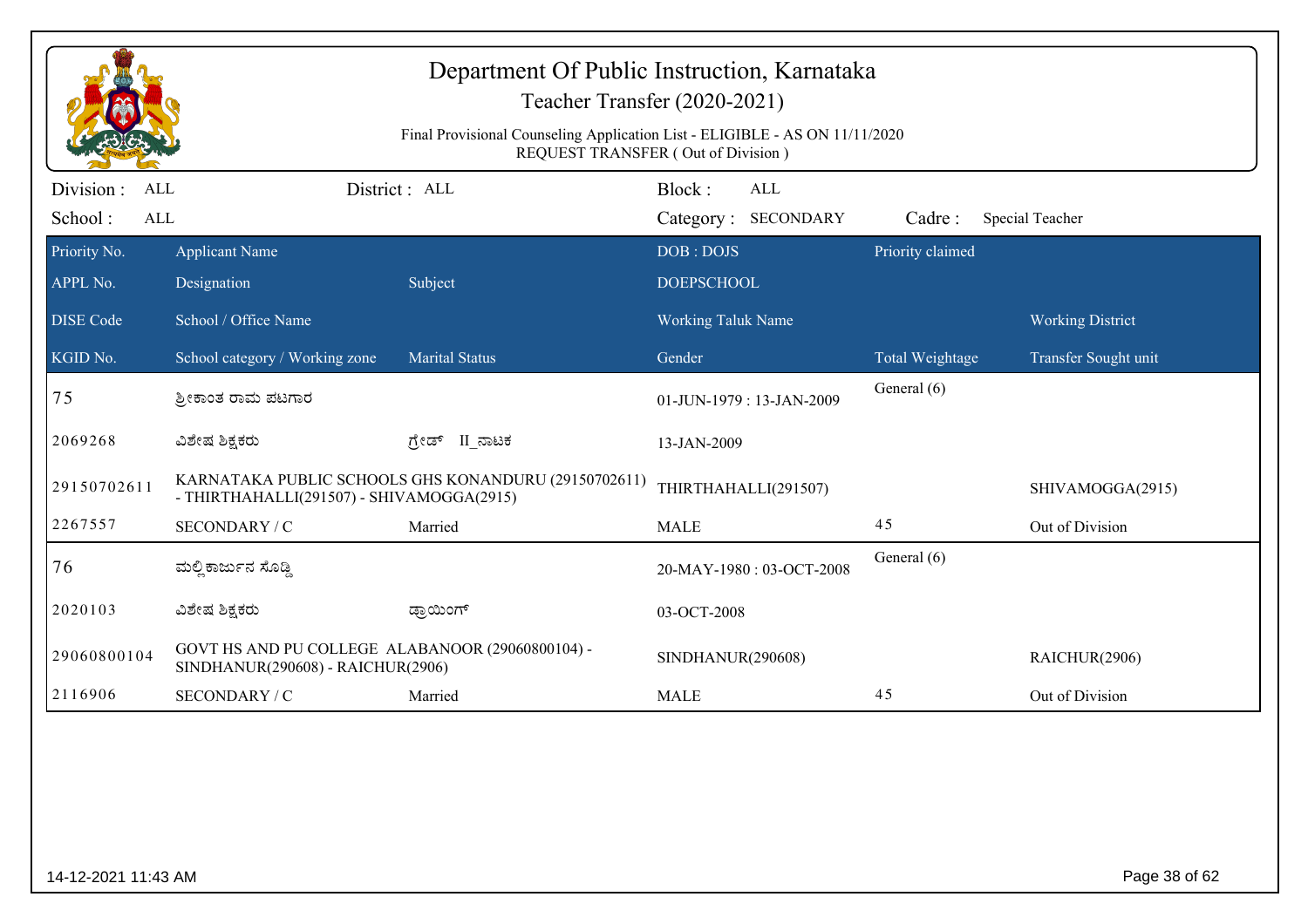# Department Of Public Instruction, Karnataka

## Teacher Transfer (2020-2021)

Final Provisional Counseling Application List - ELIGIBLE - AS ON 11/11/2020

REQUEST TRANSFER ( Out of Division )

Division : ALL　　District : ALL　　Block : ALL

School : ALL　　Category : SECONDARY　　Cadre : Special Teacher

| Priority No. | Applicant Name | | DOB : DOJS | Priority claimed | |
|---|---|---|---|---|---|
| APPL No. | Designation | Subject | DOEPSCHOOL | | |
| DISE Code | School / Office Name | | Working Taluk Name | | Working District |
| KGID No. | School category / Working zone | Marital Status | Gender | Total Weightage | Transfer Sought unit |
| 75 | ಶ್ರೀಕಾಂತ ರಾಮ ಪಟಗಾರ | | 01-JUN-1979 : 13-JAN-2009 | General (6) | |
| 2069268 | ವಿಶೇಷ ಶಿಕ್ಷಕರು | ಗ್ರೇಡ್ II_ನಾಟಕ | 13-JAN-2009 | | |
| 29150702611 | KARNATAKA PUBLIC SCHOOLS GHS KONANDURU (29150702611) - THIRTHAHALLI(291507) - SHIVAMOGGA(2915) | | THIRTHAHALLI(291507) | | SHIVAMOGGA(2915) |
| 2267557 | SECONDARY / C | Married | MALE | 45 | Out of Division |
| 76 | ಮಲ್ಲಿಕಾರ್ಜುನ ಸೊಡ್ಡಿ | | 20-MAY-1980 : 03-OCT-2008 | General (6) | |
| 2020103 | ವಿಶೇಷ ಶಿಕ್ಷಕರು | ಡ್ರಾಯಿಂಗ್ | 03-OCT-2008 | | |
| 29060800104 | GOVT HS AND PU COLLEGE ALABANOOR (29060800104) - SINDHANUR(290608) - RAICHUR(2906) | | SINDHANUR(290608) | | RAICHUR(2906) |
| 2116906 | SECONDARY / C | Married | MALE | 45 | Out of Division |

14-12-2021 11:43 AM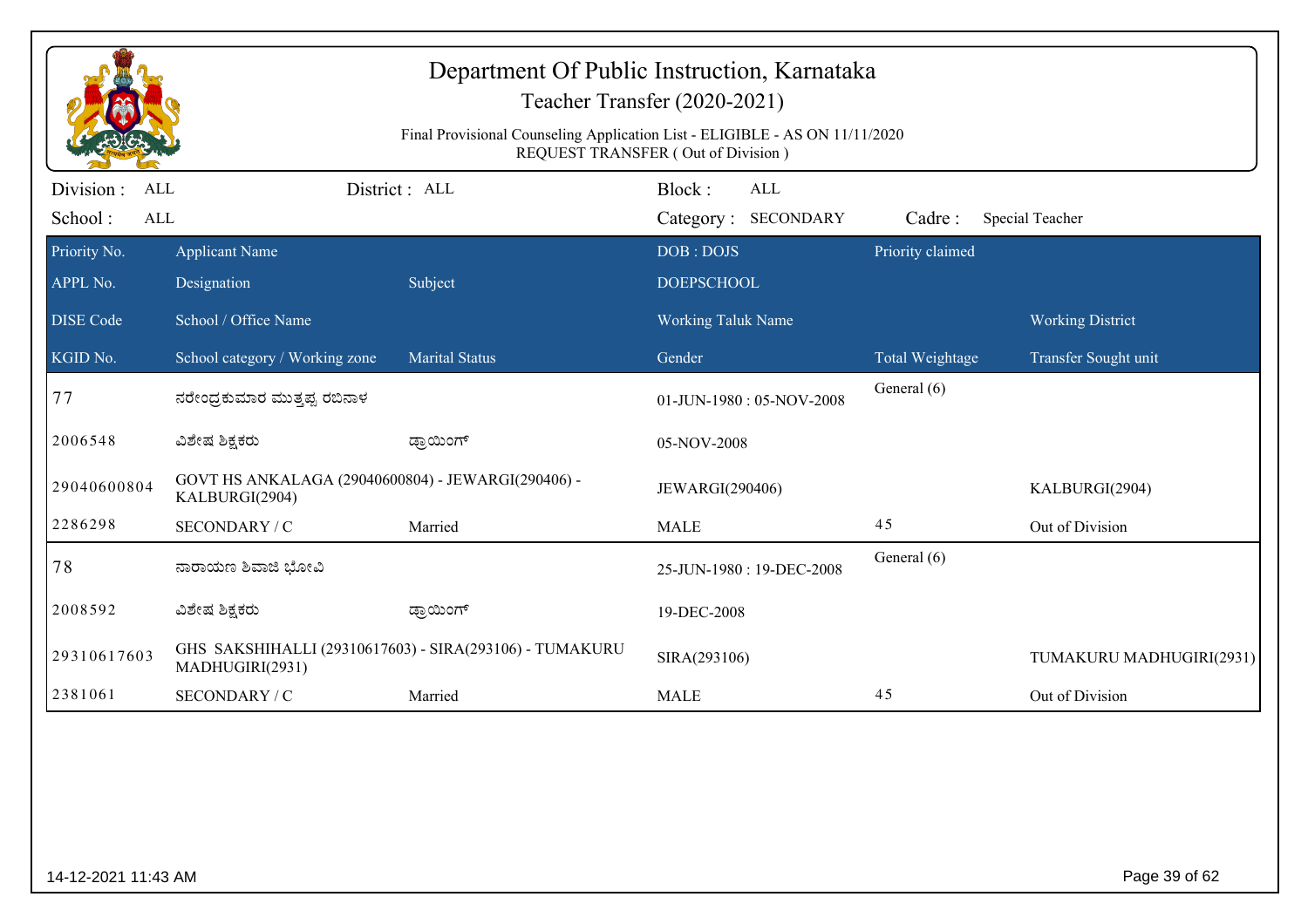# Department Of Public Instruction, Karnataka

## Teacher Transfer (2020-2021)

Final Provisional Counseling Application List - ELIGIBLE - AS ON 11/11/2020
REQUEST TRANSFER ( Out of Division )

Division : ALL | District : ALL | Block : ALL
School : ALL | Category : SECONDARY | Cadre : Special Teacher

| Priority No. / APPL No. / DISE Code / KGID No. | Applicant Name / Designation / School / Office Name / School category / Working zone | Subject / Marital Status | DOB : DOJS / DOEPSCHOOL / Working Taluk Name / Gender | Priority claimed / Total Weightage | Working District / Transfer Sought unit |
|---|---|---|---|---|---|
| 77 | ನರೇಂದ್ರಕುಮಾರ ಮುತ್ತಪ್ಪ ರಬಿನಾಳ | | 01-JUN-1980 : 05-NOV-2008 | General (6) | |
| 2006548 | ವಿಶೇಷ ಶಿಕ್ಷಕರು | ಡ್ರಾಯಿಂಗ್ | 05-NOV-2008 | | |
| 29040600804 | GOVT HS ANKALAGA (29040600804) - JEWARGI(290406) - KALBURGI(2904) | | JEWARGI(290406) | | KALBURGI(2904) |
| 2286298 | SECONDARY / C | Married | MALE | 45 | Out of Division |
| 78 | ನಾರಾಯಣ ಶಿವಾಜಿ ಭೋವಿ | | 25-JUN-1980 : 19-DEC-2008 | General (6) | |
| 2008592 | ವಿಶೇಷ ಶಿಕ್ಷಕರು | ಡ್ರಾಯಿಂಗ್ | 19-DEC-2008 | | |
| 29310617603 | GHS SAKSHIHALLI (29310617603) - SIRA(293106) - TUMAKURU MADHUGIRI(2931) | | SIRA(293106) | | TUMAKURU MADHUGIRI(2931) |
| 2381061 | SECONDARY / C | Married | MALE | 45 | Out of Division |

14-12-2021 11:43 AM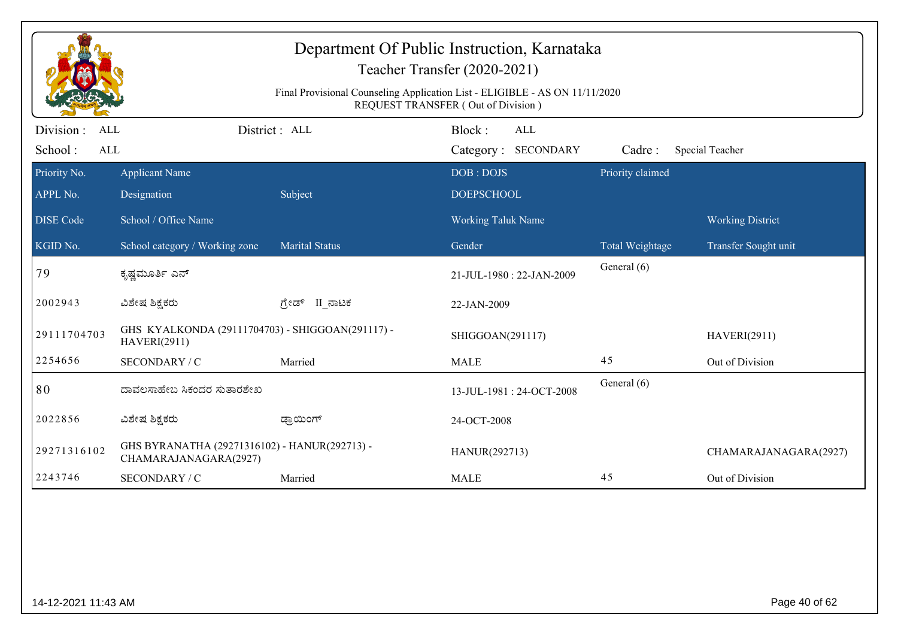# Department Of Public Instruction, Karnataka

## Teacher Transfer (2020-2021)

Final Provisional Counseling Application List - ELIGIBLE - AS ON 11/11/2020
REQUEST TRANSFER ( Out of Division )

Division : ALL | District : ALL | Block : ALL
School : ALL | Category : SECONDARY | Cadre : Special Teacher

| Priority No. / APPL No. / DISE Code / KGID No. | Applicant Name / Designation / School / Office Name / School category / Working zone | Subject / Marital Status | DOB : DOJS / DOEPSCHOOL / Working Taluk Name / Gender | Priority claimed / Total Weightage | Working District / Transfer Sought unit |
|---|---|---|---|---|---|
| 79 | ಕೃಷ್ಣಮೂರ್ತಿ ಎನ್ | | 21-JUL-1980 : 22-JAN-2009 | General (6) | |
| 2002943 | ವಿಶೇಷ ಶಿಕ್ಷಕರು | ಗ್ರೇಡ್ II_ನಾಟಕ | 22-JAN-2009 | | |
| 29111704703 | GHS KYALKONDA (29111704703) - SHIGGOAN(291117) - HAVERI(2911) | | SHIGGOAN(291117) | | HAVERI(2911) |
| 2254656 | SECONDARY / C | Married | MALE | 45 | Out of Division |
| 80 | ದಾವಲಸಾಹೇಬ ಸಿಕಂದರ ಸುತಾರಶೇಖ | | 13-JUL-1981 : 24-OCT-2008 | General (6) | |
| 2022856 | ವಿಶೇಷ ಶಿಕ್ಷಕರು | ಡ್ರಾಯಿಂಗ್ | 24-OCT-2008 | | |
| 29271316102 | GHS BYRANATHA (29271316102) - HANUR(292713) - CHAMARAJANAGARA(2927) | | HANUR(292713) | | CHAMARAJANAGARA(2927) |
| 2243746 | SECONDARY / C | Married | MALE | 45 | Out of Division |

14-12-2021 11:43 AM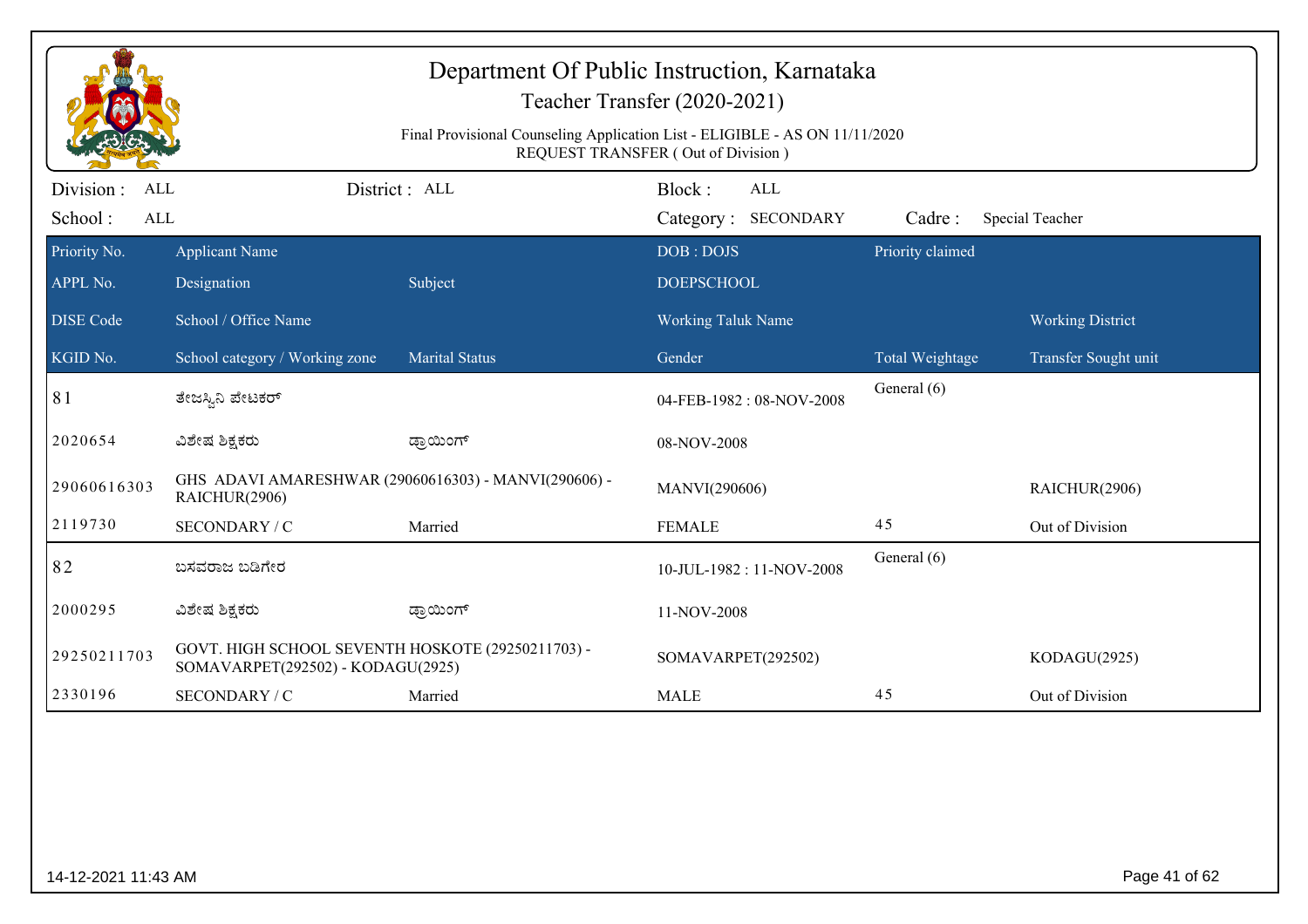# Department Of Public Instruction, Karnataka

## Teacher Transfer (2020-2021)

Final Provisional Counseling Application List - ELIGIBLE - AS ON 11/11/2020
REQUEST TRANSFER ( Out of Division )

Division : ALL | District : ALL | Block : ALL
School : ALL | Category : SECONDARY | Cadre : Special Teacher

| Priority No. / APPL No. / DISE Code / KGID No. | Applicant Name / Designation / School / Office Name / School category / Working zone | Subject / Marital Status | DOB : DOJS / DOEPSCHOOL / Working Taluk Name / Gender | Priority claimed / Total Weightage | Working District / Transfer Sought unit |
|---|---|---|---|---|---|
| 81 | ತೇಜಸ್ವಿನಿ ಪೇಟಕರ್ | | 04-FEB-1982 : 08-NOV-2008 | General (6) | |
| 2020654 | ವಿಶೇಷ ಶಿಕ್ಷಕರು | ಡ್ರಾಯಿಂಗ್ | 08-NOV-2008 | | |
| 29060616303 | GHS ADAVI AMARESHWAR (29060616303) - MANVI(290606) - RAICHUR(2906) | | MANVI(290606) | | RAICHUR(2906) |
| 2119730 | SECONDARY / C | Married | FEMALE | 45 | Out of Division |
| 82 | ಬಸವರಾಜ ಬಡಿಗೇರ | | 10-JUL-1982 : 11-NOV-2008 | General (6) | |
| 2000295 | ವಿಶೇಷ ಶಿಕ್ಷಕರು | ಡ್ರಾಯಿಂಗ್ | 11-NOV-2008 | | |
| 29250211703 | GOVT. HIGH SCHOOL SEVENTH HOSKOTE (29250211703) - SOMAVARPET(292502) - KODAGU(2925) | | SOMAVARPET(292502) | | KODAGU(2925) |
| 2330196 | SECONDARY / C | Married | MALE | 45 | Out of Division |

14-12-2021 11:43 AM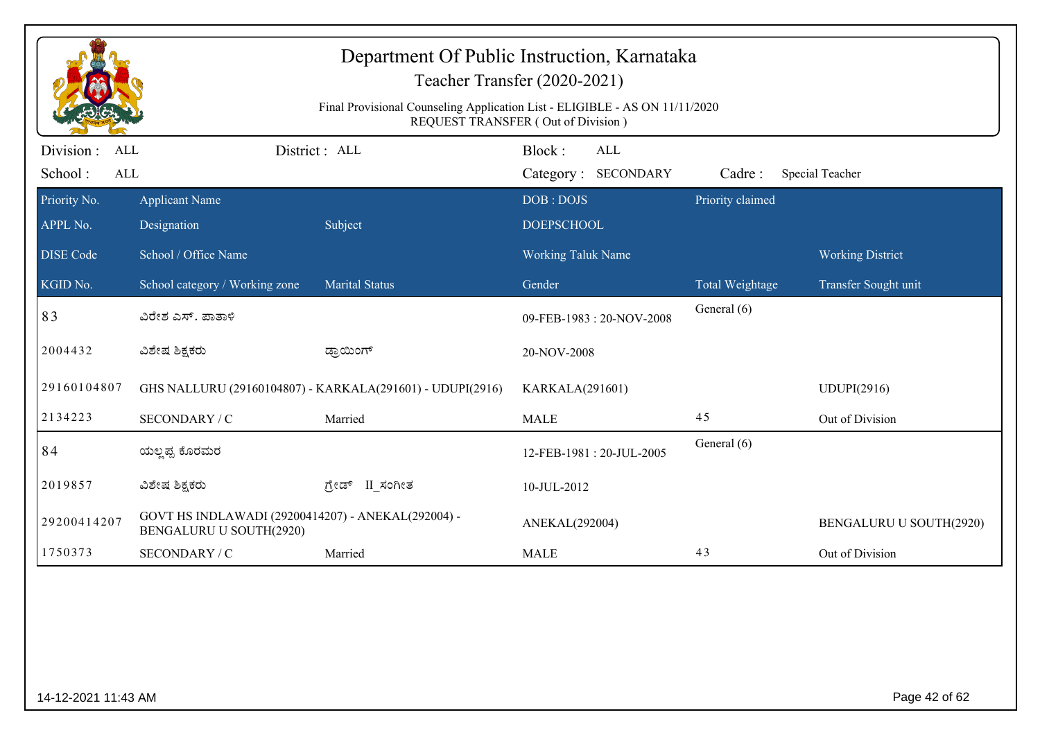# Department Of Public Instruction, Karnataka

Teacher Transfer (2020-2021)

Final Provisional Counseling Application List - ELIGIBLE - AS ON 11/11/2020

REQUEST TRANSFER ( Out of Division )

Division : ALL | District : ALL | Block : ALL

School : ALL | Category : SECONDARY | Cadre : Special Teacher

| Priority No. / APPL No. / DISE Code / KGID No. | Applicant Name / Designation / School / Office Name / School category / Working zone | Subject / Marital Status | DOB : DOJS / DOEPSCHOOL / Working Taluk Name / Gender | Priority claimed / Total Weightage | Working District / Transfer Sought unit |
|---|---|---|---|---|---|
| 83 | ವಿರೇಶ ಎಸ್. ಪಾತಾಳಿ | | 09-FEB-1983 : 20-NOV-2008 | General (6) | |
| 2004432 | ವಿಶೇಷ ಶಿಕ್ಷಕರು | ಡ್ರಾಯಿಂಗ್ | 20-NOV-2008 | | |
| 29160104807 | GHS NALLURU (29160104807) - KARKALA(291601) - UDUPI(2916) | | KARKALA(291601) | | UDUPI(2916) |
| 2134223 | SECONDARY / C | Married | MALE | 45 | Out of Division |
| 84 | ಯಲ್ಲಪ್ಪ ಕೊರಮರ | | 12-FEB-1981 : 20-JUL-2005 | General (6) | |
| 2019857 | ವಿಶೇಷ ಶಿಕ್ಷಕರು | ಗ್ರೇಡ್ II_ಸಂಗೀತ | 10-JUL-2012 | | |
| 29200414207 | GOVT HS INDLAWADI (29200414207) - ANEKAL(292004) - BENGALURU U SOUTH(2920) | | ANEKAL(292004) | | BENGALURU U SOUTH(2920) |
| 1750373 | SECONDARY / C | Married | MALE | 43 | Out of Division |

14-12-2021 11:43 AM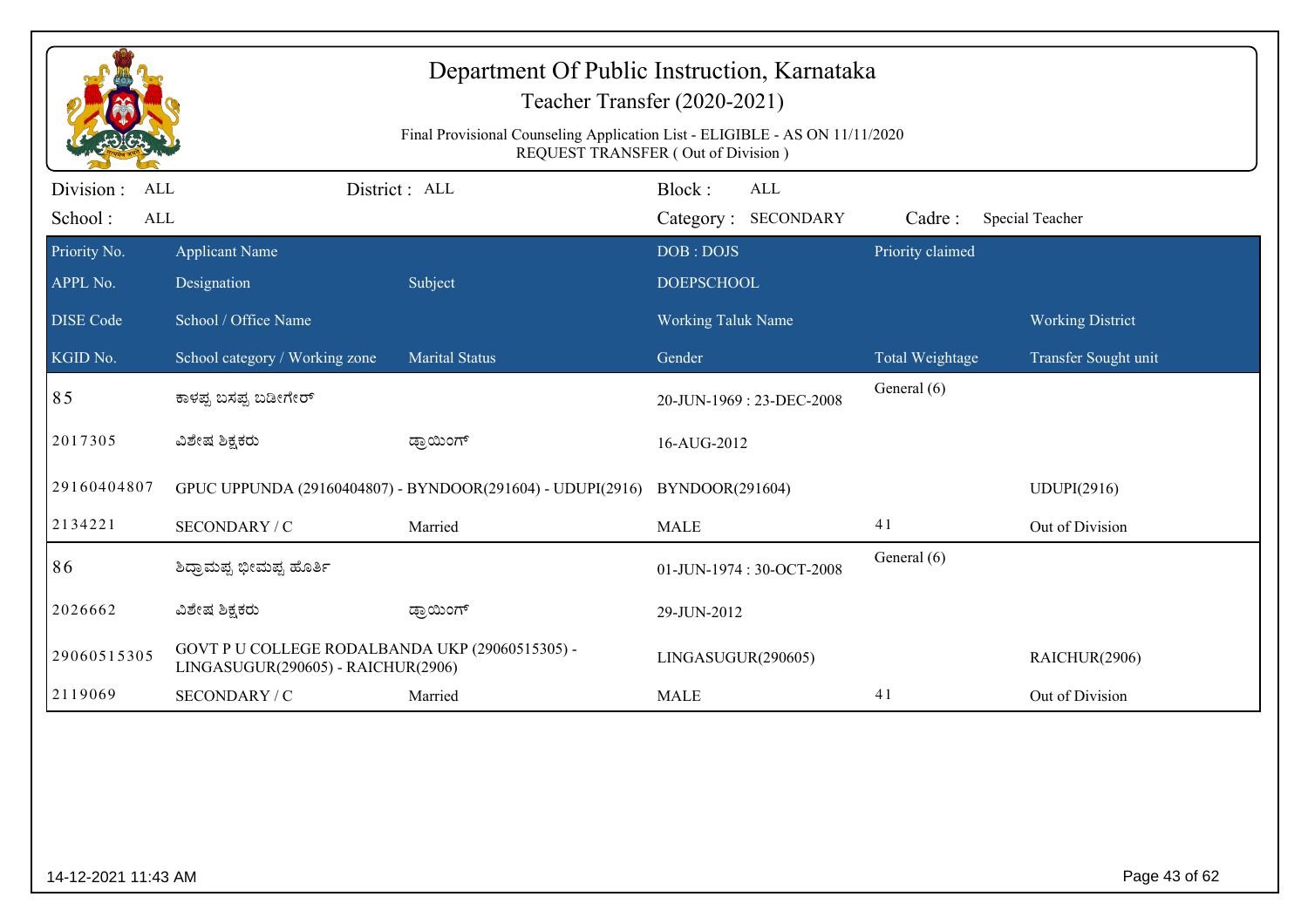# Department Of Public Instruction, Karnataka

## Teacher Transfer (2020-2021)

Final Provisional Counseling Application List - ELIGIBLE - AS ON 11/11/2020
REQUEST TRANSFER ( Out of Division )

Division : ALL | District : ALL | Block : ALL
School : ALL | Category : SECONDARY | Cadre : Special Teacher

| Priority No. | Applicant Name | | DOB : DOJS | Priority claimed | |
|---|---|---|---|---|---|
| APPL No. | Designation | Subject | DOEPSCHOOL | | |
| DISE Code | School / Office Name | | Working Taluk Name | | Working District |
| KGID No. | School category / Working zone | Marital Status | Gender | Total Weightage | Transfer Sought unit |
| 85 | ಕಾಳಪ್ಪ ಬಸಪ್ಪ ಬಡೀಗೇರ್ | | 20-JUN-1969 : 23-DEC-2008 | General (6) | |
| 2017305 | ವಿಶೇಷ ಶಿಕ್ಷಕರು | ಡ್ರಾಯಿಂಗ್ | 16-AUG-2012 | | |
| 29160404807 | GPUC UPPUNDA (29160404807) - BYNDOOR(291604) - UDUPI(2916) | | BYNDOOR(291604) | | UDUPI(2916) |
| 2134221 | SECONDARY / C | Married | MALE | 41 | Out of Division |
| 86 | ಶಿದ್ರಾಮಪ್ಪ ಭೀಮಪ್ಪ ಹೊರ್ತಿ | | 01-JUN-1974 : 30-OCT-2008 | General (6) | |
| 2026662 | ವಿಶೇಷ ಶಿಕ್ಷಕರು | ಡ್ರಾಯಿಂಗ್ | 29-JUN-2012 | | |
| 29060515305 | GOVT P U COLLEGE RODALBANDA UKP (29060515305) - LINGASUGUR(290605) - RAICHUR(2906) | | LINGASUGUR(290605) | | RAICHUR(2906) |
| 2119069 | SECONDARY / C | Married | MALE | 41 | Out of Division |

14-12-2021 11:43 AM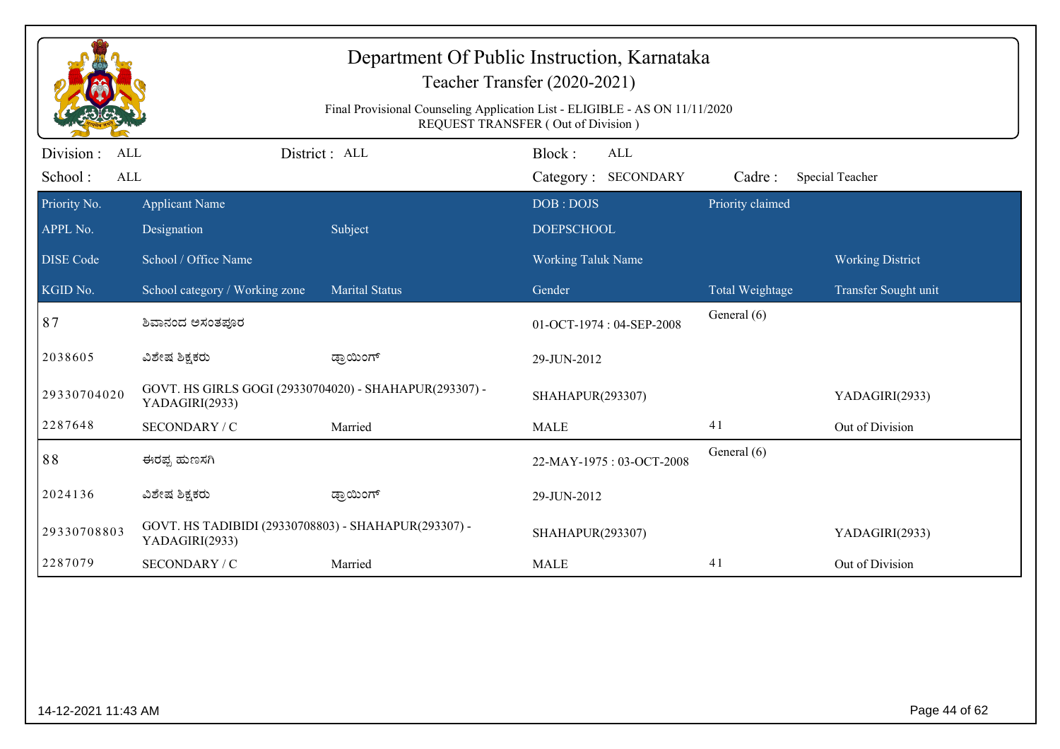# Department Of Public Instruction, Karnataka

Teacher Transfer (2020-2021)

Final Provisional Counseling Application List - ELIGIBLE - AS ON 11/11/2020
REQUEST TRANSFER ( Out of Division )

Division : ALL | District : ALL | Block : ALL
School : ALL | Category : SECONDARY | Cadre : Special Teacher

| Priority No. / APPL No. / DISE Code / KGID No. | Applicant Name / Designation / School / Office Name / School category / Working zone | Subject / Marital Status | DOB : DOJS / DOEPSCHOOL / Working Taluk Name / Gender | Priority claimed / Total Weightage | Working District / Transfer Sought unit |
|---|---|---|---|---|---|
| 87 | ಶಿವಾನಂದ ಅಸಂತಪೂರ | | 01-OCT-1974 : 04-SEP-2008 | General (6) | |
| 2038605 | ವಿಶೇಷ ಶಿಕ್ಷಕರು | ಡ್ರಾಯಿಂಗ್ | 29-JUN-2012 | | |
| 29330704020 | GOVT. HS GIRLS GOGI (29330704020) - SHAHAPUR(293307) - YADAGIRI(2933) | | SHAHAPUR(293307) | | YADAGIRI(2933) |
| 2287648 | SECONDARY / C | Married | MALE | 41 | Out of Division |
| 88 | ಈರಪ್ಪ ಹುಣಸಗಿ | | 22-MAY-1975 : 03-OCT-2008 | General (6) | |
| 2024136 | ವಿಶೇಷ ಶಿಕ್ಷಕರು | ಡ್ರಾಯಿಂಗ್ | 29-JUN-2012 | | |
| 29330708803 | GOVT. HS TADIBIDI (29330708803) - SHAHAPUR(293307) - YADAGIRI(2933) | | SHAHAPUR(293307) | | YADAGIRI(2933) |
| 2287079 | SECONDARY / C | Married | MALE | 41 | Out of Division |

14-12-2021 11:43 AM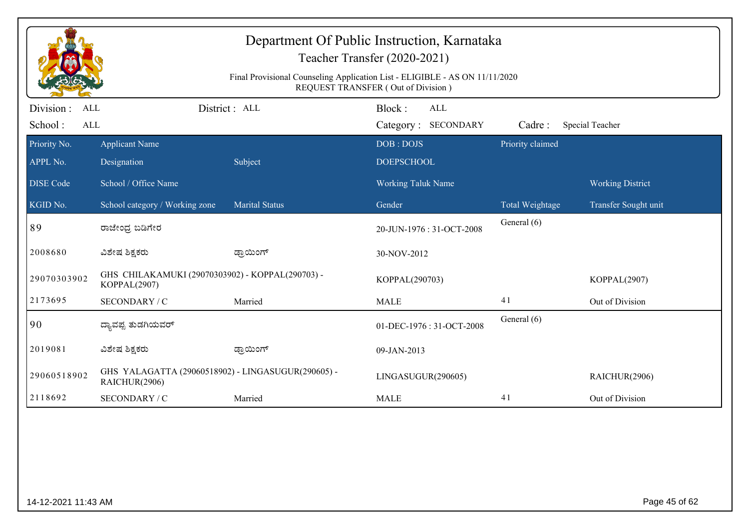# Department Of Public Instruction, Karnataka

## Teacher Transfer (2020-2021)

Final Provisional Counseling Application List - ELIGIBLE - AS ON 11/11/2020
REQUEST TRANSFER ( Out of Division )

Division : ALL　　District : ALL　　Block : ALL
School : ALL　　Category : SECONDARY　　Cadre : Special Teacher

| Priority No. | Applicant Name | | DOB : DOJS | Priority claimed | |
|---|---|---|---|---|---|
| APPL No. | Designation | Subject | DOEPSCHOOL | | |
| DISE Code | School / Office Name | | Working Taluk Name | | Working District |
| KGID No. | School category / Working zone | Marital Status | Gender | Total Weightage | Transfer Sought unit |
| 89 | ರಾಜೇಂದ್ರ ಬಡಿಗೇರ | | 20-JUN-1976 : 31-OCT-2008 | General (6) | |
| 2008680 | ವಿಶೇಷ ಶಿಕ್ಷಕರು | ಡ್ರಾಯಿಂಗ್ | 30-NOV-2012 | | |
| 29070303902 | GHS CHILAKAMUKI (29070303902) - KOPPAL(290703) - KOPPAL(2907) | | KOPPAL(290703) | | KOPPAL(2907) |
| 2173695 | SECONDARY / C | Married | MALE | 41 | Out of Division |
| 90 | ದ್ಯಾವಪ್ಪ ತುಡಗಿಯವರ್ | | 01-DEC-1976 : 31-OCT-2008 | General (6) | |
| 2019081 | ವಿಶೇಷ ಶಿಕ್ಷಕರು | ಡ್ರಾಯಿಂಗ್ | 09-JAN-2013 | | |
| 29060518902 | GHS YALAGATTA (29060518902) - LINGASUGUR(290605) - RAICHUR(2906) | | LINGASUGUR(290605) | | RAICHUR(2906) |
| 2118692 | SECONDARY / C | Married | MALE | 41 | Out of Division |

14-12-2021 11:43 AM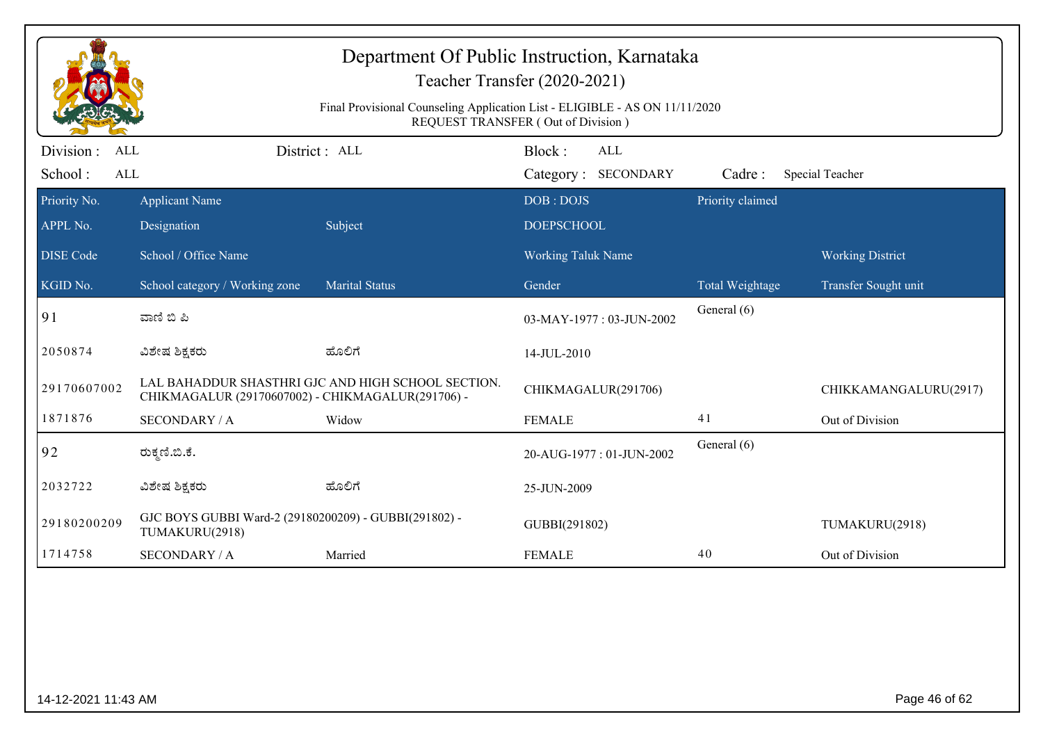# Department Of Public Instruction, Karnataka

## Teacher Transfer (2020-2021)

Final Provisional Counseling Application List - ELIGIBLE - AS ON 11/11/2020
REQUEST TRANSFER ( Out of Division )

Division : ALL | District : ALL | Block : ALL
School : ALL | Category : SECONDARY | Cadre : Special Teacher

| Priority No. / APPL No. / DISE Code / KGID No. | Applicant Name / Designation / School / Office Name / School category / Working zone | Subject / Marital Status | DOB : DOJS / DOEPSCHOOL / Working Taluk Name / Gender | Priority claimed / Total Weightage | Working District / Transfer Sought unit |
|---|---|---|---|---|---|
| 91 | ವಾಣಿ ಬಿ ಪಿ | | 03-MAY-1977 : 03-JUN-2002 | General (6) | |
| 2050874 | ವಿಶೇಷ ಶಿಕ್ಷಕರು | ಹೊಲಿಗೆ | 14-JUL-2010 | | |
| 29170607002 | LAL BAHADDUR SHASTHRI GJC AND HIGH SCHOOL SECTION. CHIKMAGALUR (29170607002) - CHIKMAGALUR(291706) - | | CHIKMAGALUR(291706) | | CHIKKAMANGALURU(2917) |
| 1871876 | SECONDARY / A | Widow | FEMALE | 41 | Out of Division |
| 92 | ರುಕ್ಮಣಿ.ಬಿ.ಕೆ. | | 20-AUG-1977 : 01-JUN-2002 | General (6) | |
| 2032722 | ವಿಶೇಷ ಶಿಕ್ಷಕರು | ಹೊಲಿಗೆ | 25-JUN-2009 | | |
| 29180200209 | GJC BOYS GUBBI Ward-2 (29180200209) - GUBBI(291802) - TUMAKURU(2918) | | GUBBI(291802) | | TUMAKURU(2918) |
| 1714758 | SECONDARY / A | Married | FEMALE | 40 | Out of Division |

14-12-2021 11:43 AM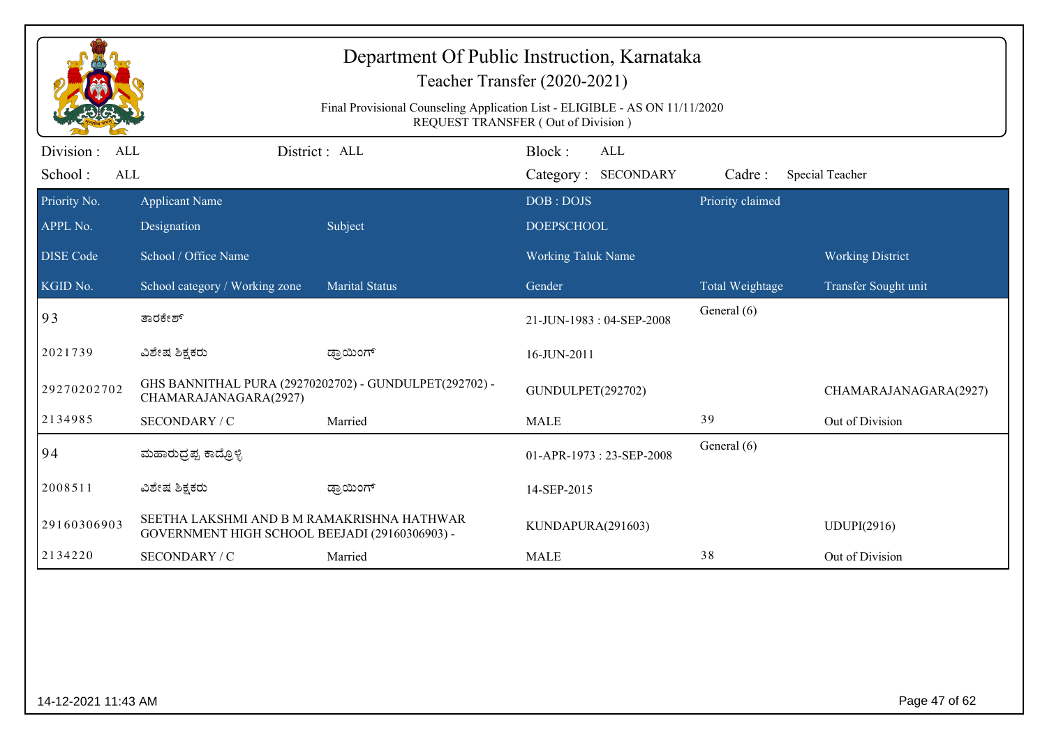# Department Of Public Instruction, Karnataka

## Teacher Transfer (2020-2021)

Final Provisional Counseling Application List - ELIGIBLE - AS ON 11/11/2020
REQUEST TRANSFER ( Out of Division )

| Division : ALL | District : ALL | Block : ALL | | |
|---|---|---|---|---|
| School : ALL | | Category : SECONDARY | Cadre : | Special Teacher |

| Priority No. | Applicant Name | | DOB : DOJS | Priority claimed | |
|---|---|---|---|---|---|
| APPL No. | Designation | Subject | DOEPSCHOOL | | |
| DISE Code | School / Office Name | | Working Taluk Name | | Working District |
| KGID No. | School category / Working zone | Marital Status | Gender | Total Weightage | Transfer Sought unit |
| 93 | ತಾರಕೇಶ್ | | 21-JUN-1983 : 04-SEP-2008 | General (6) | |
| 2021739 | ವಿಶೇಷ ಶಿಕ್ಷಕರು | ಡ್ರಾಯಿಂಗ್ | 16-JUN-2011 | | |
| 29270202702 | GHS BANNITHAL PURA (29270202702) - GUNDULPET(292702) - CHAMARAJANAGARA(2927) | | GUNDULPET(292702) | | CHAMARAJANAGARA(2927) |
| 2134985 | SECONDARY / C | Married | MALE | 39 | Out of Division |
| 94 | ಮಹಾರುದ್ರಪ್ಪ ಕಾಡ್ರೊಳ್ಳಿ | | 01-APR-1973 : 23-SEP-2008 | General (6) | |
| 2008511 | ವಿಶೇಷ ಶಿಕ್ಷಕರು | ಡ್ರಾಯಿಂಗ್ | 14-SEP-2015 | | |
| 29160306903 | SEETHA LAKSHMI AND B M RAMAKRISHNA HATHWAR GOVERNMENT HIGH SCHOOL BEEJADI (29160306903) - | | KUNDAPURA(291603) | | UDUPI(2916) |
| 2134220 | SECONDARY / C | Married | MALE | 38 | Out of Division |

14-12-2021 11:43 AM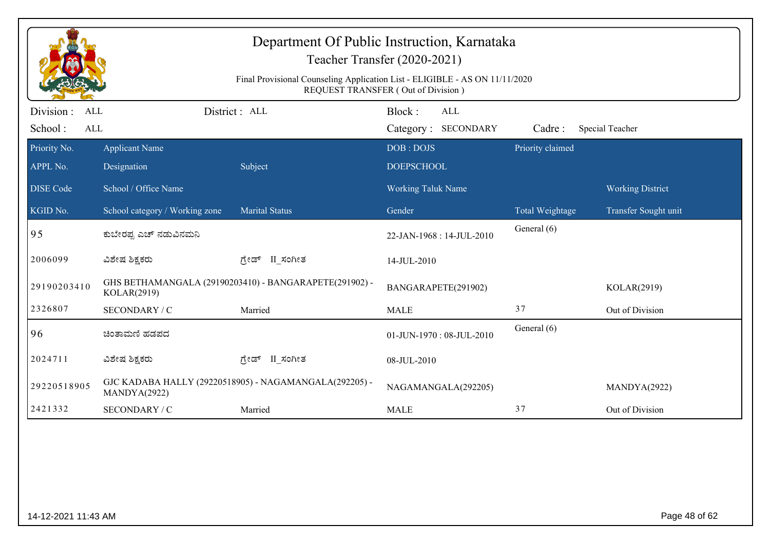# Department Of Public Instruction, Karnataka

## Teacher Transfer (2020-2021)

Final Provisional Counseling Application List - ELIGIBLE - AS ON 11/11/2020
REQUEST TRANSFER ( Out of Division )

Division : ALL    District : ALL    Block : ALL
School : ALL    Category : SECONDARY    Cadre : Special Teacher

| Priority No. | Applicant Name | | DOB : DOJS | Priority claimed | |
|---|---|---|---|---|---|
| APPL No. | Designation | Subject | DOEPSCHOOL | | |
| DISE Code | School / Office Name | | Working Taluk Name | | Working District |
| KGID No. | School category / Working zone | Marital Status | Gender | Total Weightage | Transfer Sought unit |
| 95 | ಕುಬೇರಪ್ಪ ಎಚ್ ನಡುವಿನಮನಿ | | 22-JAN-1968 : 14-JUL-2010 | General (6) | |
| 2006099 | ವಿಶೇಷ ಶಿಕ್ಷಕರು | ಗ್ರೇಡ್ II_ಸಂಗೀತ | 14-JUL-2010 | | |
| 29190203410 | GHS BETHAMANGALA (29190203410) - BANGARAPETE(291902) - KOLAR(2919) | | BANGARAPETE(291902) | | KOLAR(2919) |
| 2326807 | SECONDARY / C | Married | MALE | 37 | Out of Division |
| 96 | ಚಿಂತಾಮಣಿ ಹಡಪದ | | 01-JUN-1970 : 08-JUL-2010 | General (6) | |
| 2024711 | ವಿಶೇಷ ಶಿಕ್ಷಕರು | ಗ್ರೇಡ್ II_ಸಂಗೀತ | 08-JUL-2010 | | |
| 29220518905 | GJC KADABA HALLY (29220518905) - NAGAMANGALA(292205) - MANDYA(2922) | | NAGAMANGALA(292205) | | MANDYA(2922) |
| 2421332 | SECONDARY / C | Married | MALE | 37 | Out of Division |

14-12-2021 11:43 AM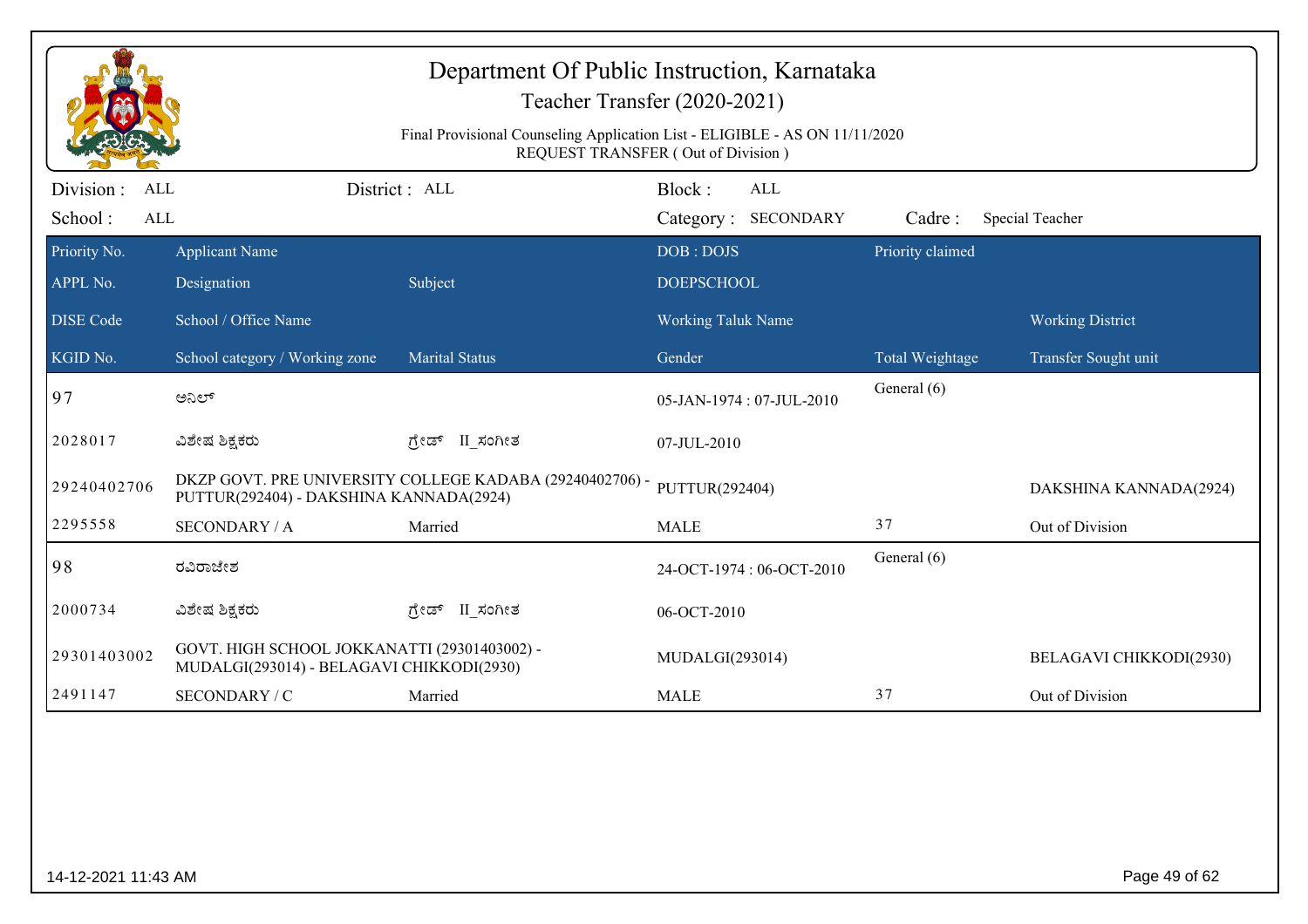# Department Of Public Instruction, Karnataka

## Teacher Transfer (2020-2021)

Final Provisional Counseling Application List - ELIGIBLE - AS ON 11/11/2020
REQUEST TRANSFER ( Out of Division )

Division : ALL　　District : ALL　　Block : ALL
School : ALL　　Category : SECONDARY　　Cadre : Special Teacher

| Priority No. / APPL No. / DISE Code / KGID No. | Applicant Name / Designation / School / Office Name / School category / Working zone | Subject / Marital Status | DOB : DOJS / DOEPSCHOOL / Working Taluk Name / Gender | Priority claimed / Total Weightage | Working District / Transfer Sought unit |
|---|---|---|---|---|---|
| 97 | ಅನಿಲ್ | | 05-JAN-1974 : 07-JUL-2010 | General (6) | |
| 2028017 | ವಿಶೇಷ ಶಿಕ್ಷಕರು | ಗ್ರೇಡ್ II_ಸಂಗೀತ | 07-JUL-2010 | | |
| 29240402706 | DKZP GOVT. PRE UNIVERSITY COLLEGE KADABA (29240402706) - PUTTUR(292404) - DAKSHINA KANNADA(2924) | | PUTTUR(292404) | | DAKSHINA KANNADA(2924) |
| 2295558 | SECONDARY / A | Married | MALE | 37 | Out of Division |
| 98 | ರವಿರಾಜೇಶ | | 24-OCT-1974 : 06-OCT-2010 | General (6) | |
| 2000734 | ವಿಶೇಷ ಶಿಕ್ಷಕರು | ಗ್ರೇಡ್ II_ಸಂಗೀತ | 06-OCT-2010 | | |
| 29301403002 | GOVT. HIGH SCHOOL JOKKANATTI (29301403002) - MUDALGI(293014) - BELAGAVI CHIKKODI(2930) | | MUDALGI(293014) | | BELAGAVI CHIKKODI(2930) |
| 2491147 | SECONDARY / C | Married | MALE | 37 | Out of Division |

14-12-2021 11:43 AM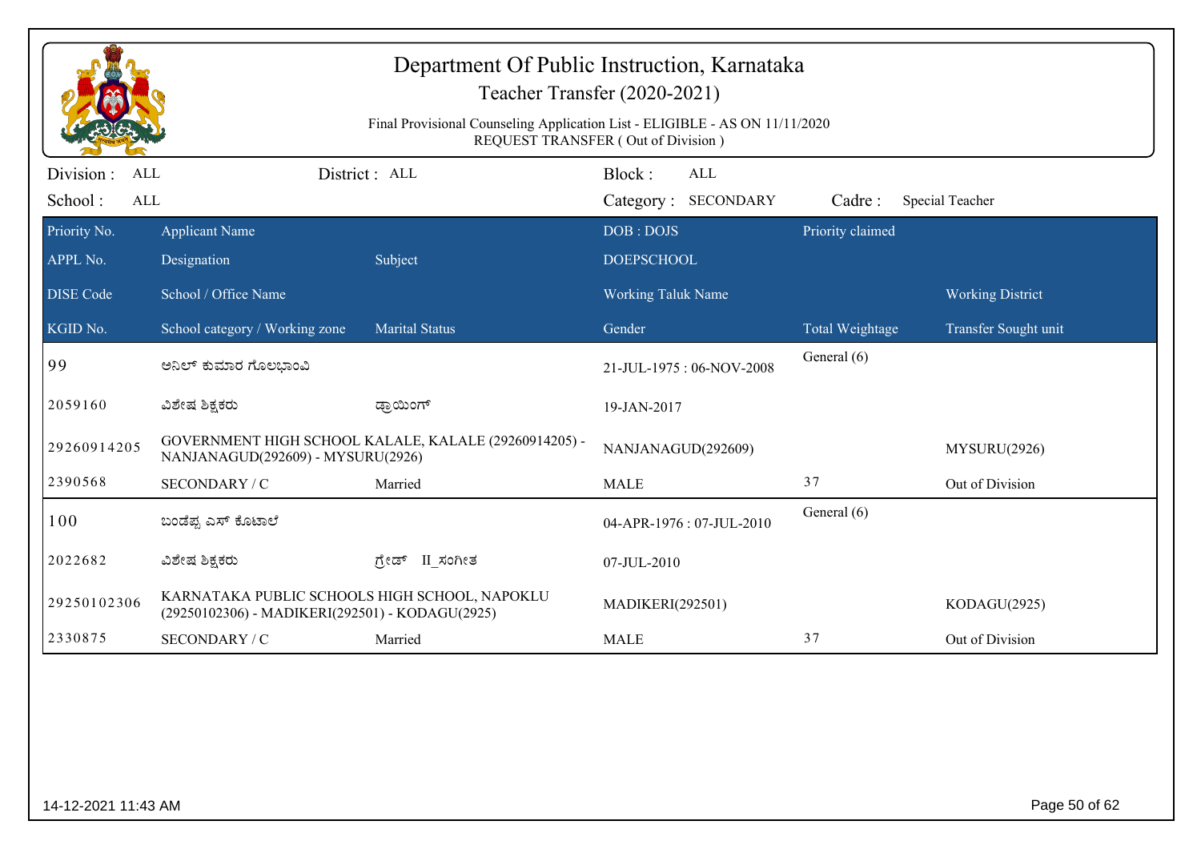# Department Of Public Instruction, Karnataka

## Teacher Transfer (2020-2021)

Final Provisional Counseling Application List - ELIGIBLE - AS ON 11/11/2020
REQUEST TRANSFER ( Out of Division )

Division : ALL | District : ALL | Block : ALL
School : ALL | Category : SECONDARY | Cadre : Special Teacher

| Priority No. | Applicant Name | | DOB : DOJS | Priority claimed | |
|---|---|---|---|---|---|
| APPL No. | Designation | Subject | DOEPSCHOOL | | |
| DISE Code | School / Office Name | | Working Taluk Name | | Working District |
| KGID No. | School category / Working zone | Marital Status | Gender | Total Weightage | Transfer Sought unit |
| 99 | ಅನಿಲ್ ಕುಮಾರ ಗೊಲಭಾಂವಿ | | 21-JUL-1975 : 06-NOV-2008 | General (6) | |
| 2059160 | ವಿಶೇಷ ಶಿಕ್ಷಕರು | ಡ್ರಾಯಿಂಗ್ | 19-JAN-2017 | | |
| 29260914205 | GOVERNMENT HIGH SCHOOL KALALE, KALALE (29260914205) - NANJANAGUD(292609) - MYSURU(2926) | | NANJANAGUD(292609) | | MYSURU(2926) |
| 2390568 | SECONDARY / C | Married | MALE | 37 | Out of Division |
| 100 | ಬಂಡೆಪ್ಪ ಎಸ್ ಕೊಟಾಲೆ | | 04-APR-1976 : 07-JUL-2010 | General (6) | |
| 2022682 | ವಿಶೇಷ ಶಿಕ್ಷಕರು | ಗ್ರೇಡ್ II_ಸಂಗೀತ | 07-JUL-2010 | | |
| 29250102306 | KARNATAKA PUBLIC SCHOOLS HIGH SCHOOL, NAPOKLU (29250102306) - MADIKERI(292501) - KODAGU(2925) | | MADIKERI(292501) | | KODAGU(2925) |
| 2330875 | SECONDARY / C | Married | MALE | 37 | Out of Division |

14-12-2021 11:43 AM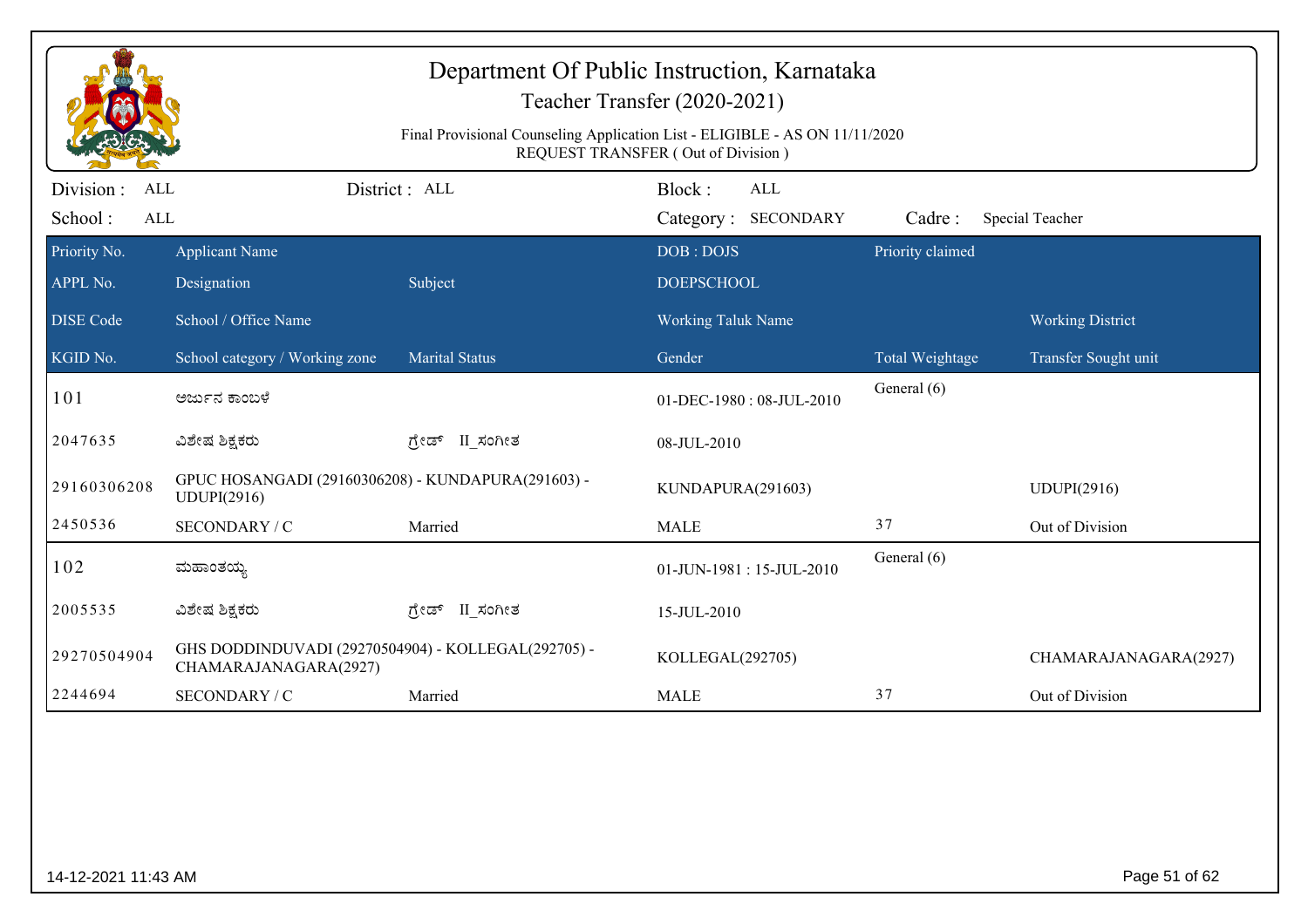# Department Of Public Instruction, Karnataka

## Teacher Transfer (2020-2021)

Final Provisional Counseling Application List - ELIGIBLE - AS ON 11/11/2020
REQUEST TRANSFER ( Out of Division )

Division : ALL District : ALL Block : ALL
School : ALL Category : SECONDARY Cadre : Special Teacher

| Priority No. / APPL No. / DISE Code / KGID No. | Applicant Name / Designation / School / Office Name / School category / Working zone | Subject / Marital Status | DOB : DOJS / DOEPSCHOOL / Working Taluk Name / Gender | Priority claimed / Total Weightage | Working District / Transfer Sought unit |
|---|---|---|---|---|---|
| 101 | ಅರ್ಜುನ ಕಾಂಬಳೆ | | 01-DEC-1980 : 08-JUL-2010 | General (6) | |
| 2047635 | ವಿಶೇಷ ಶಿಕ್ಷಕರು | ಗ್ರೇಡ್ II_ಸಂಗೀತ | 08-JUL-2010 | | |
| 29160306208 | GPUC HOSANGADI (29160306208) - KUNDAPURA(291603) - UDUPI(2916) | | KUNDAPURA(291603) | | UDUPI(2916) |
| 2450536 | SECONDARY / C | Married | MALE | 37 | Out of Division |
| 102 | ಮಹಾಂತಯ್ಯ | | 01-JUN-1981 : 15-JUL-2010 | General (6) | |
| 2005535 | ವಿಶೇಷ ಶಿಕ್ಷಕರು | ಗ್ರೇಡ್ II_ಸಂಗೀತ | 15-JUL-2010 | | |
| 29270504904 | GHS DODDINDUVADI (29270504904) - KOLLEGAL(292705) - CHAMARAJANAGARA(2927) | | KOLLEGAL(292705) | | CHAMARAJANAGARA(2927) |
| 2244694 | SECONDARY / C | Married | MALE | 37 | Out of Division |

14-12-2021 11:43 AM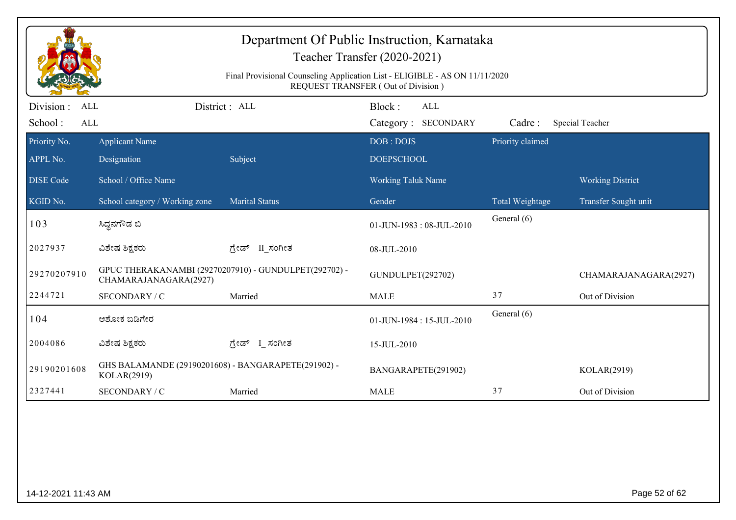# Department Of Public Instruction, Karnataka

## Teacher Transfer (2020-2021)

Final Provisional Counseling Application List - ELIGIBLE - AS ON 11/11/2020
REQUEST TRANSFER ( Out of Division )

Division : ALL | District : ALL | Block : ALL
School : ALL | Category : SECONDARY | Cadre : Special Teacher

| Priority No. | Applicant Name | | DOB : DOJS | Priority claimed | |
|---|---|---|---|---|---|
| APPL No. | Designation | Subject | DOEPSCHOOL | | |
| DISE Code | School / Office Name | | Working Taluk Name | | Working District |
| KGID No. | School category / Working zone | Marital Status | Gender | Total Weightage | Transfer Sought unit |
| 103 | ಸಿದ್ದನಗೌಡ ಬಿ | | 01-JUN-1983 : 08-JUL-2010 | General (6) | |
| 2027937 | ವಿಶೇಷ ಶಿಕ್ಷಕರು | ಗ್ರೇಡ್ II_ಸಂಗೀತ | 08-JUL-2010 | | |
| 29270207910 | GPUC THERAKANAMBI (29270207910) - GUNDULPET(292702) - CHAMARAJANAGARA(2927) | | GUNDULPET(292702) | | CHAMARAJANAGARA(2927) |
| 2244721 | SECONDARY / C | Married | MALE | 37 | Out of Division |
| 104 | ಅಶೋಕ ಬಡಿಗೇರ | | 01-JUN-1984 : 15-JUL-2010 | General (6) | |
| 2004086 | ವಿಶೇಷ ಶಿಕ್ಷಕರು | ಗ್ರೇಡ್ I_ಸಂಗೀತ | 15-JUL-2010 | | |
| 29190201608 | GHS BALAMANDE (29190201608) - BANGARAPETE(291902) - KOLAR(2919) | | BANGARAPETE(291902) | | KOLAR(2919) |
| 2327441 | SECONDARY / C | Married | MALE | 37 | Out of Division |

14-12-2021 11:43 AM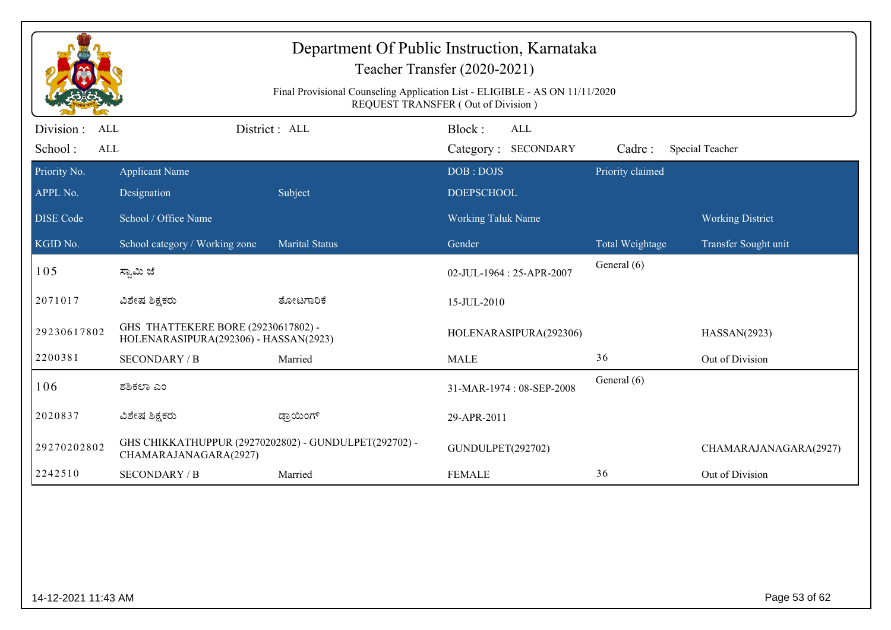# Department Of Public Instruction, Karnataka

Teacher Transfer (2020-2021)

Final Provisional Counseling Application List - ELIGIBLE - AS ON 11/11/2020

REQUEST TRANSFER ( Out of Division )

Division : ALL | District : ALL | Block : ALL

School : ALL | Category : SECONDARY | Cadre : Special Teacher

| Priority No. / APPL No. / DISE Code / KGID No. | Applicant Name / Designation / School / Office Name / School category / Working zone | Subject / Marital Status | DOB : DOJS / DOEPSCHOOL / Working Taluk Name / Gender | Priority claimed / Total Weightage | Working District / Transfer Sought unit |
|---|---|---|---|---|---|
| 105 | ಸ್ವಾಮಿ ಜೆ | | 02-JUL-1964 : 25-APR-2007 | General (6) | |
| 2071017 | ವಿಶೇಷ ಶಿಕ್ಷಕರು | ತೋಟಗಾರಿಕೆ | 15-JUL-2010 | | |
| 29230617802 | GHS THATTEKERE BORE (29230617802) - HOLENARASIPURA(292306) - HASSAN(2923) | | HOLENARASIPURA(292306) | | HASSAN(2923) |
| 2200381 | SECONDARY / B | Married | MALE | 36 | Out of Division |
| 106 | ಶಶಿಕಲಾ ಎಂ | | 31-MAR-1974 : 08-SEP-2008 | General (6) | |
| 2020837 | ವಿಶೇಷ ಶಿಕ್ಷಕರು | ಡ್ರಾಯಿಂಗ್ | 29-APR-2011 | | |
| 29270202802 | GHS CHIKKATHUPPUR (29270202802) - GUNDULPET(292702) - CHAMARAJANAGARA(2927) | | GUNDULPET(292702) | | CHAMARAJANAGARA(2927) |
| 2242510 | SECONDARY / B | Married | FEMALE | 36 | Out of Division |

14-12-2021 11:43 AM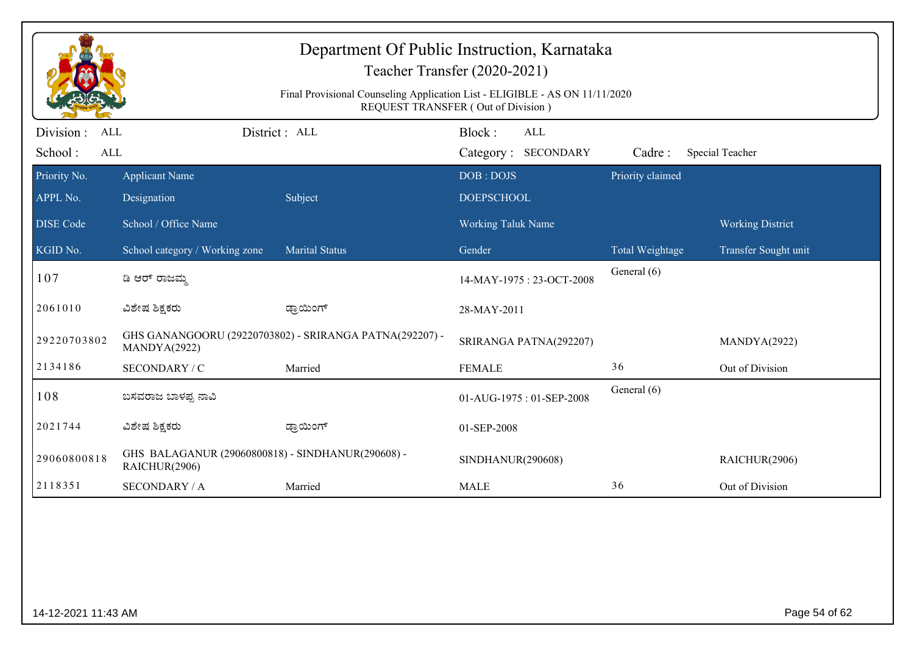# Department Of Public Instruction, Karnataka

## Teacher Transfer (2020-2021)

Final Provisional Counseling Application List - ELIGIBLE - AS ON 11/11/2020
REQUEST TRANSFER ( Out of Division )

Division : ALL District : ALL Block : ALL
School : ALL Category : SECONDARY Cadre : Special Teacher

| Priority No. | Applicant Name | | DOB : DOJS | Priority claimed | |
|---|---|---|---|---|---|
| APPL No. | Designation | Subject | DOEPSCHOOL | | |
| DISE Code | School / Office Name | | Working Taluk Name | | Working District |
| KGID No. | School category / Working zone | Marital Status | Gender | Total Weightage | Transfer Sought unit |
| 107 | ಡಿ ಆರ್ ರಾಜಮ್ಮ | | 14-MAY-1975 : 23-OCT-2008 | General (6) | |
| 2061010 | ವಿಶೇಷ ಶಿಕ್ಷಕರು | ಡ್ರಾಯಿಂಗ್ | 28-MAY-2011 | | |
| 29220703802 | GHS GANANGOORU (29220703802) - SRIRANGA PATNA(292207) - MANDYA(2922) | | SRIRANGA PATNA(292207) | | MANDYA(2922) |
| 2134186 | SECONDARY / C | Married | FEMALE | 36 | Out of Division |
| 108 | ಬಸವರಾಜ ಬಾಳಪ್ಪ ನಾವಿ | | 01-AUG-1975 : 01-SEP-2008 | General (6) | |
| 2021744 | ವಿಶೇಷ ಶಿಕ್ಷಕರು | ಡ್ರಾಯಿಂಗ್ | 01-SEP-2008 | | |
| 29060800818 | GHS BALAGANUR (29060800818) - SINDHANUR(290608) - RAICHUR(2906) | | SINDHANUR(290608) | | RAICHUR(2906) |
| 2118351 | SECONDARY / A | Married | MALE | 36 | Out of Division |

14-12-2021 11:43 AM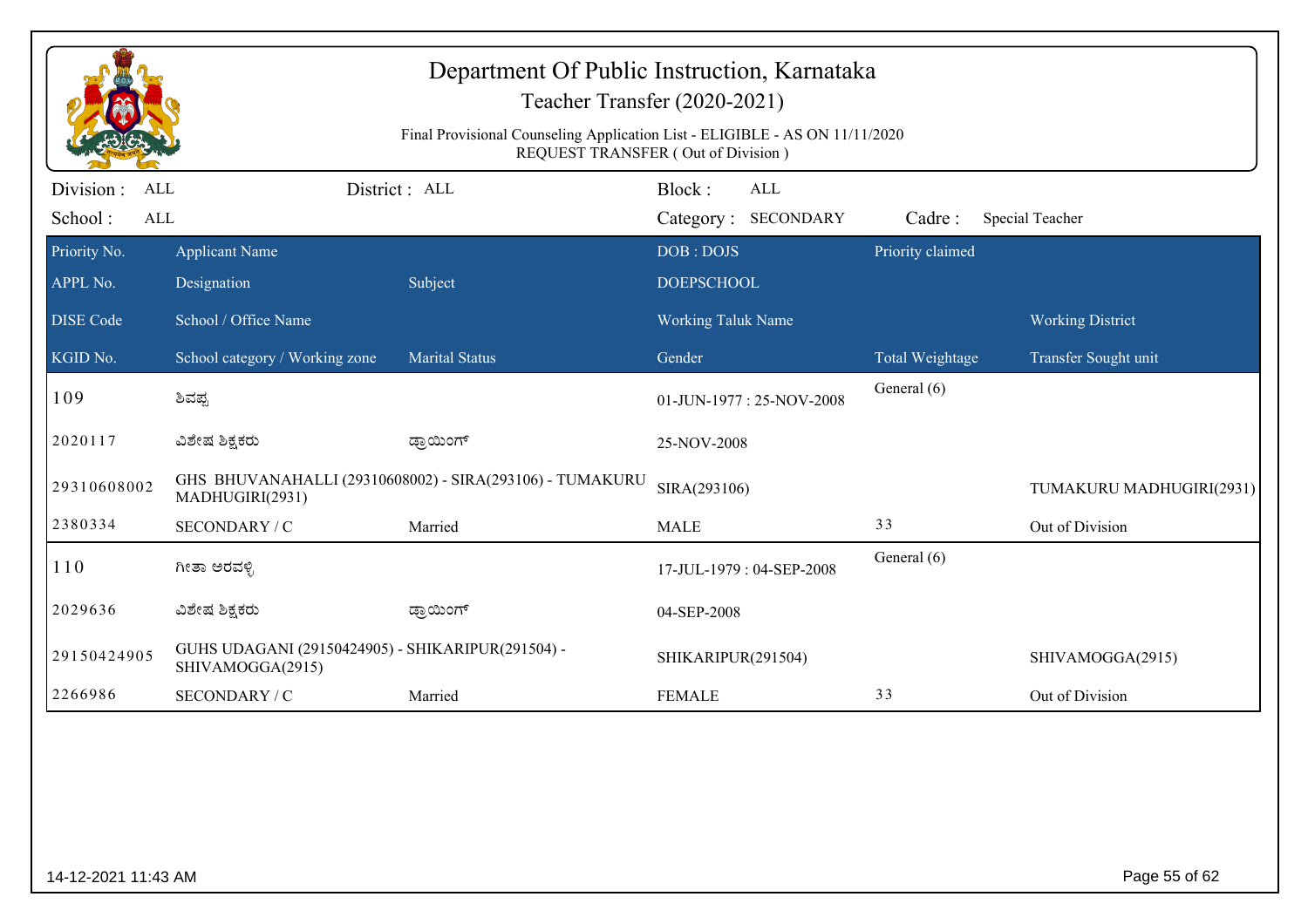# Department Of Public Instruction, Karnataka

## Teacher Transfer (2020-2021)

Final Provisional Counseling Application List - ELIGIBLE - AS ON 11/11/2020
REQUEST TRANSFER ( Out of Division )

Division : ALL | District : ALL | Block : ALL
School : ALL | Category : SECONDARY | Cadre : Special Teacher

| Priority No. / APPL No. / DISE Code / KGID No. | Applicant Name / Designation / School / Office Name / School category / Working zone | Subject / Marital Status | DOB : DOJS / DOEPSCHOOL / Working Taluk Name / Gender | Priority claimed / Total Weightage | Working District / Transfer Sought unit |
|---|---|---|---|---|---|
| 109 | ಶಿವಪ್ಪ | | 01-JUN-1977 : 25-NOV-2008 | General (6) | |
| 2020117 | ವಿಶೇಷ ಶಿಕ್ಷಕರು | ಡ್ರಾಯಿಂಗ್ | 25-NOV-2008 | | |
| 29310608002 | GHS BHUVANAHALLI (29310608002) - SIRA(293106) - TUMAKURU MADHUGIRI(2931) | | SIRA(293106) | | TUMAKURU MADHUGIRI(2931) |
| 2380334 | SECONDARY / C | Married | MALE | 33 | Out of Division |
| 110 | ಗೀತಾ ಅರವಳ್ಳಿ | | 17-JUL-1979 : 04-SEP-2008 | General (6) | |
| 2029636 | ವಿಶೇಷ ಶಿಕ್ಷಕರು | ಡ್ರಾಯಿಂಗ್ | 04-SEP-2008 | | |
| 29150424905 | GUHS UDAGANI (29150424905) - SHIKARIPUR(291504) - SHIVAMOGGA(2915) | | SHIKARIPUR(291504) | | SHIVAMOGGA(2915) |
| 2266986 | SECONDARY / C | Married | FEMALE | 33 | Out of Division |

14-12-2021 11:43 AM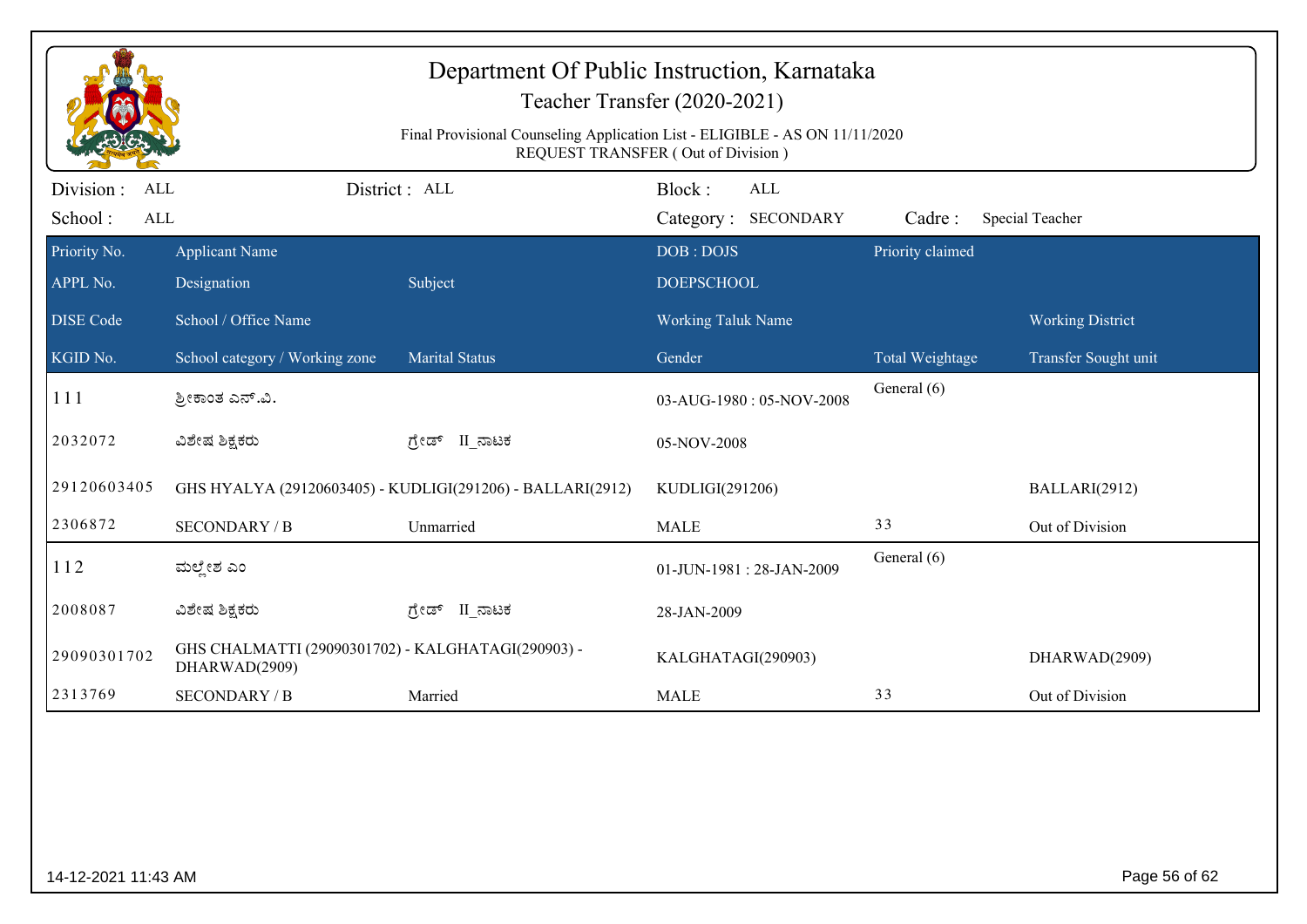# Department Of Public Instruction, Karnataka

## Teacher Transfer (2020-2021)

Final Provisional Counseling Application List - ELIGIBLE - AS ON 11/11/2020
REQUEST TRANSFER ( Out of Division )

Division : ALL District : ALL Block : ALL
School : ALL Category : SECONDARY Cadre : Special Teacher

| Priority No. | Applicant Name | | DOB : DOJS | Priority claimed | |
|---|---|---|---|---|---|
| APPL No. | Designation | Subject | DOEPSCHOOL | | |
| DISE Code | School / Office Name | | Working Taluk Name | | Working District |
| KGID No. | School category / Working zone | Marital Status | Gender | Total Weightage | Transfer Sought unit |
| 111 | ಶ್ರೀಕಾಂತ ಎನ್.ವಿ. | | 03-AUG-1980 : 05-NOV-2008 | General (6) | |
| 2032072 | ವಿಶೇಷ ಶಿಕ್ಷಕರು | ಗ್ರೇಡ್ II_ನಾಟಕ | 05-NOV-2008 | | |
| 29120603405 | GHS HYALYA (29120603405) - KUDLIGI(291206) - BALLARI(2912) | | KUDLIGI(291206) | | BALLARI(2912) |
| 2306872 | SECONDARY / B | Unmarried | MALE | 33 | Out of Division |
| 112 | ಮಲ್ಲೇಶ ಎಂ | | 01-JUN-1981 : 28-JAN-2009 | General (6) | |
| 2008087 | ವಿಶೇಷ ಶಿಕ್ಷಕರು | ಗ್ರೇಡ್ II_ನಾಟಕ | 28-JAN-2009 | | |
| 29090301702 | GHS CHALMATTI (29090301702) - KALGHATAGI(290903) - DHARWAD(2909) | | KALGHATAGI(290903) | | DHARWAD(2909) |
| 2313769 | SECONDARY / B | Married | MALE | 33 | Out of Division |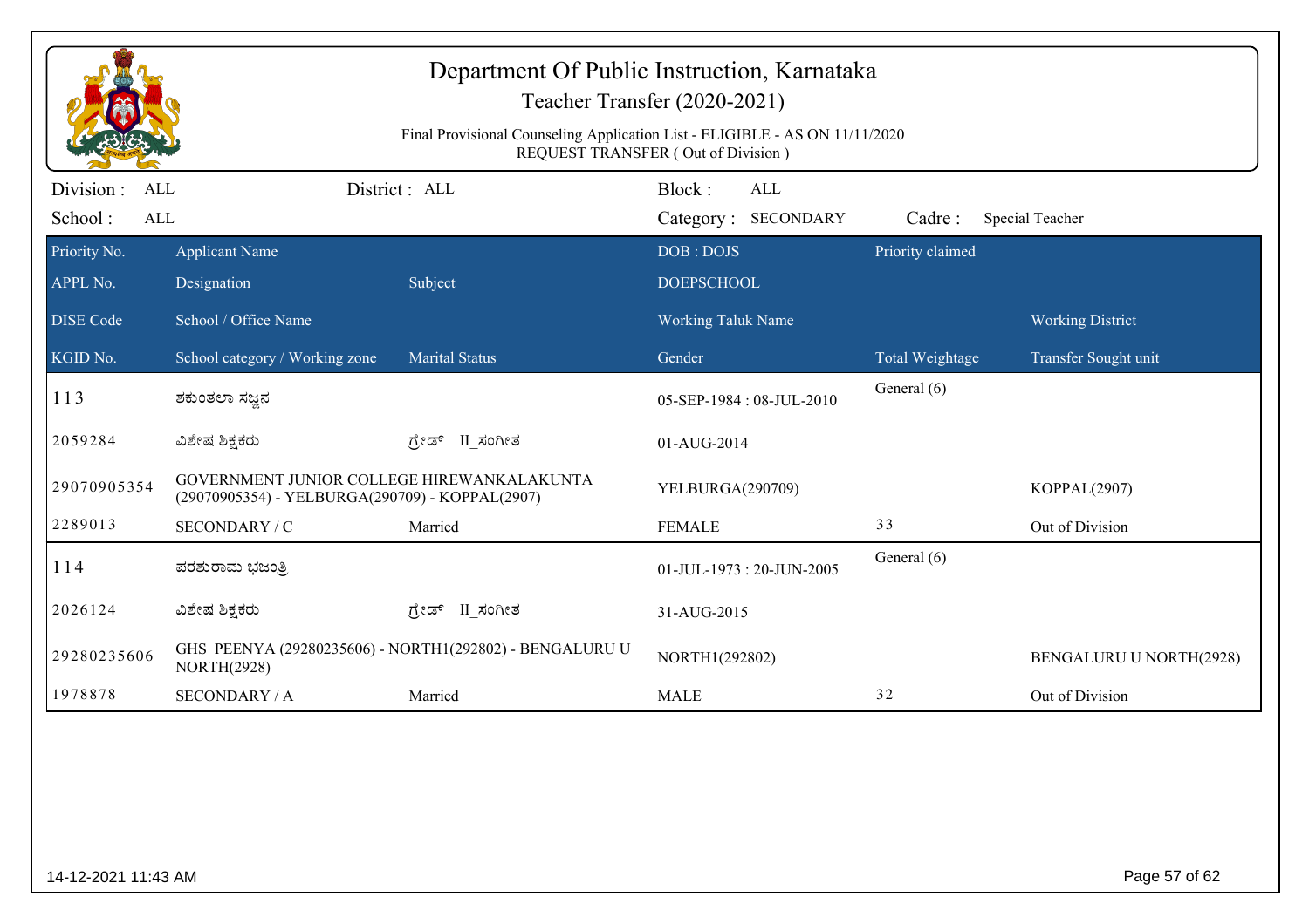# Department Of Public Instruction, Karnataka

## Teacher Transfer (2020-2021)

Final Provisional Counseling Application List - ELIGIBLE - AS ON 11/11/2020
REQUEST TRANSFER ( Out of Division )

Division : ALL | District : ALL | Block : ALL
School : ALL | Category : SECONDARY | Cadre : Special Teacher

| Priority No. / APPL No. / DISE Code / KGID No. | Applicant Name / Designation / School / Office Name / School category / Working zone | Subject / Marital Status | DOB : DOJS / DOEPSCHOOL / Working Taluk Name / Gender | Priority claimed / Total Weightage | Working District / Transfer Sought unit |
|---|---|---|---|---|---|
| 113 | ಶಕುಂತಲಾ ಸಜ್ಜನ | | 05-SEP-1984 : 08-JUL-2010 | General (6) | |
| 2059284 | ವಿಶೇಷ ಶಿಕ್ಷಕರು | ಗ್ರೇಡ್ II_ಸಂಗೀತ | 01-AUG-2014 | | |
| 29070905354 | GOVERNMENT JUNIOR COLLEGE HIREWANKALAKUNTA (29070905354) - YELBURGA(290709) - KOPPAL(2907) | | YELBURGA(290709) | | KOPPAL(2907) |
| 2289013 | SECONDARY / C | Married | FEMALE | 33 | Out of Division |
| 114 | ಪರಶುರಾಮ ಭಜಂತ್ರಿ | | 01-JUL-1973 : 20-JUN-2005 | General (6) | |
| 2026124 | ವಿಶೇಷ ಶಿಕ್ಷಕರು | ಗ್ರೇಡ್ II_ಸಂಗೀತ | 31-AUG-2015 | | |
| 29280235606 | GHS PEENYA (29280235606) - NORTH1(292802) - BENGALURU U NORTH(2928) | | NORTH1(292802) | | BENGALURU U NORTH(2928) |
| 1978878 | SECONDARY / A | Married | MALE | 32 | Out of Division |

14-12-2021 11:43 AM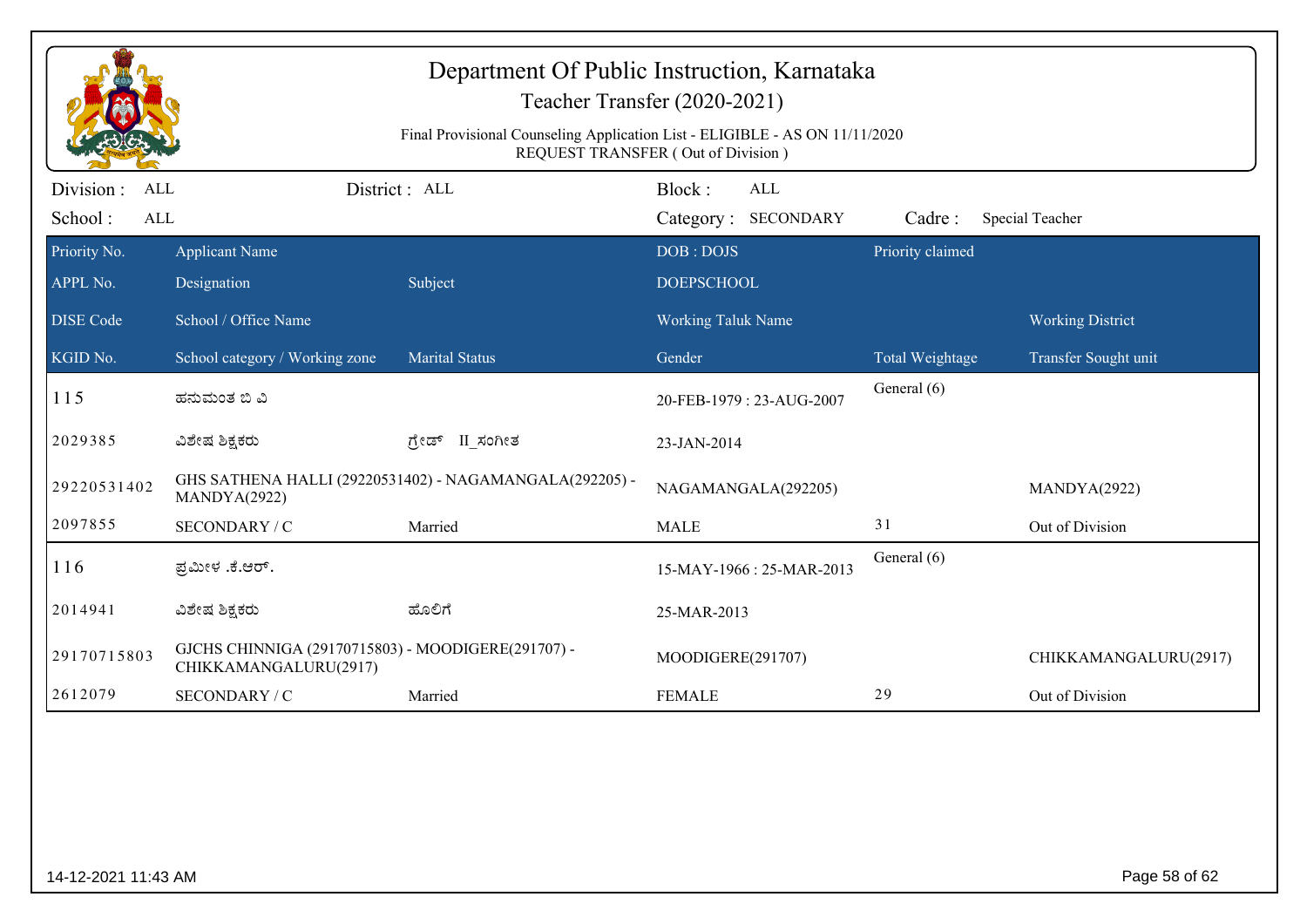# Department Of Public Instruction, Karnataka

## Teacher Transfer (2020-2021)

Final Provisional Counseling Application List - ELIGIBLE - AS ON 11/11/2020
REQUEST TRANSFER ( Out of Division )

Division : ALL | District : ALL | Block : ALL
School : ALL | Category : SECONDARY | Cadre : Special Teacher

| Priority No. / APPL No. / DISE Code / KGID No. | Applicant Name / Designation / School / Office Name / School category / Working zone | Subject / Marital Status | DOB : DOJS / DOEPSCHOOL / Working Taluk Name / Gender | Priority claimed / Total Weightage | Working District / Transfer Sought unit |
|---|---|---|---|---|---|
| 115 | ಹನುಮಂತ ಬಿ ವಿ | | 20-FEB-1979 : 23-AUG-2007 | General (6) | |
| 2029385 | ವಿಶೇಷ ಶಿಕ್ಷಕರು | ಗ್ರೇಡ್ II_ಸಂಗೀತ | 23-JAN-2014 | | |
| 29220531402 | GHS SATHENA HALLI (29220531402) - NAGAMANGALA(292205) - MANDYA(2922) | | NAGAMANGALA(292205) | | MANDYA(2922) |
| 2097855 | SECONDARY / C | Married | MALE | 31 | Out of Division |
| 116 | ಪ್ರಮೀಳ .ಕೆ.ಆರ್. | | 15-MAY-1966 : 25-MAR-2013 | General (6) | |
| 2014941 | ವಿಶೇಷ ಶಿಕ್ಷಕರು | ಹೊಲಿಗೆ | 25-MAR-2013 | | |
| 29170715803 | GJCHS CHINNIGA (29170715803) - MOODIGERE(291707) - CHIKKAMANGALURU(2917) | | MOODIGERE(291707) | | CHIKKAMANGALURU(2917) |
| 2612079 | SECONDARY / C | Married | FEMALE | 29 | Out of Division |

14-12-2021 11:43 AM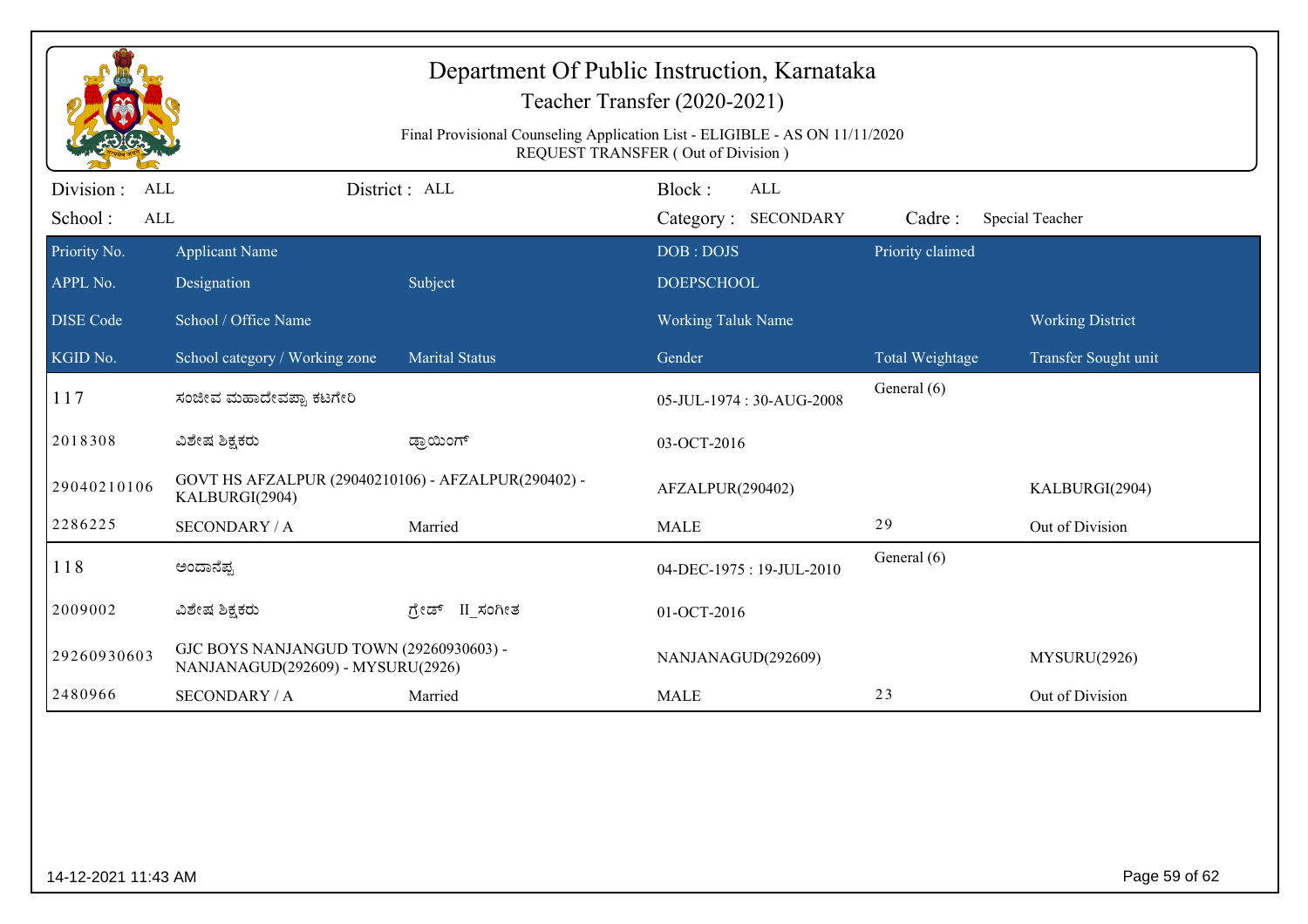# Department Of Public Instruction, Karnataka

## Teacher Transfer (2020-2021)

Final Provisional Counseling Application List - ELIGIBLE - AS ON 11/11/2020
REQUEST TRANSFER ( Out of Division )

Division : ALL | District : ALL | Block : ALL
School : ALL | Category : SECONDARY | Cadre : Special Teacher

| Priority No. / APPL No. / DISE Code / KGID No. | Applicant Name / Designation / School / Office Name / School category / Working zone | Subject / Marital Status | DOB : DOJS / DOEPSCHOOL / Working Taluk Name / Gender | Priority claimed / Total Weightage | Working District / Transfer Sought unit |
|---|---|---|---|---|---|
| 117 | ಸಂಜೀವ ಮಹಾದೇವಪ್ಪಾ ಕಟಗೇರಿ | | 05-JUL-1974 : 30-AUG-2008 | General (6) | |
| 2018308 | ವಿಶೇಷ ಶಿಕ್ಷಕರು | ಡ್ರಾಯಿಂಗ್ | 03-OCT-2016 | | |
| 29040210106 | GOVT HS AFZALPUR (29040210106) - AFZALPUR(290402) - KALBURGI(2904) | | AFZALPUR(290402) | | KALBURGI(2904) |
| 2286225 | SECONDARY / A | Married | MALE | 29 | Out of Division |
| 118 | ಆಂದಾನೆಪ್ಪ | | 04-DEC-1975 : 19-JUL-2010 | General (6) | |
| 2009002 | ವಿಶೇಷ ಶಿಕ್ಷಕರು | ಗ್ರೇಡ್ II_ಸಂಗೀತ | 01-OCT-2016 | | |
| 29260930603 | GJC BOYS NANJANGUD TOWN (29260930603) - NANJANAGUD(292609) - MYSURU(2926) | | NANJANAGUD(292609) | | MYSURU(2926) |
| 2480966 | SECONDARY / A | Married | MALE | 23 | Out of Division |

14-12-2021 11:43 AM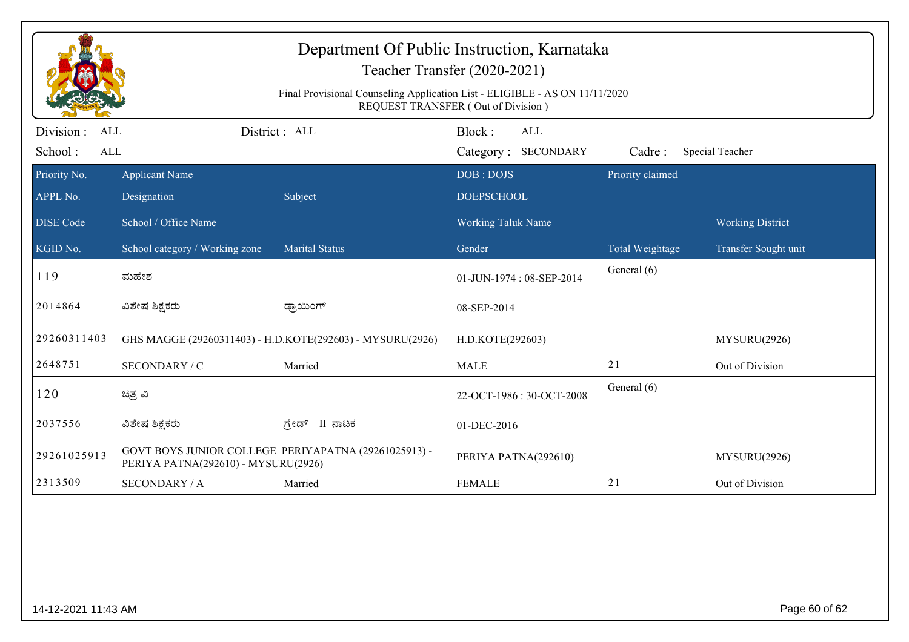# Department Of Public Instruction, Karnataka

## Teacher Transfer (2020-2021)

Final Provisional Counseling Application List - ELIGIBLE - AS ON 11/11/2020
REQUEST TRANSFER ( Out of Division )

Division : ALL    District : ALL    Block : ALL
School : ALL    Category : SECONDARY    Cadre : Special Teacher

| Priority No. | Applicant Name | | DOB : DOJS | Priority claimed | |
|---|---|---|---|---|---|
| APPL No. | Designation | Subject | DOEPSCHOOL | | |
| DISE Code | School / Office Name | | Working Taluk Name | | Working District |
| KGID No. | School category / Working zone | Marital Status | Gender | Total Weightage | Transfer Sought unit |
| 119 | ಮಹೇಶ | | 01-JUN-1974 : 08-SEP-2014 | General (6) | |
| 2014864 | ವಿಶೇಷ ಶಿಕ್ಷಕರು | ಡ್ರಾಯಿಂಗ್ | 08-SEP-2014 | | |
| 29260311403 | GHS MAGGE (29260311403) - H.D.KOTE(292603) - MYSURU(2926) | | H.D.KOTE(292603) | | MYSURU(2926) |
| 2648751 | SECONDARY / C | Married | MALE | 21 | Out of Division |
| 120 | ಚಿತ್ರ ವಿ | | 22-OCT-1986 : 30-OCT-2008 | General (6) | |
| 2037556 | ವಿಶೇಷ ಶಿಕ್ಷಕರು | ಗ್ರೇಡ್ II_ನಾಟಕ | 01-DEC-2016 | | |
| 29261025913 | GOVT BOYS JUNIOR COLLEGE PERIYAPATNA (29261025913) - PERIYA PATNA(292610) - MYSURU(2926) | | PERIYA PATNA(292610) | | MYSURU(2926) |
| 2313509 | SECONDARY / A | Married | FEMALE | 21 | Out of Division |

14-12-2021 11:43 AM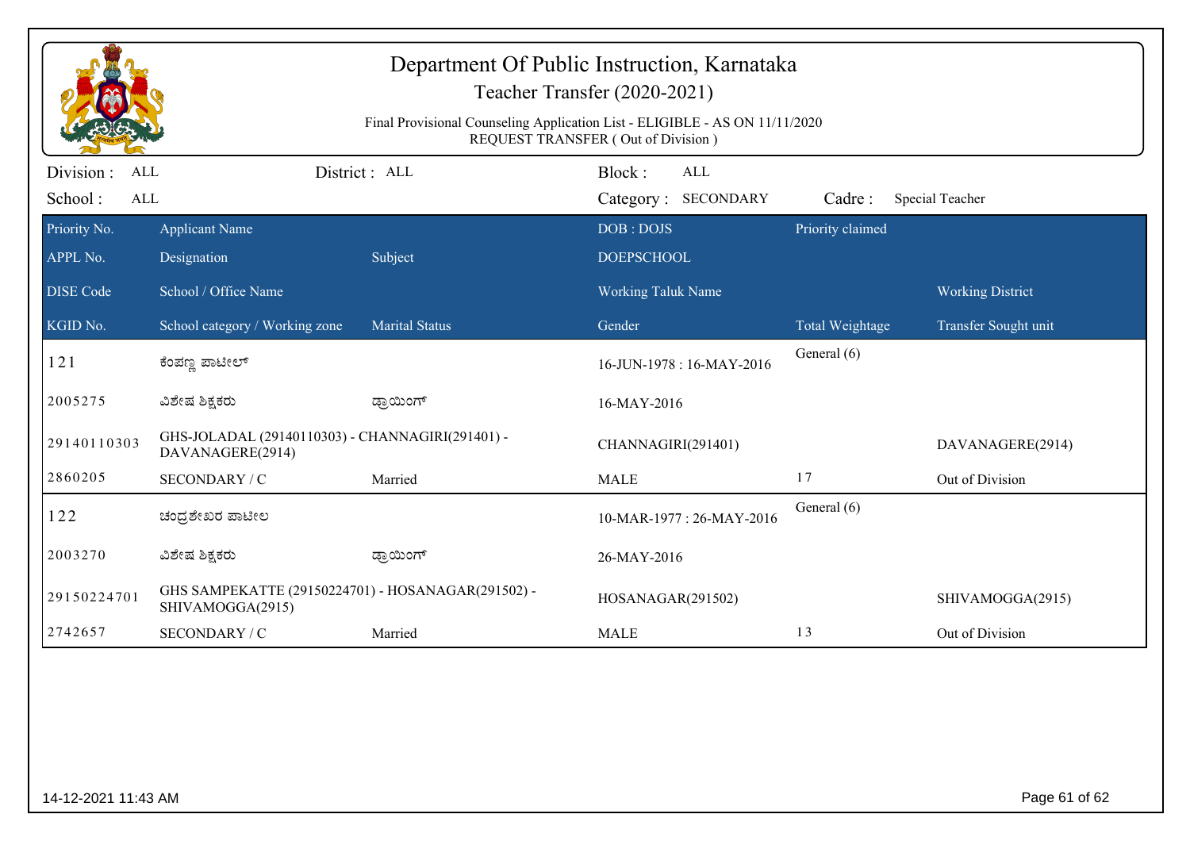# Department Of Public Instruction, Karnataka

## Teacher Transfer (2020-2021)

Final Provisional Counseling Application List - ELIGIBLE - AS ON 11/11/2020
REQUEST TRANSFER ( Out of Division )

Division : ALL | District : ALL | Block : ALL
School : ALL | Category : SECONDARY | Cadre : Special Teacher

| Priority No. | Applicant Name | | DOB : DOJS | Priority claimed | |
|---|---|---|---|---|---|
| APPL No. | Designation | Subject | DOEPSCHOOL | | |
| DISE Code | School / Office Name | | Working Taluk Name | | Working District |
| KGID No. | School category / Working zone | Marital Status | Gender | Total Weightage | Transfer Sought unit |
| 121 | ಕೆಂಪಣ್ಣ ಪಾಟೀಲ್ | | 16-JUN-1978 : 16-MAY-2016 | General (6) | |
| 2005275 | ವಿಶೇಷ ಶಿಕ್ಷಕರು | ಡ್ರಾಯಿಂಗ್ | 16-MAY-2016 | | |
| 29140110303 | GHS-JOLADAL (29140110303) - CHANNAGIRI(291401) - DAVANAGERE(2914) | | CHANNAGIRI(291401) | | DAVANAGERE(2914) |
| 2860205 | SECONDARY / C | Married | MALE | 17 | Out of Division |
| 122 | ಚಂದ್ರಶೇಖರ ಪಾಟೀಲ | | 10-MAR-1977 : 26-MAY-2016 | General (6) | |
| 2003270 | ವಿಶೇಷ ಶಿಕ್ಷಕರು | ಡ್ರಾಯಿಂಗ್ | 26-MAY-2016 | | |
| 29150224701 | GHS SAMPEKATTE (29150224701) - HOSANAGAR(291502) - SHIVAMOGGA(2915) | | HOSANAGAR(291502) | | SHIVAMOGGA(2915) |
| 2742657 | SECONDARY / C | Married | MALE | 13 | Out of Division |

14-12-2021 11:43 AM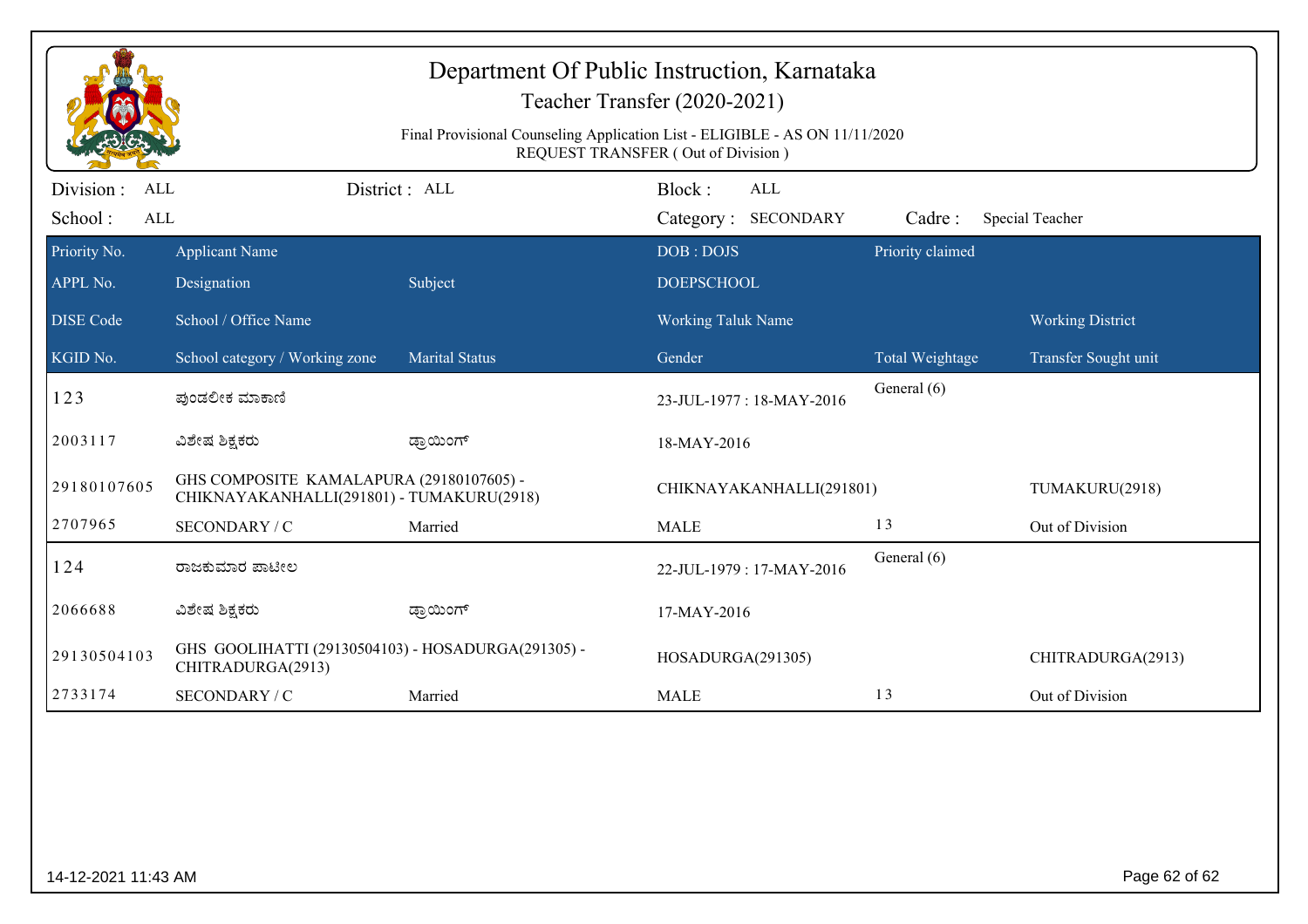# Department Of Public Instruction, Karnataka

## Teacher Transfer (2020-2021)

Final Provisional Counseling Application List - ELIGIBLE - AS ON 11/11/2020

REQUEST TRANSFER ( Out of Division )

Division : ALL | District : ALL | Block : ALL

School : ALL | Category : SECONDARY | Cadre : Special Teacher

| Priority No. / APPL No. / DISE Code / KGID No. | Applicant Name / Designation / School / Office Name / School category / Working zone | Subject / Marital Status | DOB : DOJS / DOEPSCHOOL / Working Taluk Name / Gender | Priority claimed / Total Weightage | Working District / Transfer Sought unit |
|---|---|---|---|---|---|
| 123 | ಪುಂಡಲೀಕ ಮಾಕಾಣಿ | | 23-JUL-1977 : 18-MAY-2016 | General (6) | |
| 2003117 | ವಿಶೇಷ ಶಿಕ್ಷಕರು | ಡ್ರಾಯಿಂಗ್ | 18-MAY-2016 | | |
| 29180107605 | GHS COMPOSITE KAMALAPURA (29180107605) - CHIKNAYAKANHALLI(291801) - TUMAKURU(2918) | | CHIKNAYAKANHALLI(291801) | | TUMAKURU(2918) |
| 2707965 | SECONDARY / C | Married | MALE | 13 | Out of Division |
| 124 | ರಾಜಕುಮಾರ ಪಾಟೀಲ | | 22-JUL-1979 : 17-MAY-2016 | General (6) | |
| 2066688 | ವಿಶೇಷ ಶಿಕ್ಷಕರು | ಡ್ರಾಯಿಂಗ್ | 17-MAY-2016 | | |
| 29130504103 | GHS GOOLIHATTI (29130504103) - HOSADURGA(291305) - CHITRADURGA(2913) | | HOSADURGA(291305) | | CHITRADURGA(2913) |
| 2733174 | SECONDARY / C | Married | MALE | 13 | Out of Division |

14-12-2021 11:43 AM